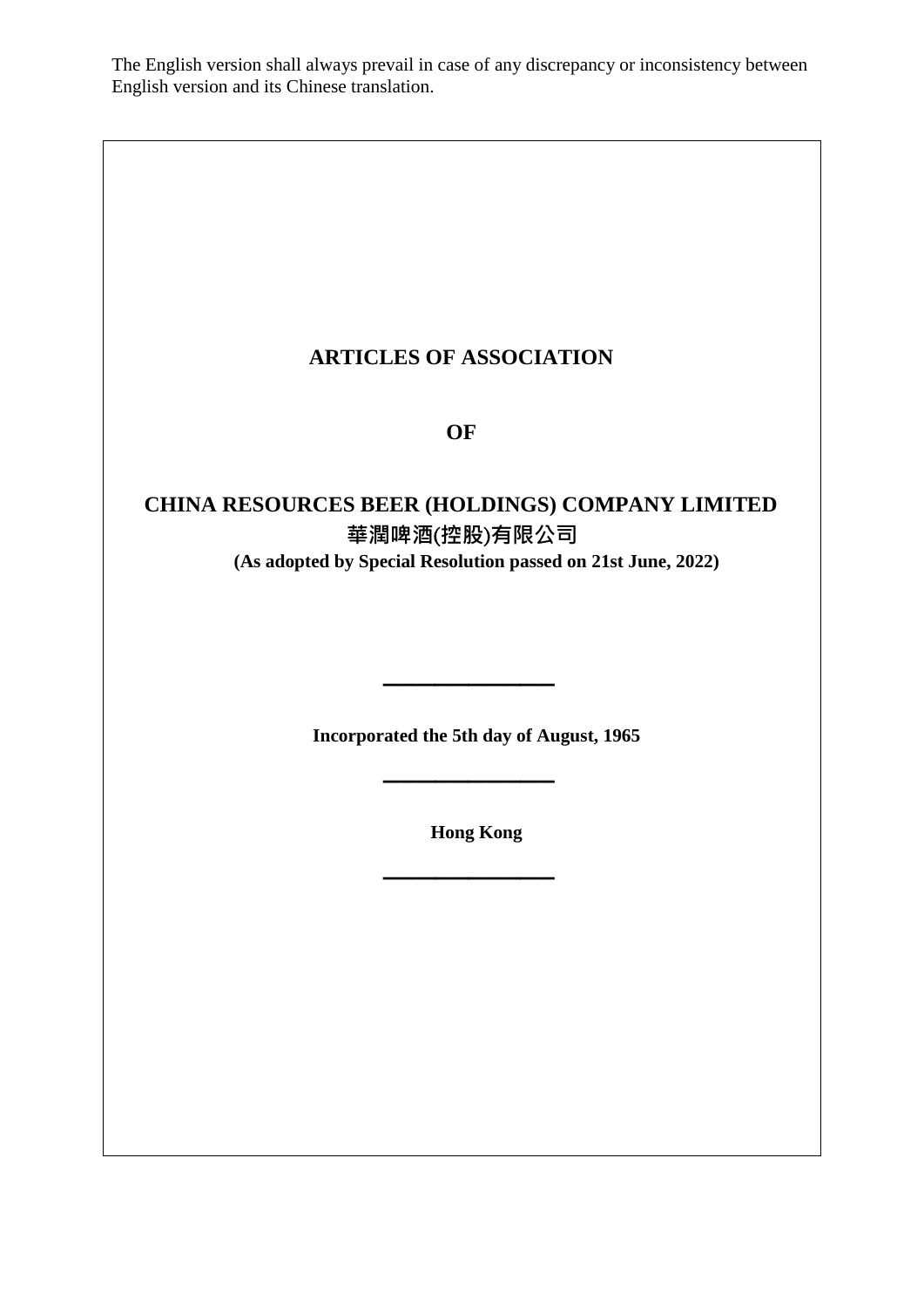The English version shall always prevail in case of any discrepancy or inconsistency between English version and its Chinese translation.

# ARTICLES OF ASSOCIATION

# OF

# CHINA RESOURCES BEER (HOLDINGS) COMPANY LIMITED

# 華潤啤酒(控股)有限公司

**(As adopted by Special Resolution passed on 21st June, 2022)**

---

**Incorporated the 5th day of August, 1965**

---

**Hong Kong**

---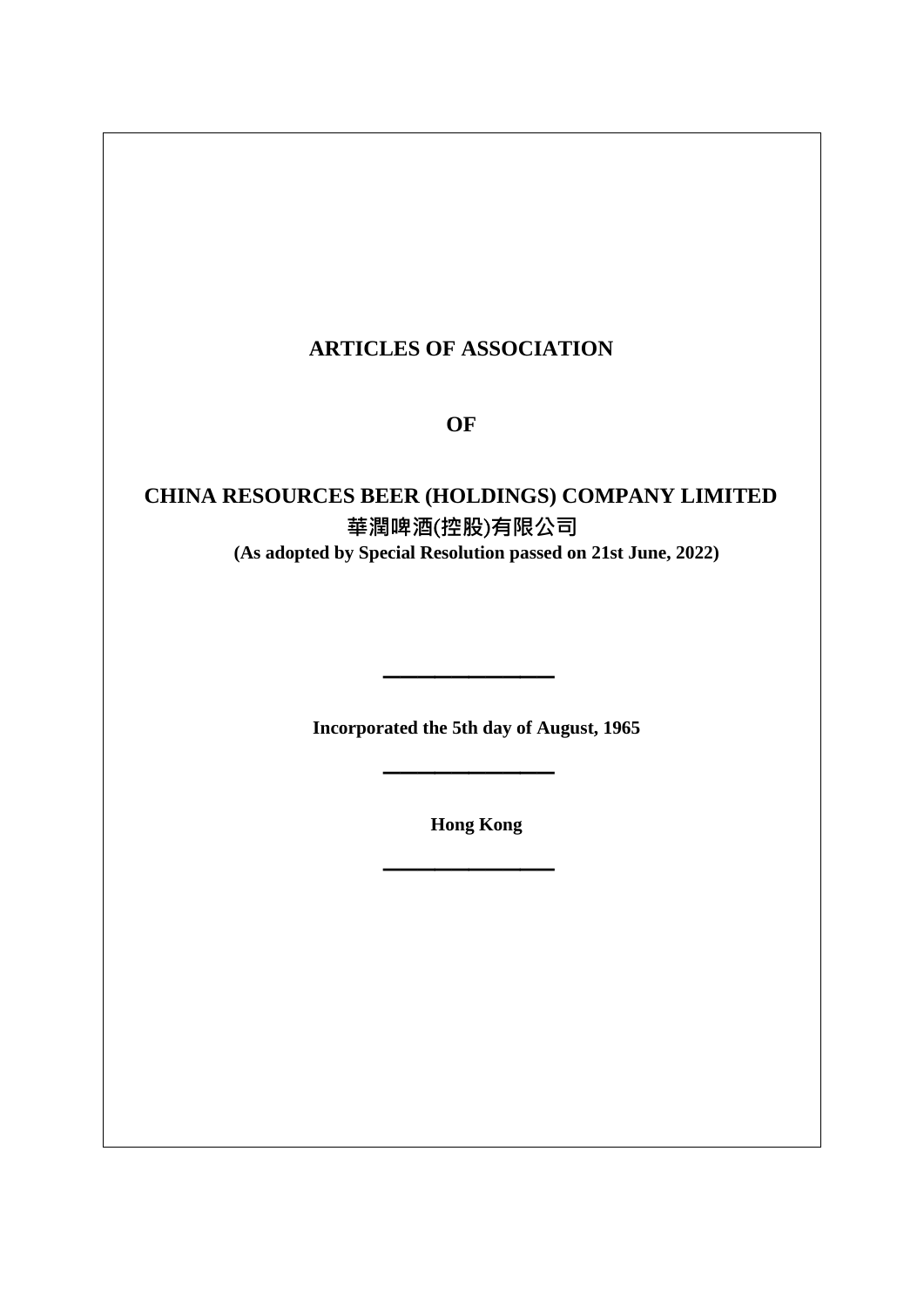# ARTICLES OF ASSOCIATION

**OF**

# CHINA RESOURCES BEER (HOLDINGS) COMPANY LIMITED

**華潤啤酒(控股)有限公司**

**(As adopted by Special Resolution passed on 21st June, 2022)**

---

**Incorporated the 5th day of August, 1965**

---

**Hong Kong**

---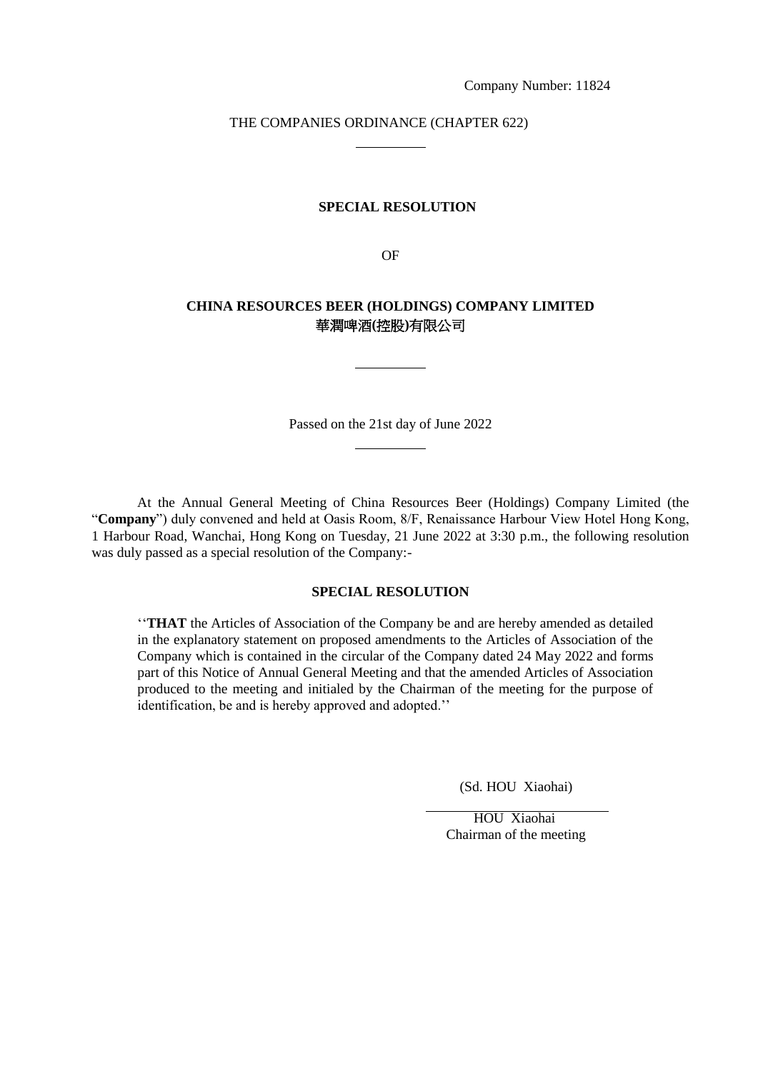Company Number: 11824

THE COMPANIES ORDINANCE (CHAPTER 622)

---

**SPECIAL RESOLUTION**

OF

**CHINA RESOURCES BEER (HOLDINGS) COMPANY LIMITED**
**華潤啤酒(控股)有限公司**

---

Passed on the 21st day of June 2022

---

At the Annual General Meeting of China Resources Beer (Holdings) Company Limited (the "**Company**") duly convened and held at Oasis Room, 8/F, Renaissance Harbour View Hotel Hong Kong, 1 Harbour Road, Wanchai, Hong Kong on Tuesday, 21 June 2022 at 3:30 p.m., the following resolution was duly passed as a special resolution of the Company:-

**SPECIAL RESOLUTION**

> ''**THAT** the Articles of Association of the Company be and are hereby amended as detailed in the explanatory statement on proposed amendments to the Articles of Association of the Company which is contained in the circular of the Company dated 24 May 2022 and forms part of this Notice of Annual General Meeting and that the amended Articles of Association produced to the meeting and initialed by the Chairman of the meeting for the purpose of identification, be and is hereby approved and adopted.''

(Sd. HOU Xiaohai)

HOU Xiaohai
Chairman of the meeting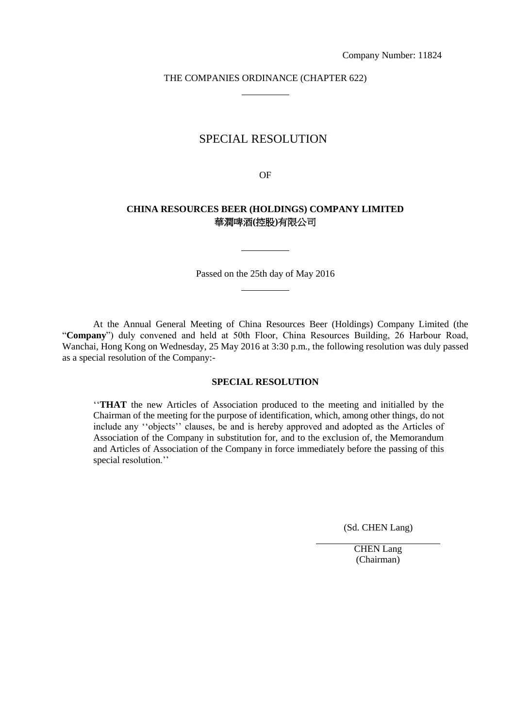Company Number: 11824

THE COMPANIES ORDINANCE (CHAPTER 622)

# SPECIAL RESOLUTION

OF

**CHINA RESOURCES BEER (HOLDINGS) COMPANY LIMITED**
**華潤啤酒(控股)有限公司**

Passed on the 25th day of May 2016

At the Annual General Meeting of China Resources Beer (Holdings) Company Limited (the "**Company**") duly convened and held at 50th Floor, China Resources Building, 26 Harbour Road, Wanchai, Hong Kong on Wednesday, 25 May 2016 at 3:30 p.m., the following resolution was duly passed as a special resolution of the Company:-

## SPECIAL RESOLUTION

> ''**THAT** the new Articles of Association produced to the meeting and initialled by the Chairman of the meeting for the purpose of identification, which, among other things, do not include any ''objects'' clauses, be and is hereby approved and adopted as the Articles of Association of the Company in substitution for, and to the exclusion of, the Memorandum and Articles of Association of the Company in force immediately before the passing of this special resolution.''

(Sd. CHEN Lang)

CHEN Lang
(Chairman)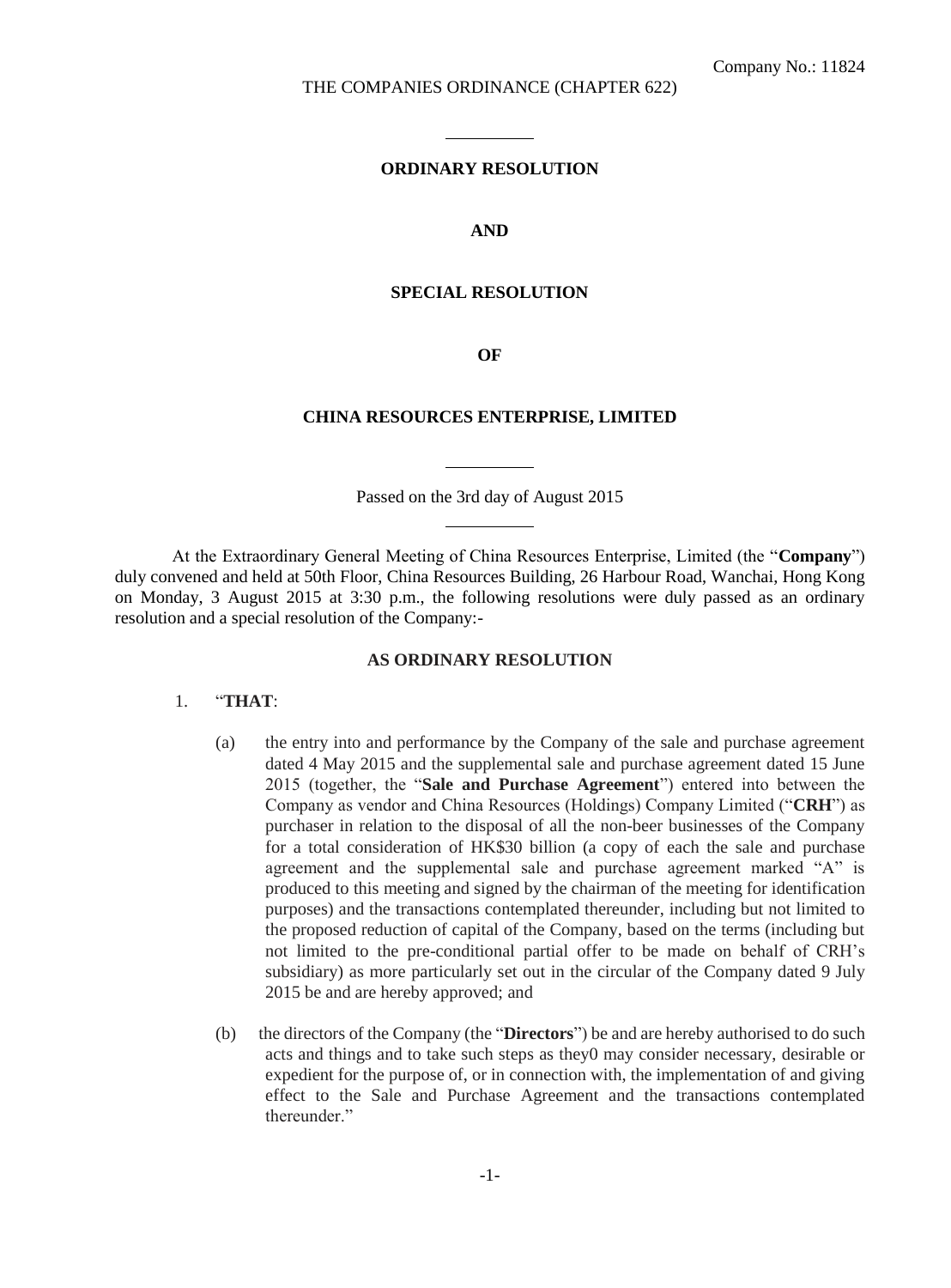Company No.: 11824

THE COMPANIES ORDINANCE (CHAPTER 622)

---

**ORDINARY RESOLUTION**

**AND**

**SPECIAL RESOLUTION**

**OF**

**CHINA RESOURCES ENTERPRISE, LIMITED**

---

Passed on the 3rd day of August 2015

---

At the Extraordinary General Meeting of China Resources Enterprise, Limited (the "**Company**") duly convened and held at 50th Floor, China Resources Building, 26 Harbour Road, Wanchai, Hong Kong on Monday, 3 August 2015 at 3:30 p.m., the following resolutions were duly passed as an ordinary resolution and a special resolution of the Company:-

**AS ORDINARY RESOLUTION**

1. "**THAT**:

   (a) the entry into and performance by the Company of the sale and purchase agreement dated 4 May 2015 and the supplemental sale and purchase agreement dated 15 June 2015 (together, the "**Sale and Purchase Agreement**") entered into between the Company as vendor and China Resources (Holdings) Company Limited ("**CRH**") as purchaser in relation to the disposal of all the non-beer businesses of the Company for a total consideration of HK$30 billion (a copy of each the sale and purchase agreement and the supplemental sale and purchase agreement marked "A" is produced to this meeting and signed by the chairman of the meeting for identification purposes) and the transactions contemplated thereunder, including but not limited to the proposed reduction of capital of the Company, based on the terms (including but not limited to the pre-conditional partial offer to be made on behalf of CRH's subsidiary) as more particularly set out in the circular of the Company dated 9 July 2015 be and are hereby approved; and

   (b) the directors of the Company (the "**Directors**") be and are hereby authorised to do such acts and things and to take such steps as they0 may consider necessary, desirable or expedient for the purpose of, or in connection with, the implementation of and giving effect to the Sale and Purchase Agreement and the transactions contemplated thereunder."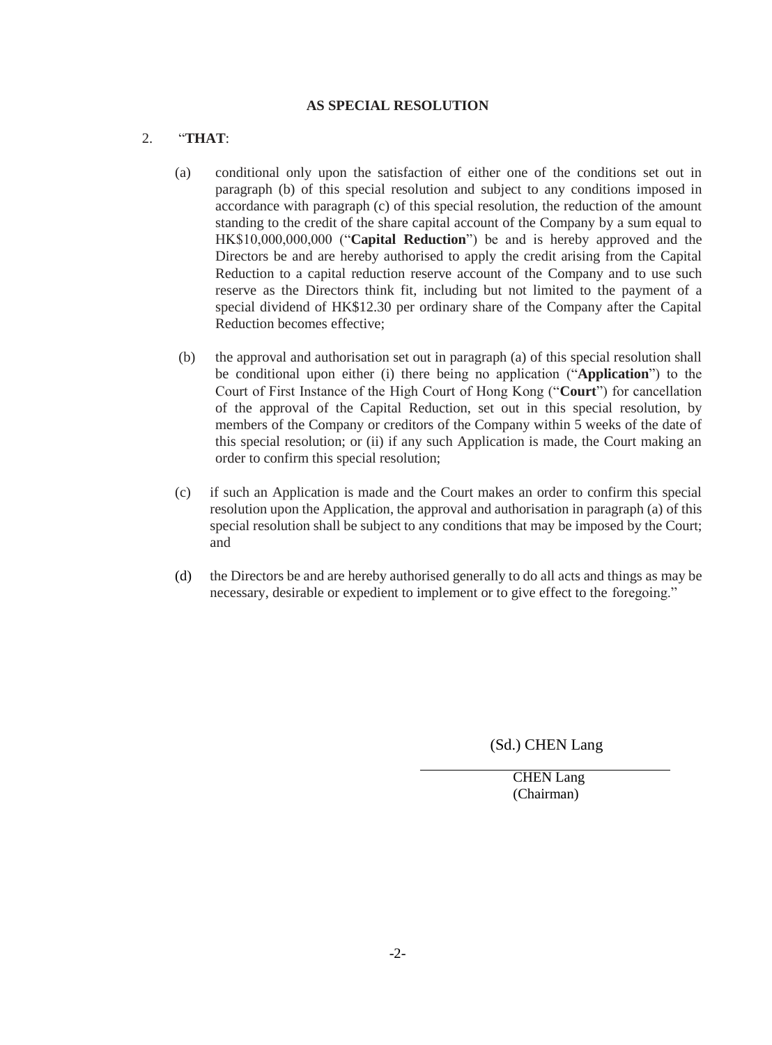**AS SPECIAL RESOLUTION**

2. "**THAT**:

(a) conditional only upon the satisfaction of either one of the conditions set out in paragraph (b) of this special resolution and subject to any conditions imposed in accordance with paragraph (c) of this special resolution, the reduction of the amount standing to the credit of the share capital account of the Company by a sum equal to HK$10,000,000,000 ("**Capital Reduction**") be and is hereby approved and the Directors be and are hereby authorised to apply the credit arising from the Capital Reduction to a capital reduction reserve account of the Company and to use such reserve as the Directors think fit, including but not limited to the payment of a special dividend of HK$12.30 per ordinary share of the Company after the Capital Reduction becomes effective;

(b) the approval and authorisation set out in paragraph (a) of this special resolution shall be conditional upon either (i) there being no application ("**Application**") to the Court of First Instance of the High Court of Hong Kong ("**Court**") for cancellation of the approval of the Capital Reduction, set out in this special resolution, by members of the Company or creditors of the Company within 5 weeks of the date of this special resolution; or (ii) if any such Application is made, the Court making an order to confirm this special resolution;

(c) if such an Application is made and the Court makes an order to confirm this special resolution upon the Application, the approval and authorisation in paragraph (a) of this special resolution shall be subject to any conditions that may be imposed by the Court; and

(d) the Directors be and are hereby authorised generally to do all acts and things as may be necessary, desirable or expedient to implement or to give effect to the foregoing."

(Sd.) CHEN Lang

CHEN Lang
(Chairman)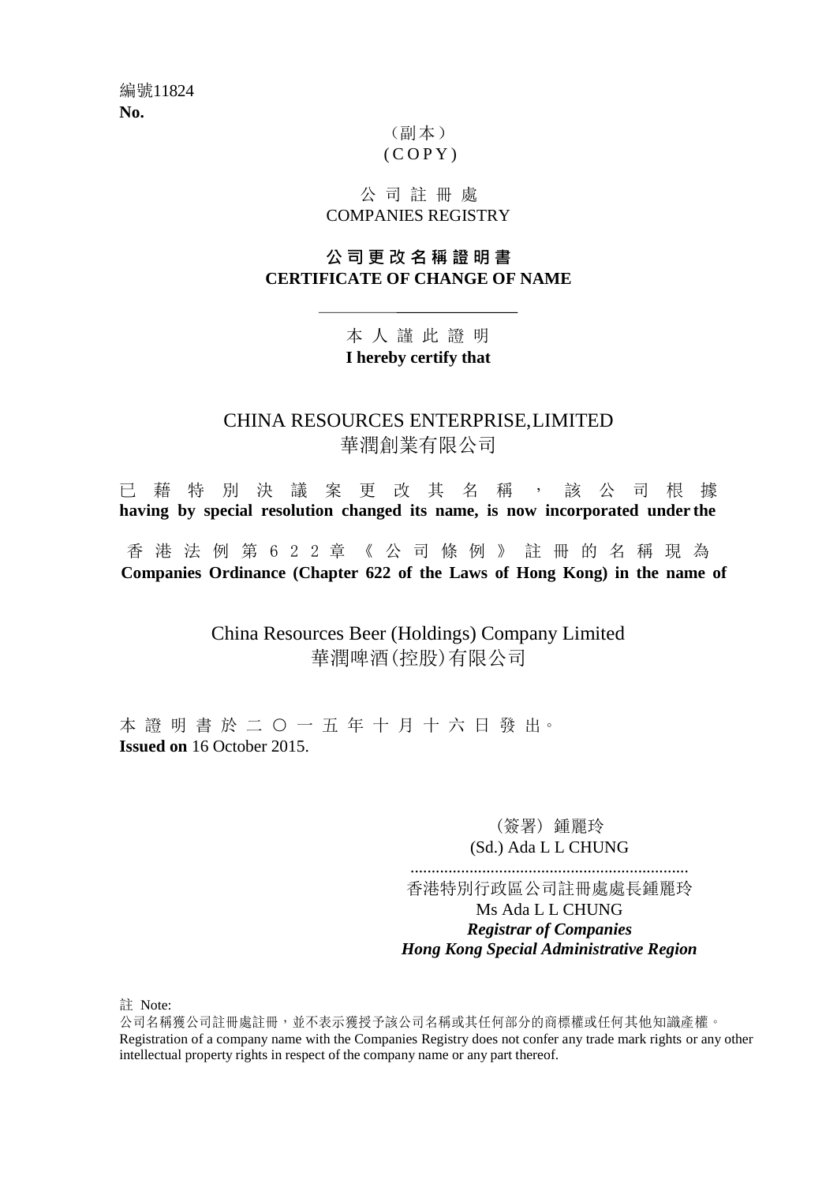編號11824
**No.**

（副本）
( C O P Y )

公 司 註 冊 處
COMPANIES REGISTRY

**公 司 更 改 名 稱 證 明 書**
**CERTIFICATE OF CHANGE OF NAME**

---

本 人 謹 此 證 明
**I hereby certify that**

CHINA RESOURCES ENTERPRISE,LIMITED
華潤創業有限公司

已 藉 特 別 決 議 案 更 改 其 名 稱 ， 該 公 司 根 據
**having by special resolution changed its name, is now incorporated under the**

香 港 法 例 第 6 2 2 章 《 公 司 條 例 》 註 冊 的 名 稱 現 為
**Companies Ordinance (Chapter 622 of the Laws of Hong Kong) in the name of**

China Resources Beer (Holdings) Company Limited
華潤啤酒(控股)有限公司

本 證 明 書 於 二 〇 一 五 年 十 月 十 六 日 發 出。
**Issued on** 16 October 2015.

（簽署）鍾麗玲
(Sd.) Ada L L CHUNG

..................................................................
香港特別行政區公司註冊處處長鍾麗玲
Ms Ada L L CHUNG
***Registrar of Companies***
***Hong Kong Special Administrative Region***

註 Note:
公司名稱獲公司註冊處註冊，並不表示獲授予該公司名稱或其任何部分的商標權或任何其他知識產權。
Registration of a company name with the Companies Registry does not confer any trade mark rights or any other intellectual property rights in respect of the company name or any part thereof.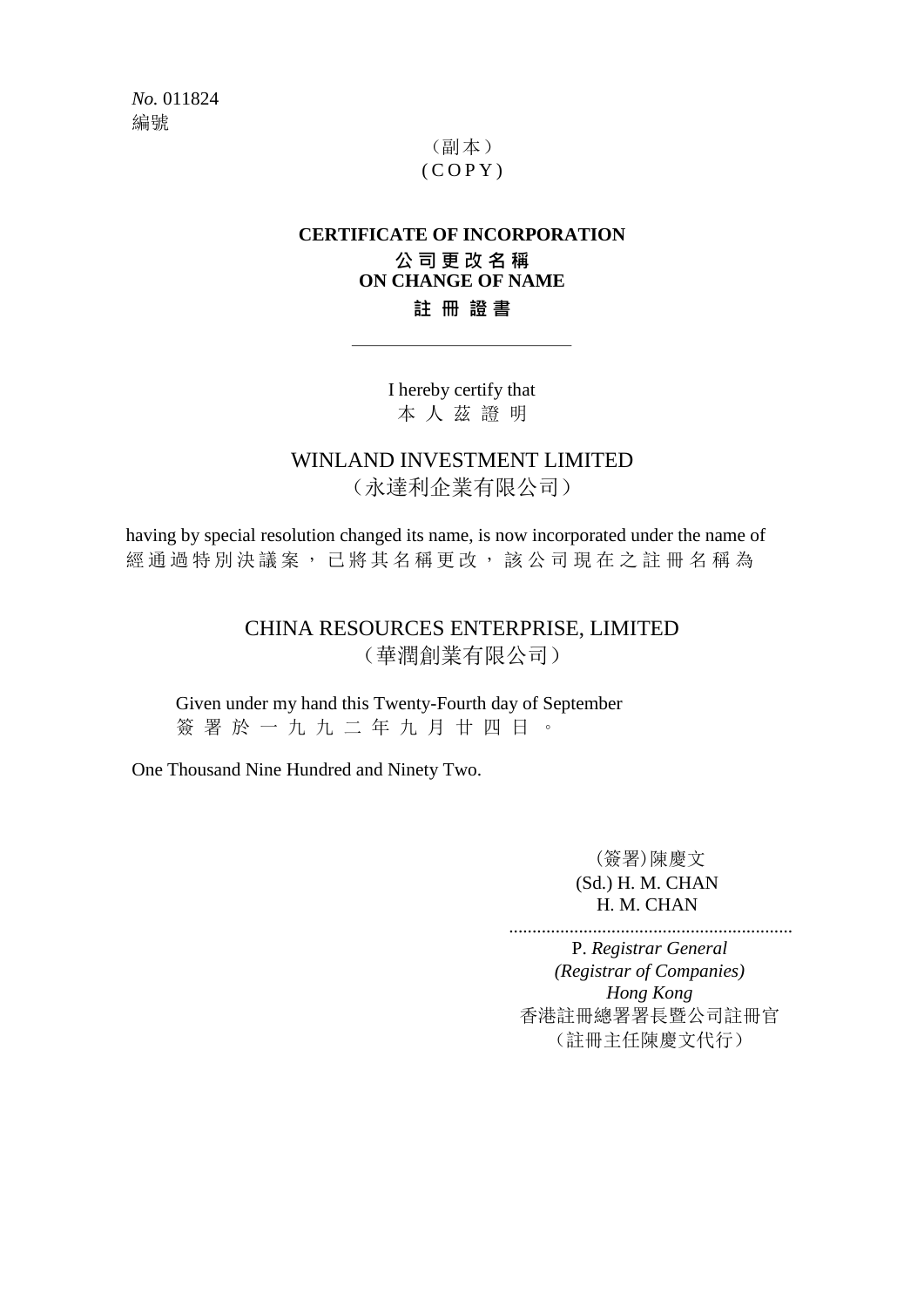*No.* 011824
編號

（副本）
(COPY)

**CERTIFICATE OF INCORPORATION**
**公司更改名稱**
**ON CHANGE OF NAME**
**註冊證書**

---

I hereby certify that
本人茲證明

WINLAND INVESTMENT LIMITED
（永達利企業有限公司）

having by special resolution changed its name, is now incorporated under the name of
經通過特別決議案，已將其名稱更改，該公司現在之註冊名稱為

CHINA RESOURCES ENTERPRISE, LIMITED
（華潤創業有限公司）

Given under my hand this Twenty-Fourth day of September
簽署於一九九二年九月廿四日。

One Thousand Nine Hundred and Ninety Two.

（簽署）陳慶文
(Sd.) H. M. CHAN
H. M. CHAN

P. *Registrar General*
*(Registrar of Companies)*
*Hong Kong*
香港註冊總署署長暨公司註冊官
（註冊主任陳慶文代行）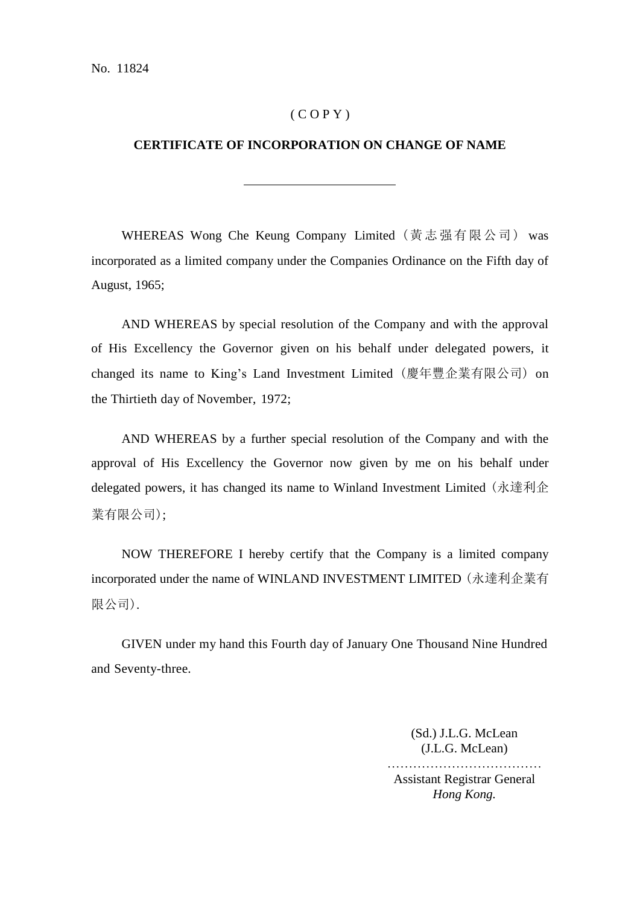No. 11824

( C O P Y )

**CERTIFICATE OF INCORPORATION ON CHANGE OF NAME**

---

WHEREAS Wong Che Keung Company Limited（黃志强有限公司） was incorporated as a limited company under the Companies Ordinance on the Fifth day of August, 1965;

AND WHEREAS by special resolution of the Company and with the approval of His Excellency the Governor given on his behalf under delegated powers, it changed its name to King's Land Investment Limited（慶年豐企業有限公司）on the Thirtieth day of November, 1972;

AND WHEREAS by a further special resolution of the Company and with the approval of His Excellency the Governor now given by me on his behalf under delegated powers, it has changed its name to Winland Investment Limited（永達利企業有限公司）;

NOW THEREFORE I hereby certify that the Company is a limited company incorporated under the name of WINLAND INVESTMENT LIMITED（永達利企業有限公司）.

GIVEN under my hand this Fourth day of January One Thousand Nine Hundred and Seventy-three.

(Sd.) J.L.G. McLean
(J.L.G. McLean)
………………………………
Assistant Registrar General
*Hong Kong.*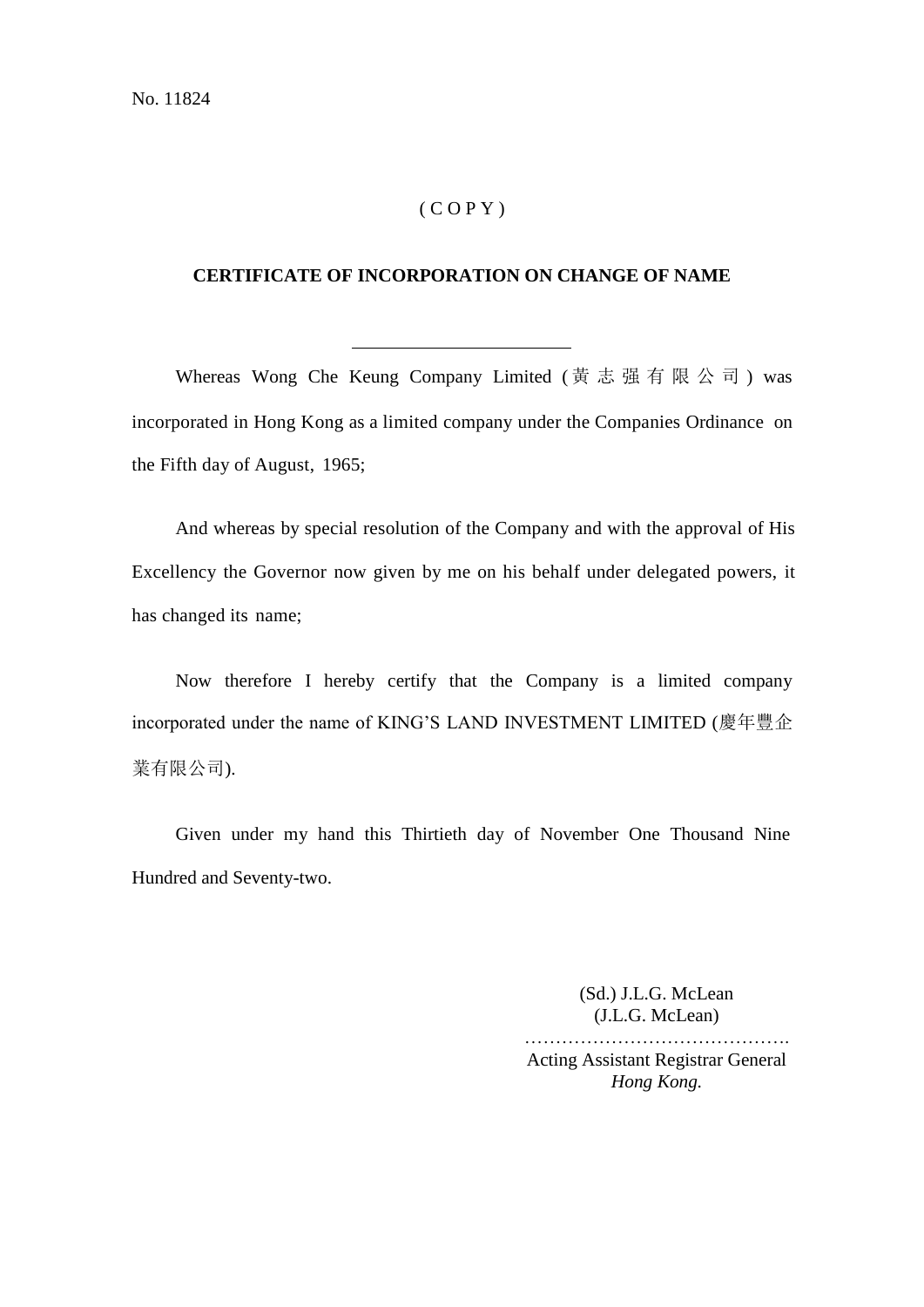No. 11824

( C O P Y )

**CERTIFICATE OF INCORPORATION ON CHANGE OF NAME**

---

Whereas Wong Che Keung Company Limited (黄志强有限公司) was incorporated in Hong Kong as a limited company under the Companies Ordinance on the Fifth day of August, 1965;

And whereas by special resolution of the Company and with the approval of His Excellency the Governor now given by me on his behalf under delegated powers, it has changed its name;

Now therefore I hereby certify that the Company is a limited company incorporated under the name of KING'S LAND INVESTMENT LIMITED (慶年豐企業有限公司).

Given under my hand this Thirtieth day of November One Thousand Nine Hundred and Seventy-two.

(Sd.) J.L.G. McLean
(J.L.G. McLean)
…………………………………….
Acting Assistant Registrar General
*Hong Kong.*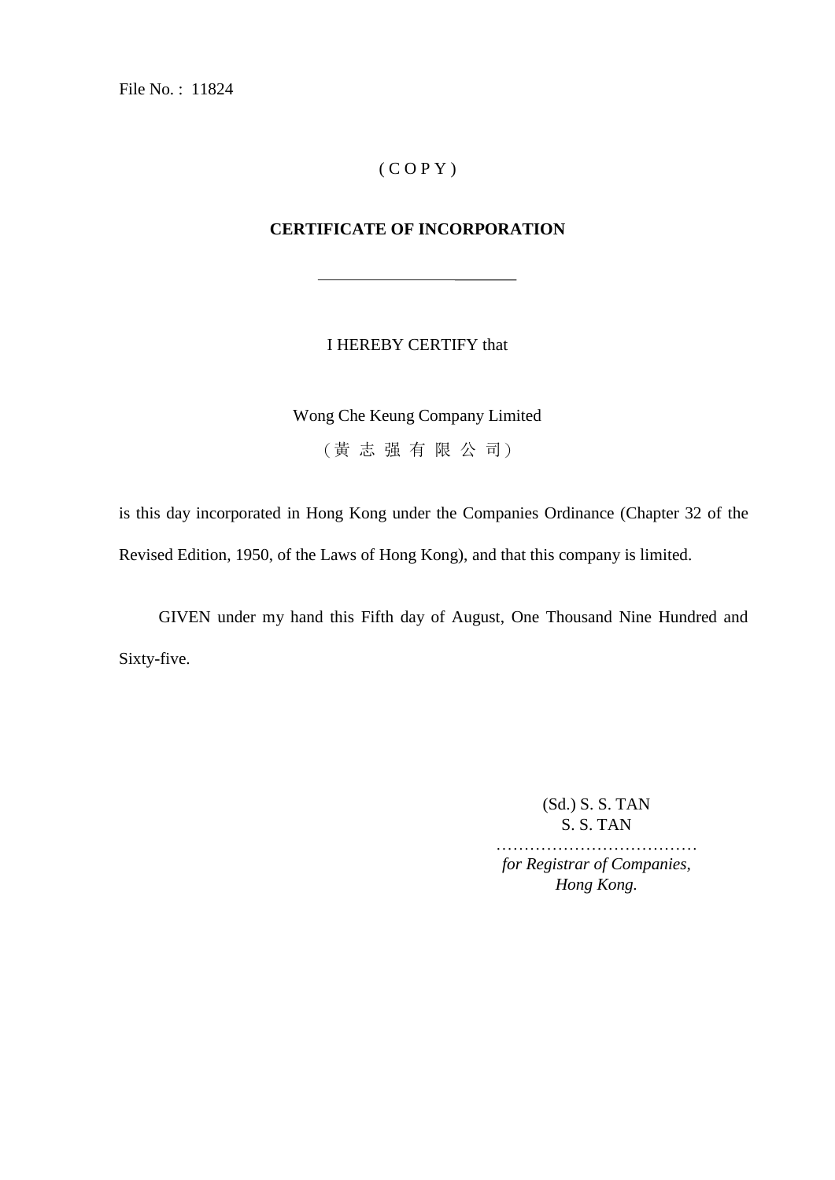File No. : 11824

( C O P Y )

**CERTIFICATE OF INCORPORATION**

---

I HEREBY CERTIFY that

Wong Che Keung Company Limited

（黄 志 强 有 限 公 司）

is this day incorporated in Hong Kong under the Companies Ordinance (Chapter 32 of the Revised Edition, 1950, of the Laws of Hong Kong), and that this company is limited.

GIVEN under my hand this Fifth day of August, One Thousand Nine Hundred and Sixty-five.

(Sd.) S. S. TAN
S. S. TAN
………………………………
*for Registrar of Companies,*
*Hong Kong.*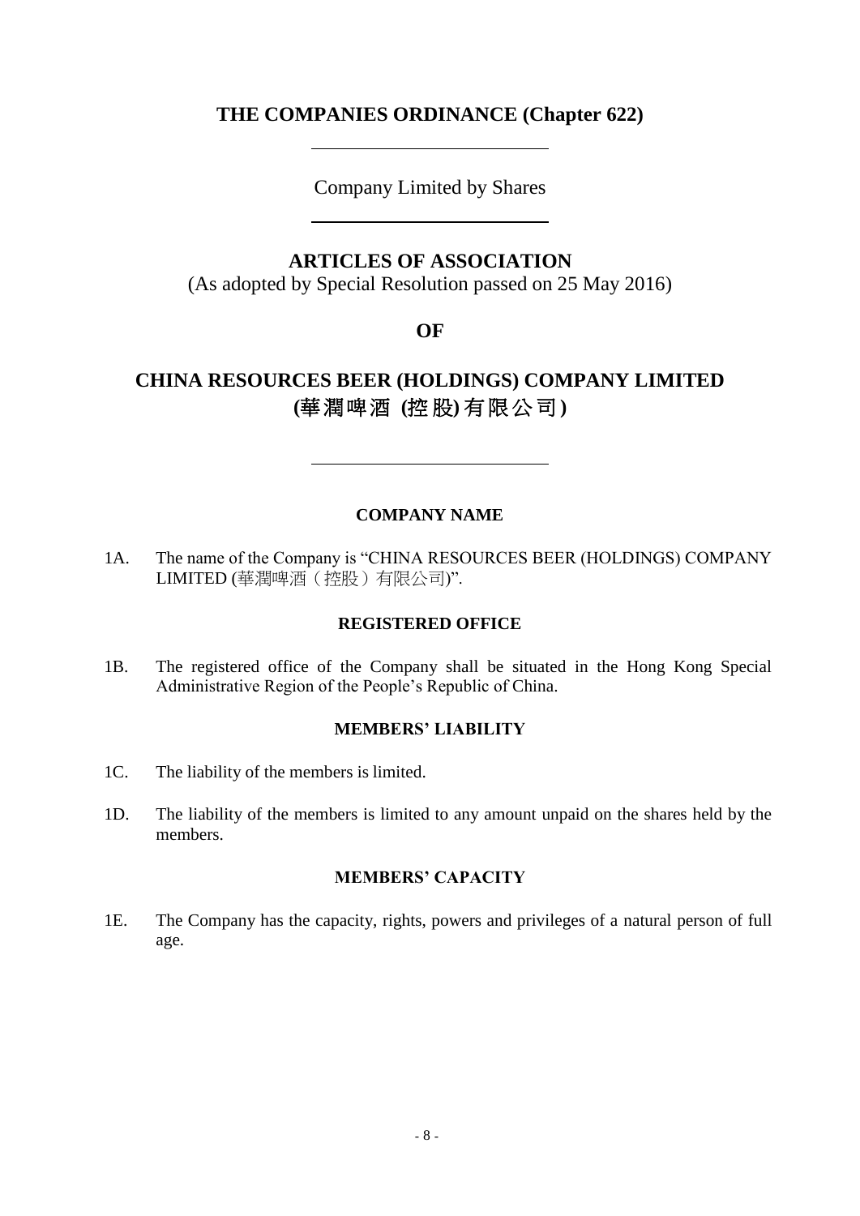# THE COMPANIES ORDINANCE (Chapter 622)

Company Limited by Shares

## ARTICLES OF ASSOCIATION

(As adopted by Special Resolution passed on 25 May 2016)

## OF

## CHINA RESOURCES BEER (HOLDINGS) COMPANY LIMITED (華潤啤酒 (控股) 有限公司)

### COMPANY NAME

1A. The name of the Company is "CHINA RESOURCES BEER (HOLDINGS) COMPANY LIMITED (華潤啤酒（控股）有限公司)".

### REGISTERED OFFICE

1B. The registered office of the Company shall be situated in the Hong Kong Special Administrative Region of the People's Republic of China.

### MEMBERS' LIABILITY

1C. The liability of the members is limited.

1D. The liability of the members is limited to any amount unpaid on the shares held by the members.

### MEMBERS' CAPACITY

1E. The Company has the capacity, rights, powers and privileges of a natural person of full age.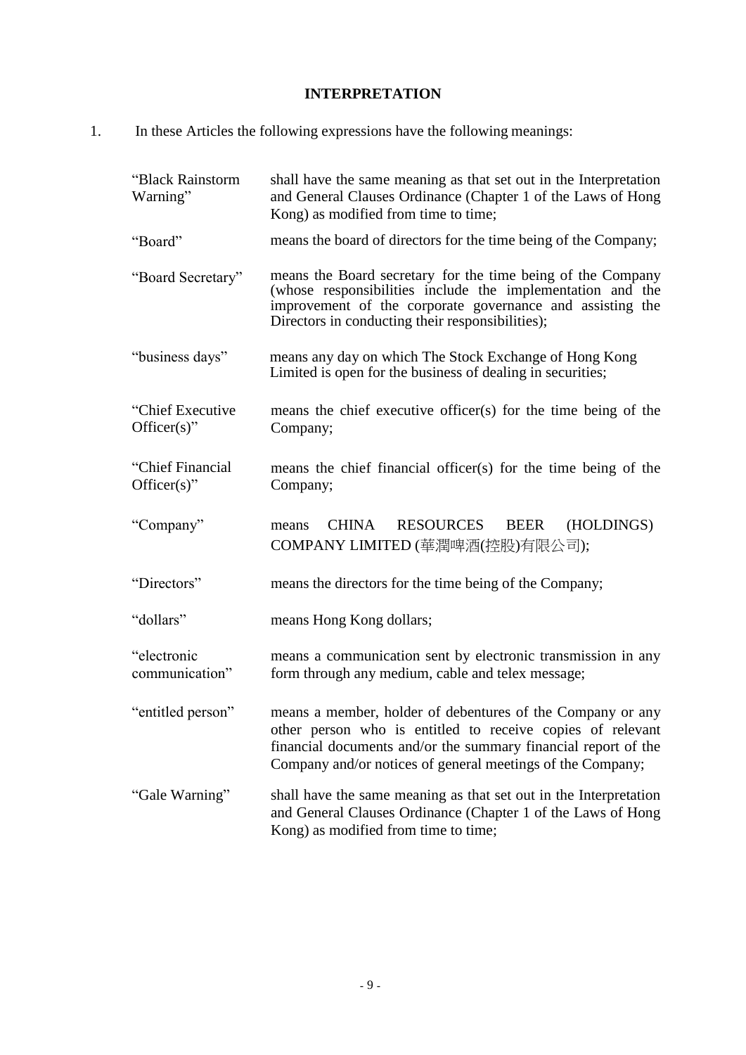## INTERPRETATION

1. In these Articles the following expressions have the following meanings:

| | |
|---|---|
| "Black Rainstorm Warning" | shall have the same meaning as that set out in the Interpretation and General Clauses Ordinance (Chapter 1 of the Laws of Hong Kong) as modified from time to time; |
| "Board" | means the board of directors for the time being of the Company; |
| "Board Secretary" | means the Board secretary for the time being of the Company (whose responsibilities include the implementation and the improvement of the corporate governance and assisting the Directors in conducting their responsibilities); |
| "business days" | means any day on which The Stock Exchange of Hong Kong Limited is open for the business of dealing in securities; |
| "Chief Executive Officer(s)" | means the chief executive officer(s) for the time being of the Company; |
| "Chief Financial Officer(s)" | means the chief financial officer(s) for the time being of the Company; |
| "Company" | means CHINA RESOURCES BEER (HOLDINGS) COMPANY LIMITED (華潤啤酒(控股)有限公司); |
| "Directors" | means the directors for the time being of the Company; |
| "dollars" | means Hong Kong dollars; |
| "electronic communication" | means a communication sent by electronic transmission in any form through any medium, cable and telex message; |
| "entitled person" | means a member, holder of debentures of the Company or any other person who is entitled to receive copies of relevant financial documents and/or the summary financial report of the Company and/or notices of general meetings of the Company; |
| "Gale Warning" | shall have the same meaning as that set out in the Interpretation and General Clauses Ordinance (Chapter 1 of the Laws of Hong Kong) as modified from time to time; |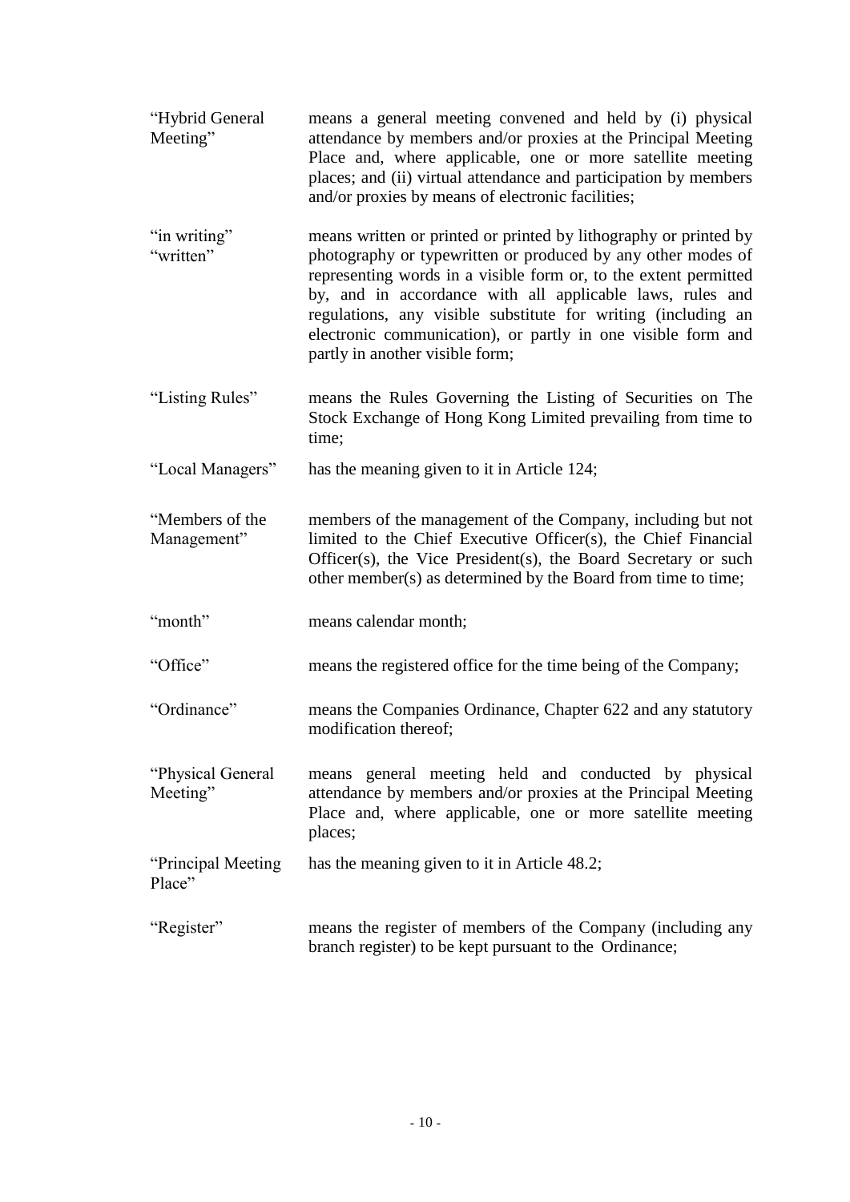| | |
|---|---|
| "Hybrid General Meeting" | means a general meeting convened and held by (i) physical attendance by members and/or proxies at the Principal Meeting Place and, where applicable, one or more satellite meeting places; and (ii) virtual attendance and participation by members and/or proxies by means of electronic facilities; |
| "in writing" "written" | means written or printed or printed by lithography or printed by photography or typewritten or produced by any other modes of representing words in a visible form or, to the extent permitted by, and in accordance with all applicable laws, rules and regulations, any visible substitute for writing (including an electronic communication), or partly in one visible form and partly in another visible form; |
| "Listing Rules" | means the Rules Governing the Listing of Securities on The Stock Exchange of Hong Kong Limited prevailing from time to time; |
| "Local Managers" | has the meaning given to it in Article 124; |
| "Members of the Management" | members of the management of the Company, including but not limited to the Chief Executive Officer(s), the Chief Financial Officer(s), the Vice President(s), the Board Secretary or such other member(s) as determined by the Board from time to time; |
| "month" | means calendar month; |
| "Office" | means the registered office for the time being of the Company; |
| "Ordinance" | means the Companies Ordinance, Chapter 622 and any statutory modification thereof; |
| "Physical General Meeting" | means general meeting held and conducted by physical attendance by members and/or proxies at the Principal Meeting Place and, where applicable, one or more satellite meeting places; |
| "Principal Meeting Place" | has the meaning given to it in Article 48.2; |
| "Register" | means the register of members of the Company (including any branch register) to be kept pursuant to the Ordinance; |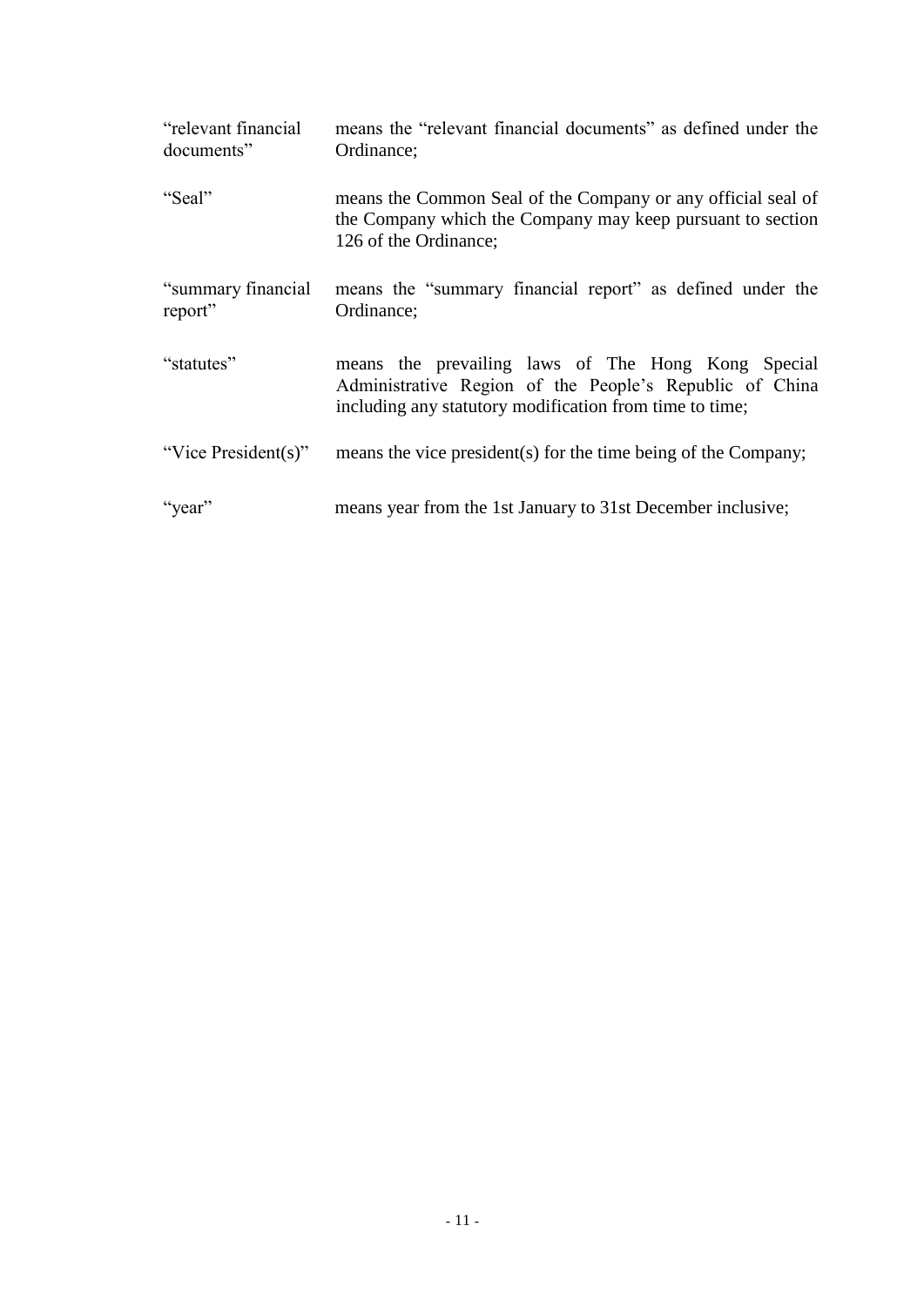| | |
|---|---|
| "relevant financial documents" | means the "relevant financial documents" as defined under the Ordinance; |
| "Seal" | means the Common Seal of the Company or any official seal of the Company which the Company may keep pursuant to section 126 of the Ordinance; |
| "summary financial report" | means the "summary financial report" as defined under the Ordinance; |
| "statutes" | means the prevailing laws of The Hong Kong Special Administrative Region of the People's Republic of China including any statutory modification from time to time; |
| "Vice President(s)" | means the vice president(s) for the time being of the Company; |
| "year" | means year from the 1st January to 31st December inclusive; |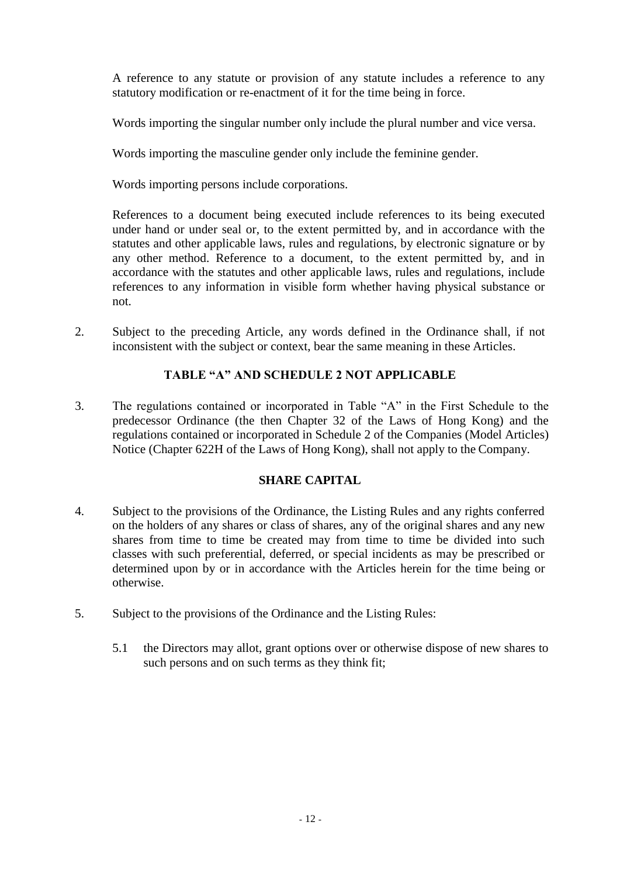A reference to any statute or provision of any statute includes a reference to any statutory modification or re-enactment of it for the time being in force.

Words importing the singular number only include the plural number and vice versa.

Words importing the masculine gender only include the feminine gender.

Words importing persons include corporations.

References to a document being executed include references to its being executed under hand or under seal or, to the extent permitted by, and in accordance with the statutes and other applicable laws, rules and regulations, by electronic signature or by any other method. Reference to a document, to the extent permitted by, and in accordance with the statutes and other applicable laws, rules and regulations, include references to any information in visible form whether having physical substance or not.

2. Subject to the preceding Article, any words defined in the Ordinance shall, if not inconsistent with the subject or context, bear the same meaning in these Articles.

**TABLE "A" AND SCHEDULE 2 NOT APPLICABLE**

3. The regulations contained or incorporated in Table "A" in the First Schedule to the predecessor Ordinance (the then Chapter 32 of the Laws of Hong Kong) and the regulations contained or incorporated in Schedule 2 of the Companies (Model Articles) Notice (Chapter 622H of the Laws of Hong Kong), shall not apply to the Company.

**SHARE CAPITAL**

4. Subject to the provisions of the Ordinance, the Listing Rules and any rights conferred on the holders of any shares or class of shares, any of the original shares and any new shares from time to time be created may from time to time be divided into such classes with such preferential, deferred, or special incidents as may be prescribed or determined upon by or in accordance with the Articles herein for the time being or otherwise.

5. Subject to the provisions of the Ordinance and the Listing Rules:

   5.1 the Directors may allot, grant options over or otherwise dispose of new shares to such persons and on such terms as they think fit;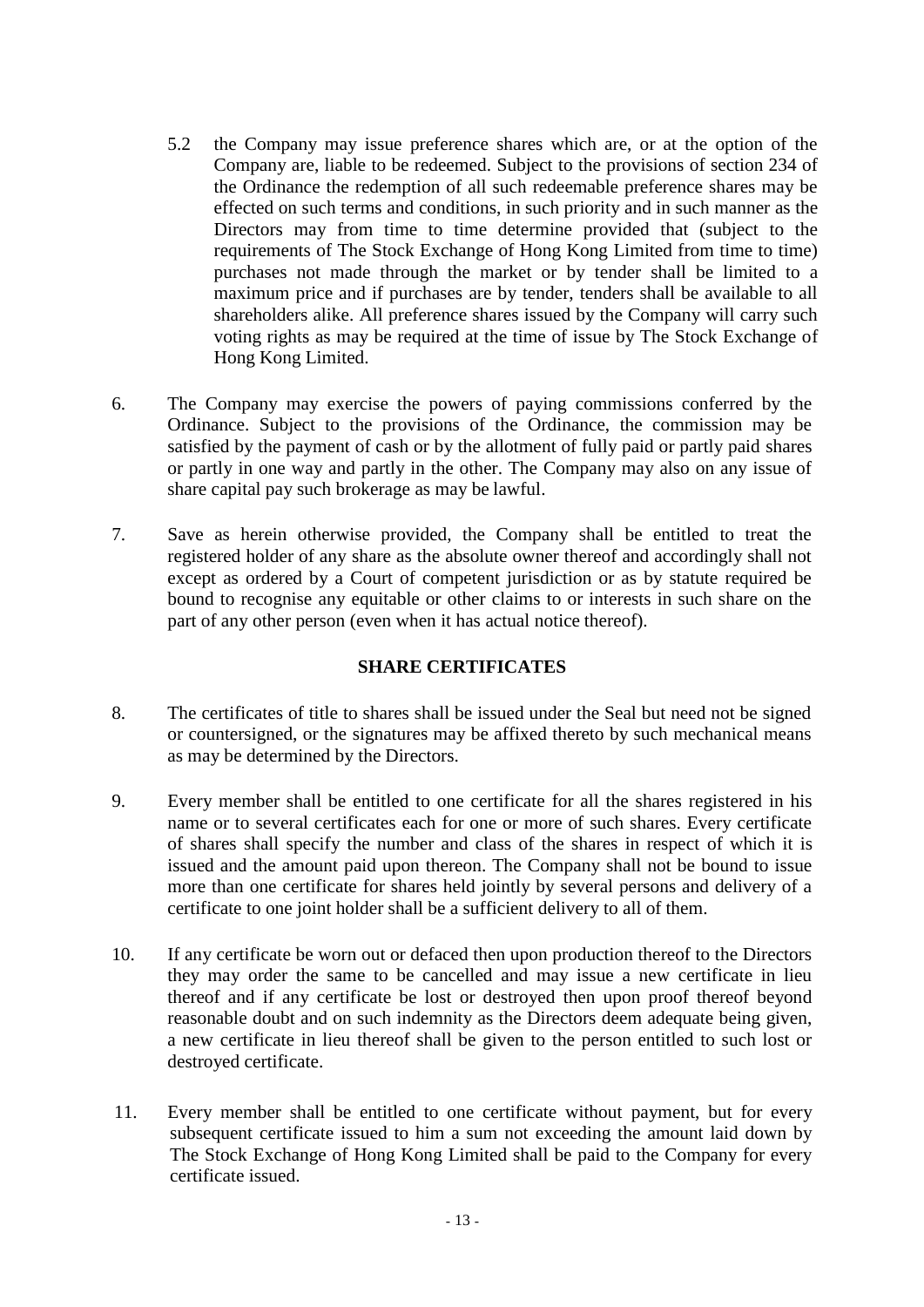5.2 the Company may issue preference shares which are, or at the option of the Company are, liable to be redeemed. Subject to the provisions of section 234 of the Ordinance the redemption of all such redeemable preference shares may be effected on such terms and conditions, in such priority and in such manner as the Directors may from time to time determine provided that (subject to the requirements of The Stock Exchange of Hong Kong Limited from time to time) purchases not made through the market or by tender shall be limited to a maximum price and if purchases are by tender, tenders shall be available to all shareholders alike. All preference shares issued by the Company will carry such voting rights as may be required at the time of issue by The Stock Exchange of Hong Kong Limited.

6. The Company may exercise the powers of paying commissions conferred by the Ordinance. Subject to the provisions of the Ordinance, the commission may be satisfied by the payment of cash or by the allotment of fully paid or partly paid shares or partly in one way and partly in the other. The Company may also on any issue of share capital pay such brokerage as may be lawful.

7. Save as herein otherwise provided, the Company shall be entitled to treat the registered holder of any share as the absolute owner thereof and accordingly shall not except as ordered by a Court of competent jurisdiction or as by statute required be bound to recognise any equitable or other claims to or interests in such share on the part of any other person (even when it has actual notice thereof).

## SHARE CERTIFICATES

8. The certificates of title to shares shall be issued under the Seal but need not be signed or countersigned, or the signatures may be affixed thereto by such mechanical means as may be determined by the Directors.

9. Every member shall be entitled to one certificate for all the shares registered in his name or to several certificates each for one or more of such shares. Every certificate of shares shall specify the number and class of the shares in respect of which it is issued and the amount paid upon thereon. The Company shall not be bound to issue more than one certificate for shares held jointly by several persons and delivery of a certificate to one joint holder shall be a sufficient delivery to all of them.

10. If any certificate be worn out or defaced then upon production thereof to the Directors they may order the same to be cancelled and may issue a new certificate in lieu thereof and if any certificate be lost or destroyed then upon proof thereof beyond reasonable doubt and on such indemnity as the Directors deem adequate being given, a new certificate in lieu thereof shall be given to the person entitled to such lost or destroyed certificate.

11. Every member shall be entitled to one certificate without payment, but for every subsequent certificate issued to him a sum not exceeding the amount laid down by The Stock Exchange of Hong Kong Limited shall be paid to the Company for every certificate issued.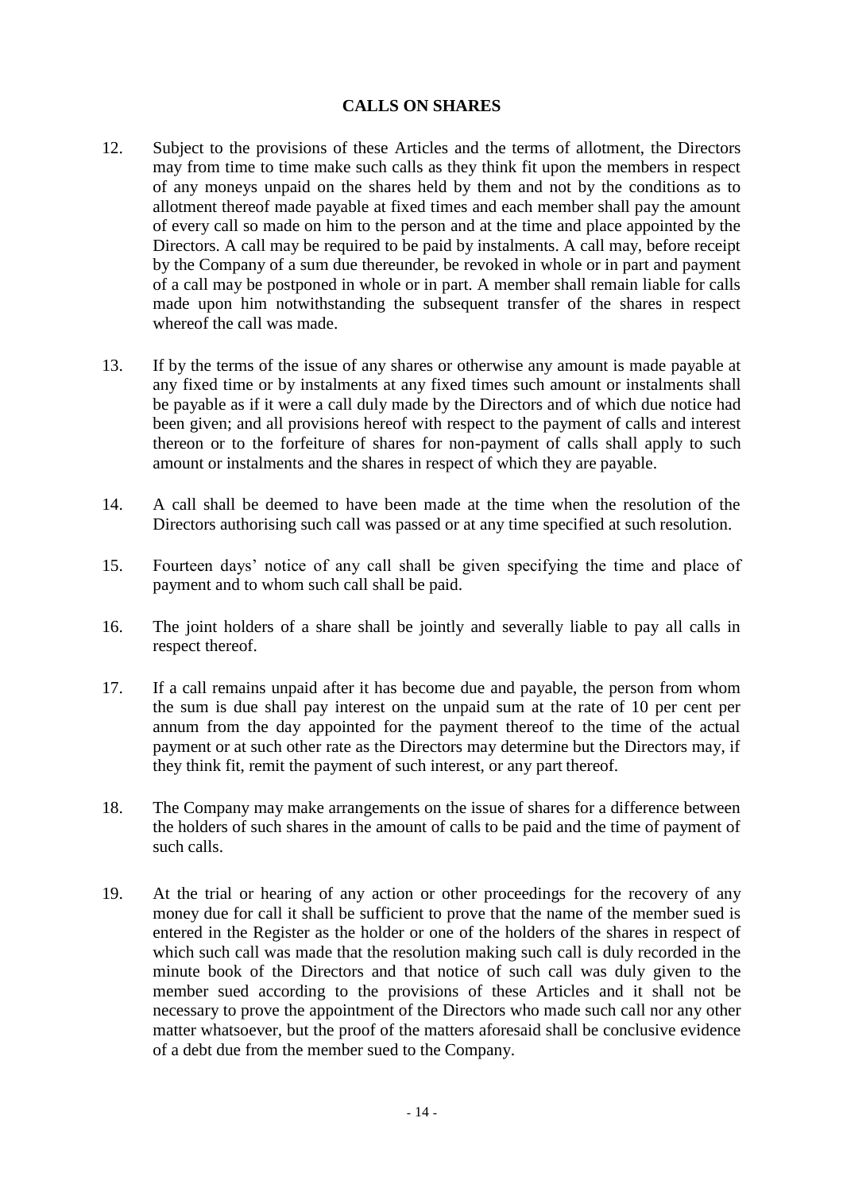## CALLS ON SHARES

12. Subject to the provisions of these Articles and the terms of allotment, the Directors may from time to time make such calls as they think fit upon the members in respect of any moneys unpaid on the shares held by them and not by the conditions as to allotment thereof made payable at fixed times and each member shall pay the amount of every call so made on him to the person and at the time and place appointed by the Directors. A call may be required to be paid by instalments. A call may, before receipt by the Company of a sum due thereunder, be revoked in whole or in part and payment of a call may be postponed in whole or in part. A member shall remain liable for calls made upon him notwithstanding the subsequent transfer of the shares in respect whereof the call was made.

13. If by the terms of the issue of any shares or otherwise any amount is made payable at any fixed time or by instalments at any fixed times such amount or instalments shall be payable as if it were a call duly made by the Directors and of which due notice had been given; and all provisions hereof with respect to the payment of calls and interest thereon or to the forfeiture of shares for non-payment of calls shall apply to such amount or instalments and the shares in respect of which they are payable.

14. A call shall be deemed to have been made at the time when the resolution of the Directors authorising such call was passed or at any time specified at such resolution.

15. Fourteen days' notice of any call shall be given specifying the time and place of payment and to whom such call shall be paid.

16. The joint holders of a share shall be jointly and severally liable to pay all calls in respect thereof.

17. If a call remains unpaid after it has become due and payable, the person from whom the sum is due shall pay interest on the unpaid sum at the rate of 10 per cent per annum from the day appointed for the payment thereof to the time of the actual payment or at such other rate as the Directors may determine but the Directors may, if they think fit, remit the payment of such interest, or any part thereof.

18. The Company may make arrangements on the issue of shares for a difference between the holders of such shares in the amount of calls to be paid and the time of payment of such calls.

19. At the trial or hearing of any action or other proceedings for the recovery of any money due for call it shall be sufficient to prove that the name of the member sued is entered in the Register as the holder or one of the holders of the shares in respect of which such call was made that the resolution making such call is duly recorded in the minute book of the Directors and that notice of such call was duly given to the member sued according to the provisions of these Articles and it shall not be necessary to prove the appointment of the Directors who made such call nor any other matter whatsoever, but the proof of the matters aforesaid shall be conclusive evidence of a debt due from the member sued to the Company.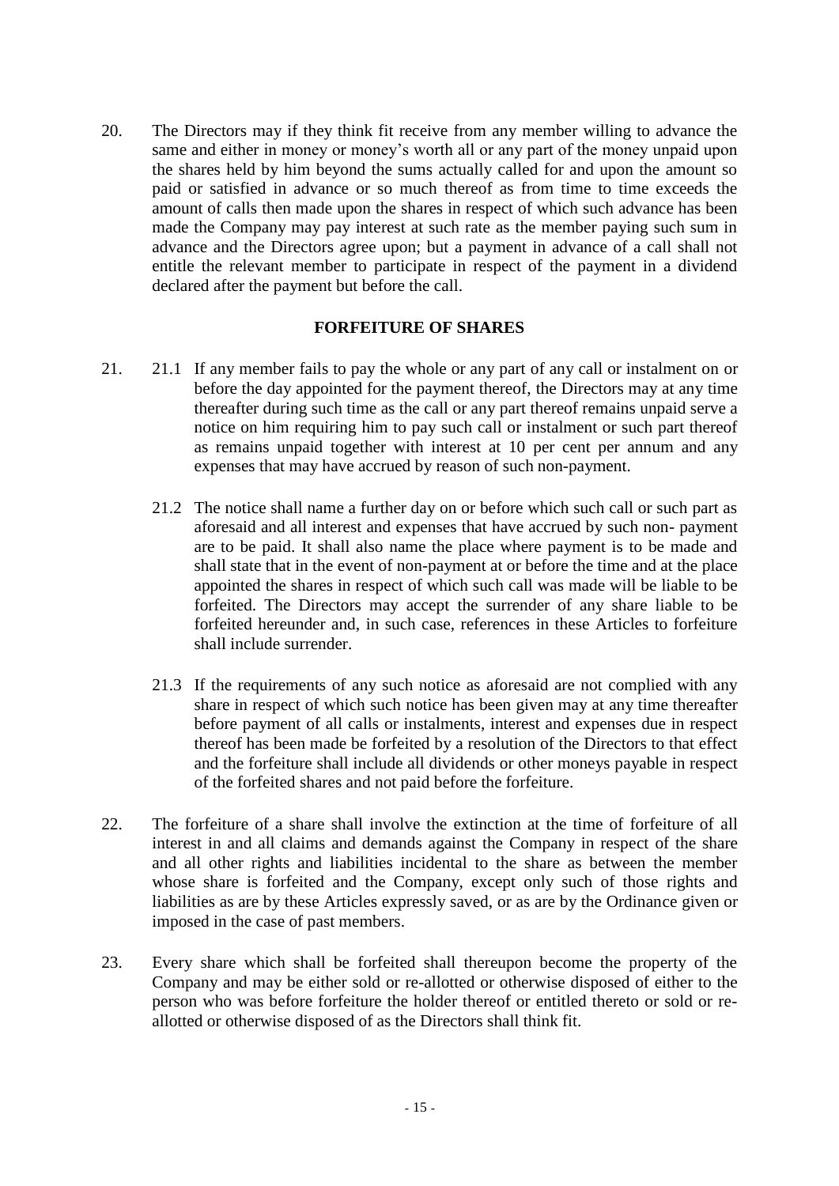20. The Directors may if they think fit receive from any member willing to advance the same and either in money or money's worth all or any part of the money unpaid upon the shares held by him beyond the sums actually called for and upon the amount so paid or satisfied in advance or so much thereof as from time to time exceeds the amount of calls then made upon the shares in respect of which such advance has been made the Company may pay interest at such rate as the member paying such sum in advance and the Directors agree upon; but a payment in advance of a call shall not entitle the relevant member to participate in respect of the payment in a dividend declared after the payment but before the call.

## FORFEITURE OF SHARES

21. 21.1 If any member fails to pay the whole or any part of any call or instalment on or before the day appointed for the payment thereof, the Directors may at any time thereafter during such time as the call or any part thereof remains unpaid serve a notice on him requiring him to pay such call or instalment or such part thereof as remains unpaid together with interest at 10 per cent per annum and any expenses that may have accrued by reason of such non-payment.

    21.2 The notice shall name a further day on or before which such call or such part as aforesaid and all interest and expenses that have accrued by such non- payment are to be paid. It shall also name the place where payment is to be made and shall state that in the event of non-payment at or before the time and at the place appointed the shares in respect of which such call was made will be liable to be forfeited. The Directors may accept the surrender of any share liable to be forfeited hereunder and, in such case, references in these Articles to forfeiture shall include surrender.

    21.3 If the requirements of any such notice as aforesaid are not complied with any share in respect of which such notice has been given may at any time thereafter before payment of all calls or instalments, interest and expenses due in respect thereof has been made be forfeited by a resolution of the Directors to that effect and the forfeiture shall include all dividends or other moneys payable in respect of the forfeited shares and not paid before the forfeiture.

22. The forfeiture of a share shall involve the extinction at the time of forfeiture of all interest in and all claims and demands against the Company in respect of the share and all other rights and liabilities incidental to the share as between the member whose share is forfeited and the Company, except only such of those rights and liabilities as are by these Articles expressly saved, or as are by the Ordinance given or imposed in the case of past members.

23. Every share which shall be forfeited shall thereupon become the property of the Company and may be either sold or re-allotted or otherwise disposed of either to the person who was before forfeiture the holder thereof or entitled thereto or sold or re-allotted or otherwise disposed of as the Directors shall think fit.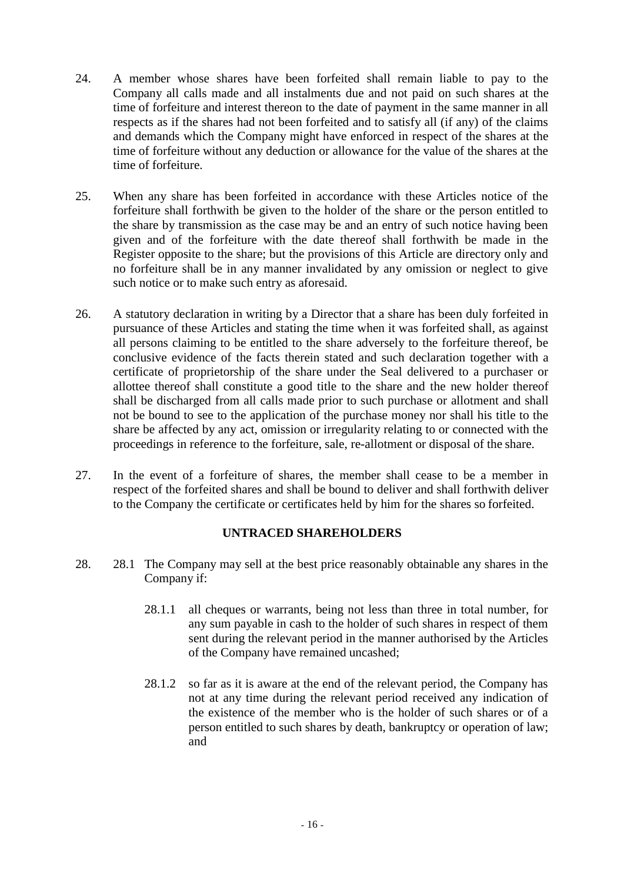24. A member whose shares have been forfeited shall remain liable to pay to the Company all calls made and all instalments due and not paid on such shares at the time of forfeiture and interest thereon to the date of payment in the same manner in all respects as if the shares had not been forfeited and to satisfy all (if any) of the claims and demands which the Company might have enforced in respect of the shares at the time of forfeiture without any deduction or allowance for the value of the shares at the time of forfeiture.

25. When any share has been forfeited in accordance with these Articles notice of the forfeiture shall forthwith be given to the holder of the share or the person entitled to the share by transmission as the case may be and an entry of such notice having been given and of the forfeiture with the date thereof shall forthwith be made in the Register opposite to the share; but the provisions of this Article are directory only and no forfeiture shall be in any manner invalidated by any omission or neglect to give such notice or to make such entry as aforesaid.

26. A statutory declaration in writing by a Director that a share has been duly forfeited in pursuance of these Articles and stating the time when it was forfeited shall, as against all persons claiming to be entitled to the share adversely to the forfeiture thereof, be conclusive evidence of the facts therein stated and such declaration together with a certificate of proprietorship of the share under the Seal delivered to a purchaser or allottee thereof shall constitute a good title to the share and the new holder thereof shall be discharged from all calls made prior to such purchase or allotment and shall not be bound to see to the application of the purchase money nor shall his title to the share be affected by any act, omission or irregularity relating to or connected with the proceedings in reference to the forfeiture, sale, re-allotment or disposal of the share.

27. In the event of a forfeiture of shares, the member shall cease to be a member in respect of the forfeited shares and shall be bound to deliver and shall forthwith deliver to the Company the certificate or certificates held by him for the shares so forfeited.

**UNTRACED SHAREHOLDERS**

28. 28.1 The Company may sell at the best price reasonably obtainable any shares in the Company if:

    28.1.1 all cheques or warrants, being not less than three in total number, for any sum payable in cash to the holder of such shares in respect of them sent during the relevant period in the manner authorised by the Articles of the Company have remained uncashed;

    28.1.2 so far as it is aware at the end of the relevant period, the Company has not at any time during the relevant period received any indication of the existence of the member who is the holder of such shares or of a person entitled to such shares by death, bankruptcy or operation of law; and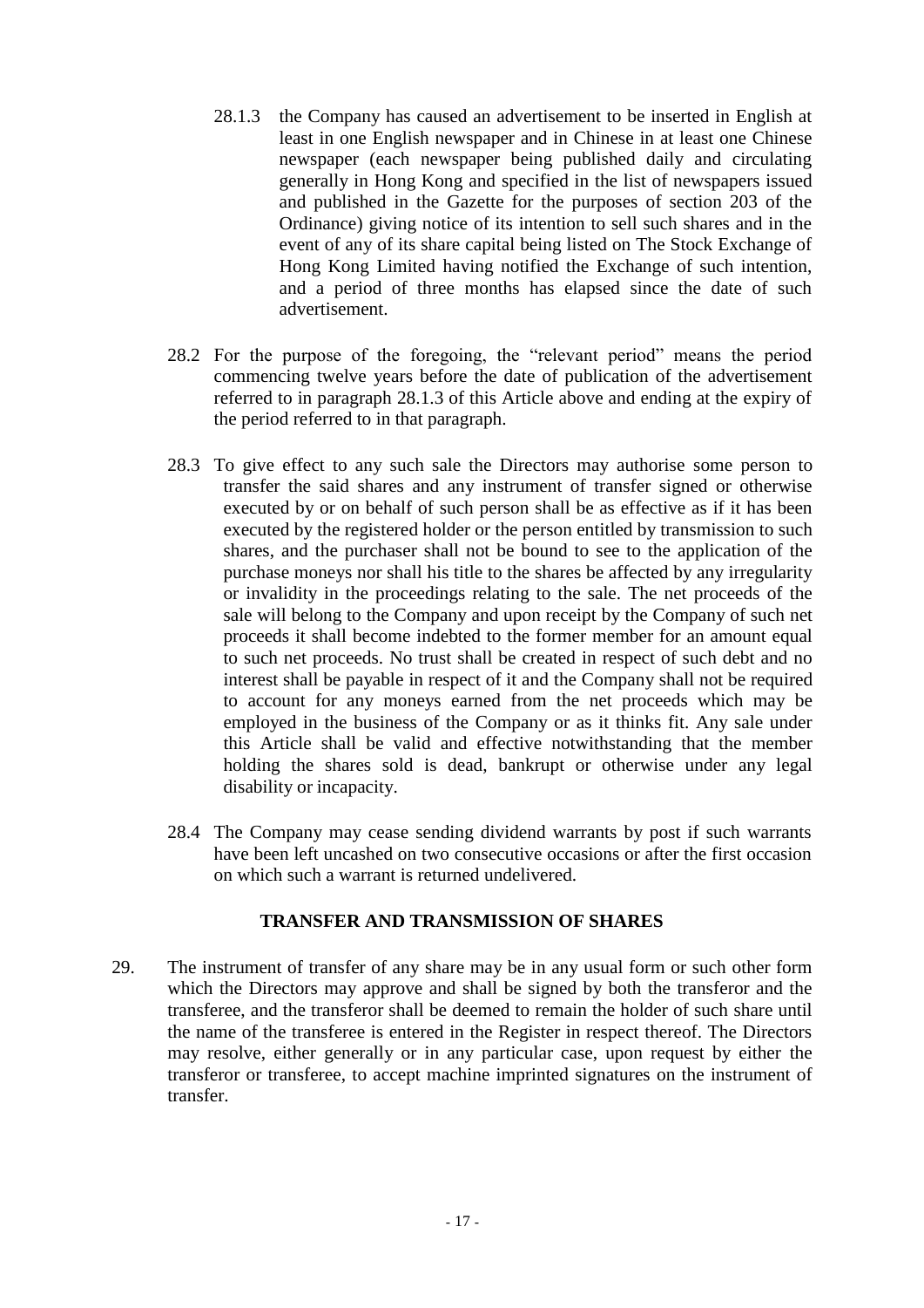28.1.3 the Company has caused an advertisement to be inserted in English at least in one English newspaper and in Chinese in at least one Chinese newspaper (each newspaper being published daily and circulating generally in Hong Kong and specified in the list of newspapers issued and published in the Gazette for the purposes of section 203 of the Ordinance) giving notice of its intention to sell such shares and in the event of any of its share capital being listed on The Stock Exchange of Hong Kong Limited having notified the Exchange of such intention, and a period of three months has elapsed since the date of such advertisement.

28.2 For the purpose of the foregoing, the "relevant period" means the period commencing twelve years before the date of publication of the advertisement referred to in paragraph 28.1.3 of this Article above and ending at the expiry of the period referred to in that paragraph.

28.3 To give effect to any such sale the Directors may authorise some person to transfer the said shares and any instrument of transfer signed or otherwise executed by or on behalf of such person shall be as effective as if it has been executed by the registered holder or the person entitled by transmission to such shares, and the purchaser shall not be bound to see to the application of the purchase moneys nor shall his title to the shares be affected by any irregularity or invalidity in the proceedings relating to the sale. The net proceeds of the sale will belong to the Company and upon receipt by the Company of such net proceeds it shall become indebted to the former member for an amount equal to such net proceeds. No trust shall be created in respect of such debt and no interest shall be payable in respect of it and the Company shall not be required to account for any moneys earned from the net proceeds which may be employed in the business of the Company or as it thinks fit. Any sale under this Article shall be valid and effective notwithstanding that the member holding the shares sold is dead, bankrupt or otherwise under any legal disability or incapacity.

28.4 The Company may cease sending dividend warrants by post if such warrants have been left uncashed on two consecutive occasions or after the first occasion on which such a warrant is returned undelivered.

**TRANSFER AND TRANSMISSION OF SHARES**

29. The instrument of transfer of any share may be in any usual form or such other form which the Directors may approve and shall be signed by both the transferor and the transferee, and the transferor shall be deemed to remain the holder of such share until the name of the transferee is entered in the Register in respect thereof. The Directors may resolve, either generally or in any particular case, upon request by either the transferor or transferee, to accept machine imprinted signatures on the instrument of transfer.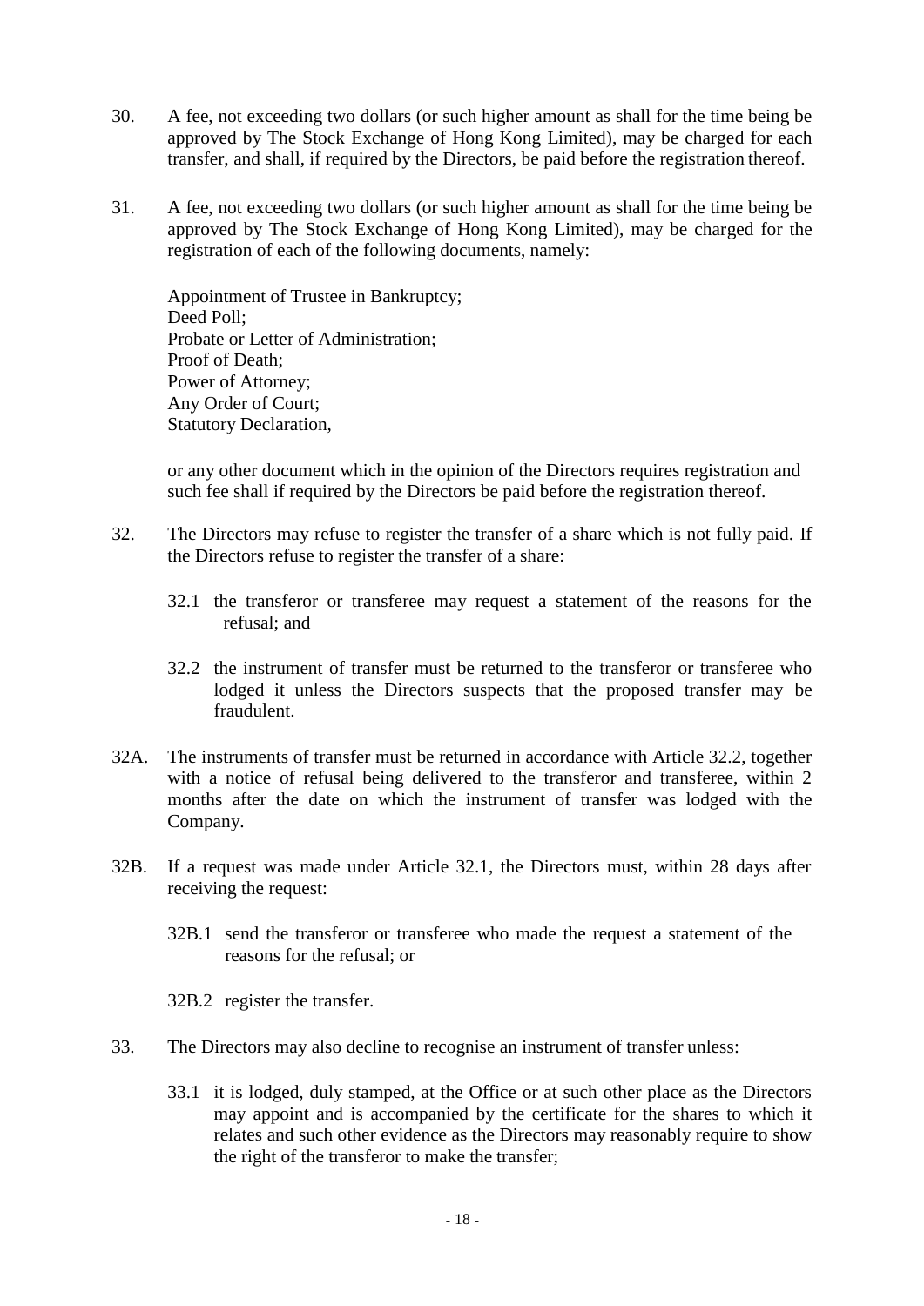30. A fee, not exceeding two dollars (or such higher amount as shall for the time being be approved by The Stock Exchange of Hong Kong Limited), may be charged for each transfer, and shall, if required by the Directors, be paid before the registration thereof.

31. A fee, not exceeding two dollars (or such higher amount as shall for the time being be approved by The Stock Exchange of Hong Kong Limited), may be charged for the registration of each of the following documents, namely:

    Appointment of Trustee in Bankruptcy;
    Deed Poll;
    Probate or Letter of Administration;
    Proof of Death;
    Power of Attorney;
    Any Order of Court;
    Statutory Declaration,

    or any other document which in the opinion of the Directors requires registration and such fee shall if required by the Directors be paid before the registration thereof.

32. The Directors may refuse to register the transfer of a share which is not fully paid. If the Directors refuse to register the transfer of a share:

    32.1 the transferor or transferee may request a statement of the reasons for the refusal; and

    32.2 the instrument of transfer must be returned to the transferor or transferee who lodged it unless the Directors suspects that the proposed transfer may be fraudulent.

32A. The instruments of transfer must be returned in accordance with Article 32.2, together with a notice of refusal being delivered to the transferor and transferee, within 2 months after the date on which the instrument of transfer was lodged with the Company.

32B. If a request was made under Article 32.1, the Directors must, within 28 days after receiving the request:

    32B.1 send the transferor or transferee who made the request a statement of the reasons for the refusal; or

    32B.2 register the transfer.

33. The Directors may also decline to recognise an instrument of transfer unless:

    33.1 it is lodged, duly stamped, at the Office or at such other place as the Directors may appoint and is accompanied by the certificate for the shares to which it relates and such other evidence as the Directors may reasonably require to show the right of the transferor to make the transfer;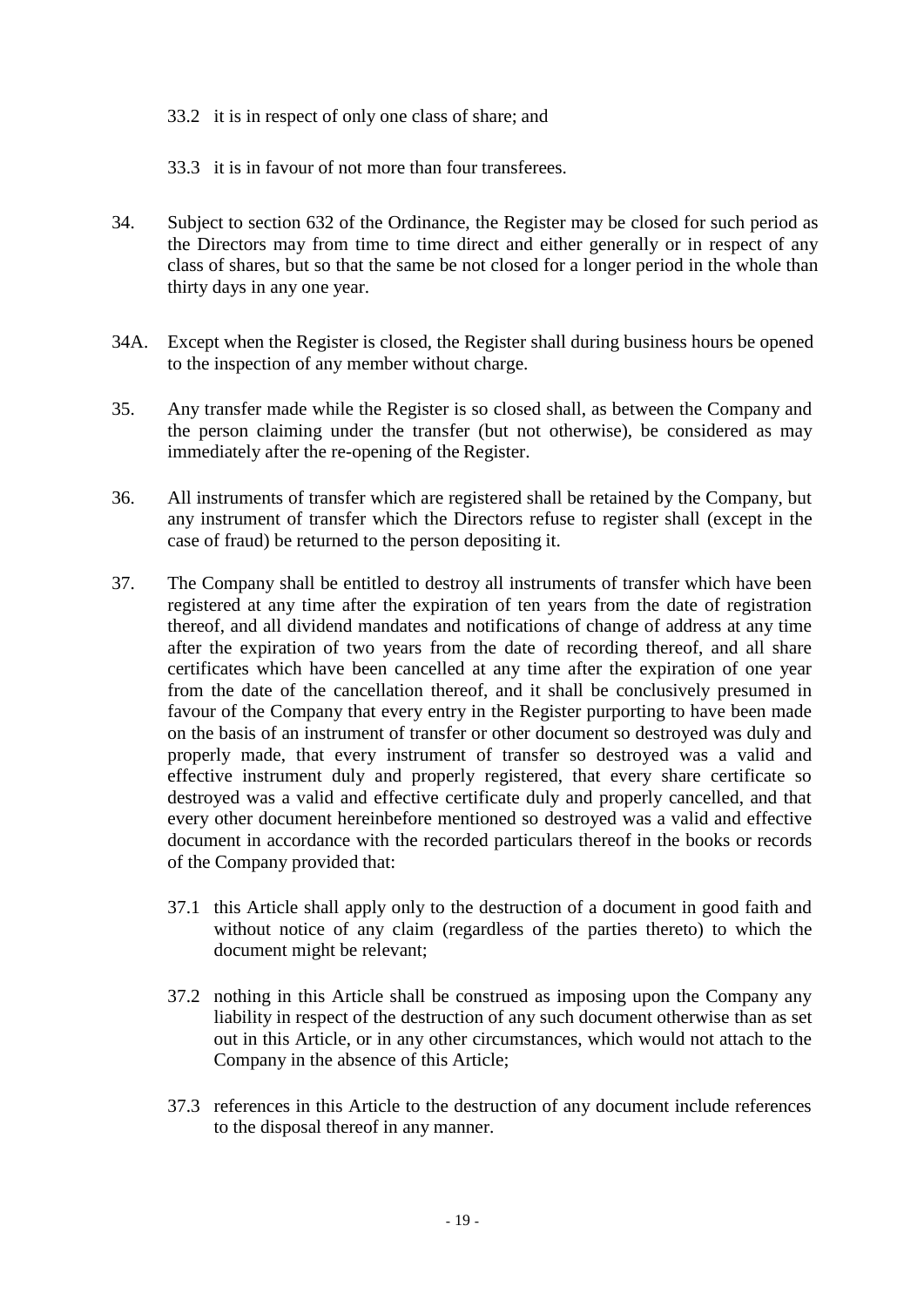33.2 it is in respect of only one class of share; and

33.3 it is in favour of not more than four transferees.

34. Subject to section 632 of the Ordinance, the Register may be closed for such period as the Directors may from time to time direct and either generally or in respect of any class of shares, but so that the same be not closed for a longer period in the whole than thirty days in any one year.

34A. Except when the Register is closed, the Register shall during business hours be opened to the inspection of any member without charge.

35. Any transfer made while the Register is so closed shall, as between the Company and the person claiming under the transfer (but not otherwise), be considered as may immediately after the re-opening of the Register.

36. All instruments of transfer which are registered shall be retained by the Company, but any instrument of transfer which the Directors refuse to register shall (except in the case of fraud) be returned to the person depositing it.

37. The Company shall be entitled to destroy all instruments of transfer which have been registered at any time after the expiration of ten years from the date of registration thereof, and all dividend mandates and notifications of change of address at any time after the expiration of two years from the date of recording thereof, and all share certificates which have been cancelled at any time after the expiration of one year from the date of the cancellation thereof, and it shall be conclusively presumed in favour of the Company that every entry in the Register purporting to have been made on the basis of an instrument of transfer or other document so destroyed was duly and properly made, that every instrument of transfer so destroyed was a valid and effective instrument duly and properly registered, that every share certificate so destroyed was a valid and effective certificate duly and properly cancelled, and that every other document hereinbefore mentioned so destroyed was a valid and effective document in accordance with the recorded particulars thereof in the books or records of the Company provided that:

37.1 this Article shall apply only to the destruction of a document in good faith and without notice of any claim (regardless of the parties thereto) to which the document might be relevant;

37.2 nothing in this Article shall be construed as imposing upon the Company any liability in respect of the destruction of any such document otherwise than as set out in this Article, or in any other circumstances, which would not attach to the Company in the absence of this Article;

37.3 references in this Article to the destruction of any document include references to the disposal thereof in any manner.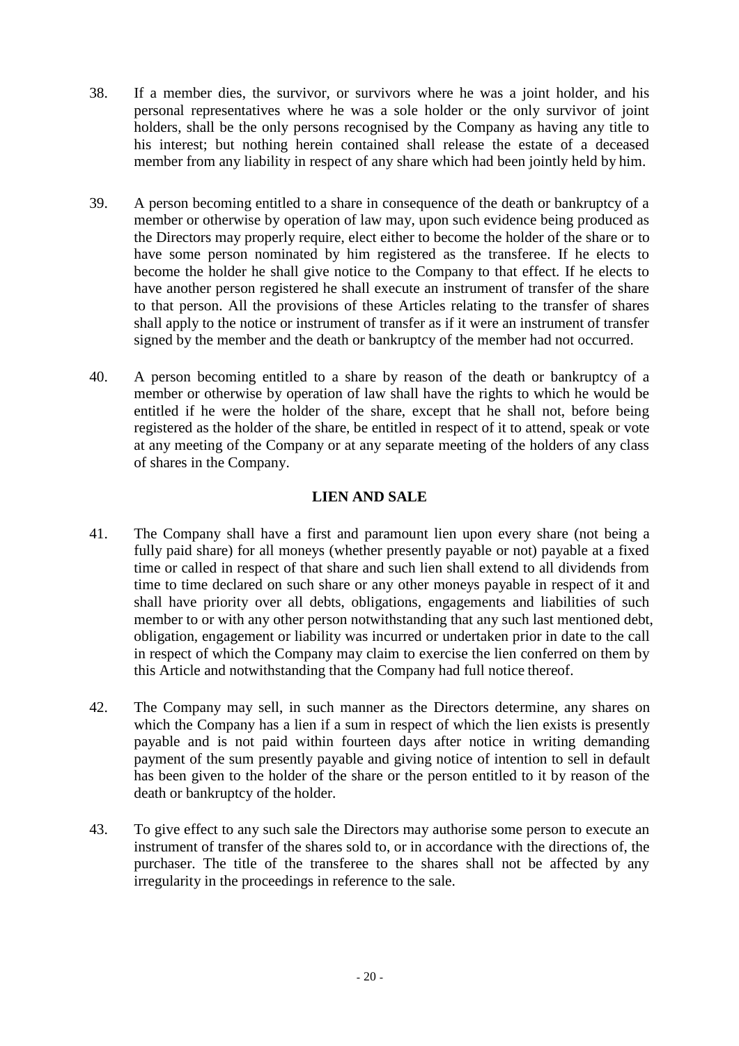38. If a member dies, the survivor, or survivors where he was a joint holder, and his personal representatives where he was a sole holder or the only survivor of joint holders, shall be the only persons recognised by the Company as having any title to his interest; but nothing herein contained shall release the estate of a deceased member from any liability in respect of any share which had been jointly held by him.

39. A person becoming entitled to a share in consequence of the death or bankruptcy of a member or otherwise by operation of law may, upon such evidence being produced as the Directors may properly require, elect either to become the holder of the share or to have some person nominated by him registered as the transferee. If he elects to become the holder he shall give notice to the Company to that effect. If he elects to have another person registered he shall execute an instrument of transfer of the share to that person. All the provisions of these Articles relating to the transfer of shares shall apply to the notice or instrument of transfer as if it were an instrument of transfer signed by the member and the death or bankruptcy of the member had not occurred.

40. A person becoming entitled to a share by reason of the death or bankruptcy of a member or otherwise by operation of law shall have the rights to which he would be entitled if he were the holder of the share, except that he shall not, before being registered as the holder of the share, be entitled in respect of it to attend, speak or vote at any meeting of the Company or at any separate meeting of the holders of any class of shares in the Company.

**LIEN AND SALE**

41. The Company shall have a first and paramount lien upon every share (not being a fully paid share) for all moneys (whether presently payable or not) payable at a fixed time or called in respect of that share and such lien shall extend to all dividends from time to time declared on such share or any other moneys payable in respect of it and shall have priority over all debts, obligations, engagements and liabilities of such member to or with any other person notwithstanding that any such last mentioned debt, obligation, engagement or liability was incurred or undertaken prior in date to the call in respect of which the Company may claim to exercise the lien conferred on them by this Article and notwithstanding that the Company had full notice thereof.

42. The Company may sell, in such manner as the Directors determine, any shares on which the Company has a lien if a sum in respect of which the lien exists is presently payable and is not paid within fourteen days after notice in writing demanding payment of the sum presently payable and giving notice of intention to sell in default has been given to the holder of the share or the person entitled to it by reason of the death or bankruptcy of the holder.

43. To give effect to any such sale the Directors may authorise some person to execute an instrument of transfer of the shares sold to, or in accordance with the directions of, the purchaser. The title of the transferee to the shares shall not be affected by any irregularity in the proceedings in reference to the sale.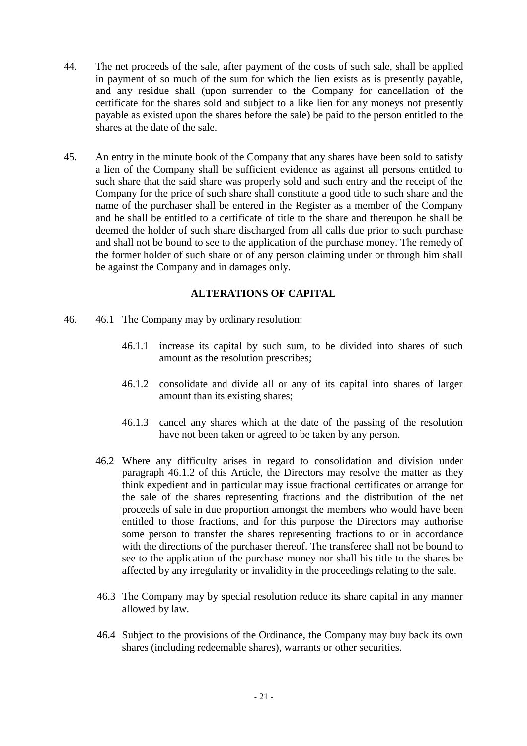44. The net proceeds of the sale, after payment of the costs of such sale, shall be applied in payment of so much of the sum for which the lien exists as is presently payable, and any residue shall (upon surrender to the Company for cancellation of the certificate for the shares sold and subject to a like lien for any moneys not presently payable as existed upon the shares before the sale) be paid to the person entitled to the shares at the date of the sale.

45. An entry in the minute book of the Company that any shares have been sold to satisfy a lien of the Company shall be sufficient evidence as against all persons entitled to such share that the said share was properly sold and such entry and the receipt of the Company for the price of such share shall constitute a good title to such share and the name of the purchaser shall be entered in the Register as a member of the Company and he shall be entitled to a certificate of title to the share and thereupon he shall be deemed the holder of such share discharged from all calls due prior to such purchase and shall not be bound to see to the application of the purchase money. The remedy of the former holder of such share or of any person claiming under or through him shall be against the Company and in damages only.

## ALTERATIONS OF CAPITAL

46. 46.1 The Company may by ordinary resolution:

    46.1.1 increase its capital by such sum, to be divided into shares of such amount as the resolution prescribes;

    46.1.2 consolidate and divide all or any of its capital into shares of larger amount than its existing shares;

    46.1.3 cancel any shares which at the date of the passing of the resolution have not been taken or agreed to be taken by any person.

    46.2 Where any difficulty arises in regard to consolidation and division under paragraph 46.1.2 of this Article, the Directors may resolve the matter as they think expedient and in particular may issue fractional certificates or arrange for the sale of the shares representing fractions and the distribution of the net proceeds of sale in due proportion amongst the members who would have been entitled to those fractions, and for this purpose the Directors may authorise some person to transfer the shares representing fractions to or in accordance with the directions of the purchaser thereof. The transferee shall not be bound to see to the application of the purchase money nor shall his title to the shares be affected by any irregularity or invalidity in the proceedings relating to the sale.

    46.3 The Company may by special resolution reduce its share capital in any manner allowed by law.

    46.4 Subject to the provisions of the Ordinance, the Company may buy back its own shares (including redeemable shares), warrants or other securities.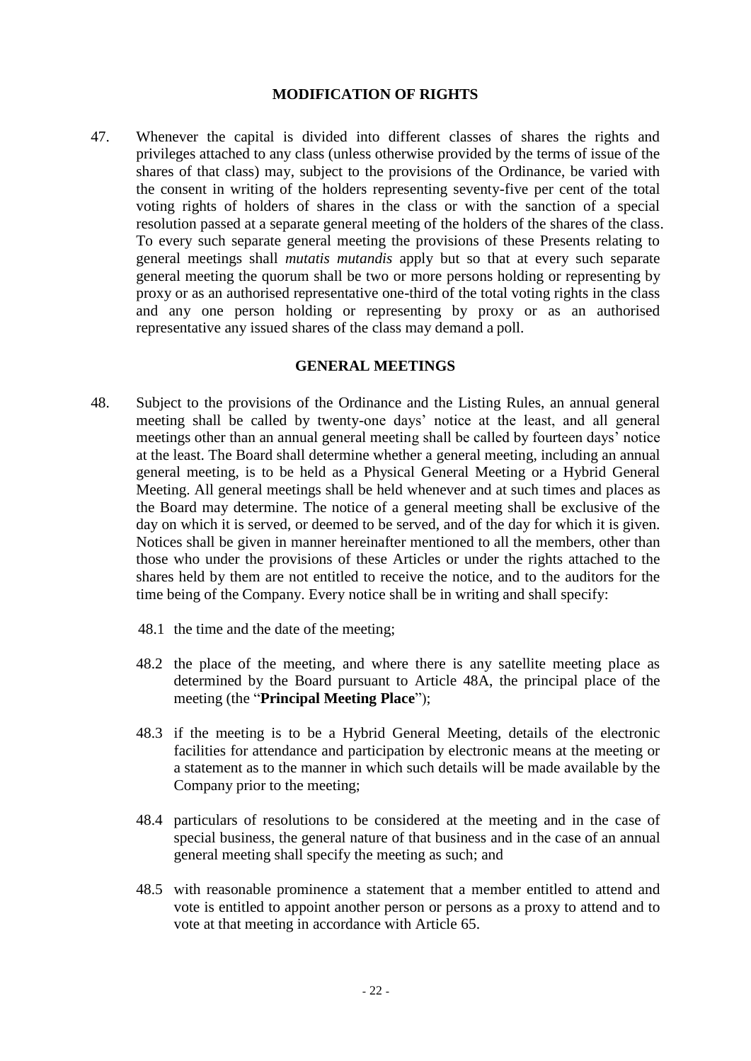## MODIFICATION OF RIGHTS

47. Whenever the capital is divided into different classes of shares the rights and privileges attached to any class (unless otherwise provided by the terms of issue of the shares of that class) may, subject to the provisions of the Ordinance, be varied with the consent in writing of the holders representing seventy-five per cent of the total voting rights of holders of shares in the class or with the sanction of a special resolution passed at a separate general meeting of the holders of the shares of the class. To every such separate general meeting the provisions of these Presents relating to general meetings shall *mutatis mutandis* apply but so that at every such separate general meeting the quorum shall be two or more persons holding or representing by proxy or as an authorised representative one-third of the total voting rights in the class and any one person holding or representing by proxy or as an authorised representative any issued shares of the class may demand a poll.

## GENERAL MEETINGS

48. Subject to the provisions of the Ordinance and the Listing Rules, an annual general meeting shall be called by twenty-one days' notice at the least, and all general meetings other than an annual general meeting shall be called by fourteen days' notice at the least. The Board shall determine whether a general meeting, including an annual general meeting, is to be held as a Physical General Meeting or a Hybrid General Meeting. All general meetings shall be held whenever and at such times and places as the Board may determine. The notice of a general meeting shall be exclusive of the day on which it is served, or deemed to be served, and of the day for which it is given. Notices shall be given in manner hereinafter mentioned to all the members, other than those who under the provisions of these Articles or under the rights attached to the shares held by them are not entitled to receive the notice, and to the auditors for the time being of the Company. Every notice shall be in writing and shall specify:

    48.1 the time and the date of the meeting;

    48.2 the place of the meeting, and where there is any satellite meeting place as determined by the Board pursuant to Article 48A, the principal place of the meeting (the "**Principal Meeting Place**");

    48.3 if the meeting is to be a Hybrid General Meeting, details of the electronic facilities for attendance and participation by electronic means at the meeting or a statement as to the manner in which such details will be made available by the Company prior to the meeting;

    48.4 particulars of resolutions to be considered at the meeting and in the case of special business, the general nature of that business and in the case of an annual general meeting shall specify the meeting as such; and

    48.5 with reasonable prominence a statement that a member entitled to attend and vote is entitled to appoint another person or persons as a proxy to attend and to vote at that meeting in accordance with Article 65.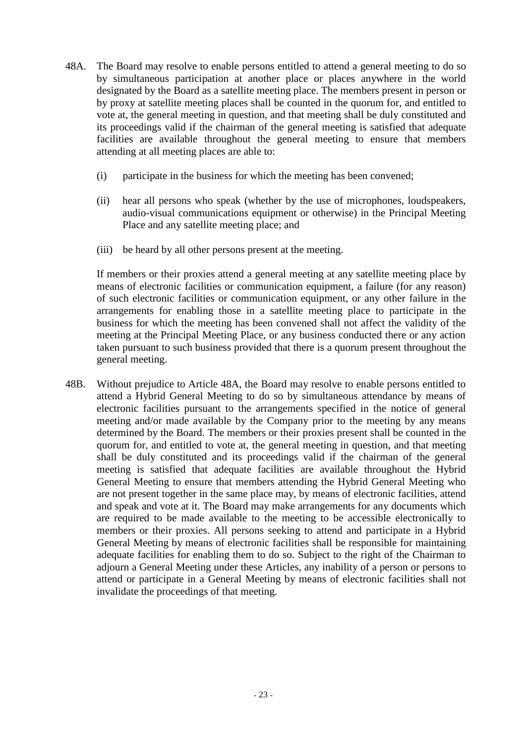48A. The Board may resolve to enable persons entitled to attend a general meeting to do so by simultaneous participation at another place or places anywhere in the world designated by the Board as a satellite meeting place. The members present in person or by proxy at satellite meeting places shall be counted in the quorum for, and entitled to vote at, the general meeting in question, and that meeting shall be duly constituted and its proceedings valid if the chairman of the general meeting is satisfied that adequate facilities are available throughout the general meeting to ensure that members attending at all meeting places are able to:

   (i) participate in the business for which the meeting has been convened;

   (ii) hear all persons who speak (whether by the use of microphones, loudspeakers, audio-visual communications equipment or otherwise) in the Principal Meeting Place and any satellite meeting place; and

   (iii) be heard by all other persons present at the meeting.

   If members or their proxies attend a general meeting at any satellite meeting place by means of electronic facilities or communication equipment, a failure (for any reason) of such electronic facilities or communication equipment, or any other failure in the arrangements for enabling those in a satellite meeting place to participate in the business for which the meeting has been convened shall not affect the validity of the meeting at the Principal Meeting Place, or any business conducted there or any action taken pursuant to such business provided that there is a quorum present throughout the general meeting.

48B. Without prejudice to Article 48A, the Board may resolve to enable persons entitled to attend a Hybrid General Meeting to do so by simultaneous attendance by means of electronic facilities pursuant to the arrangements specified in the notice of general meeting and/or made available by the Company prior to the meeting by any means determined by the Board. The members or their proxies present shall be counted in the quorum for, and entitled to vote at, the general meeting in question, and that meeting shall be duly constituted and its proceedings valid if the chairman of the general meeting is satisfied that adequate facilities are available throughout the Hybrid General Meeting to ensure that members attending the Hybrid General Meeting who are not present together in the same place may, by means of electronic facilities, attend and speak and vote at it. The Board may make arrangements for any documents which are required to be made available to the meeting to be accessible electronically to members or their proxies. All persons seeking to attend and participate in a Hybrid General Meeting by means of electronic facilities shall be responsible for maintaining adequate facilities for enabling them to do so. Subject to the right of the Chairman to adjourn a General Meeting under these Articles, any inability of a person or persons to attend or participate in a General Meeting by means of electronic facilities shall not invalidate the proceedings of that meeting.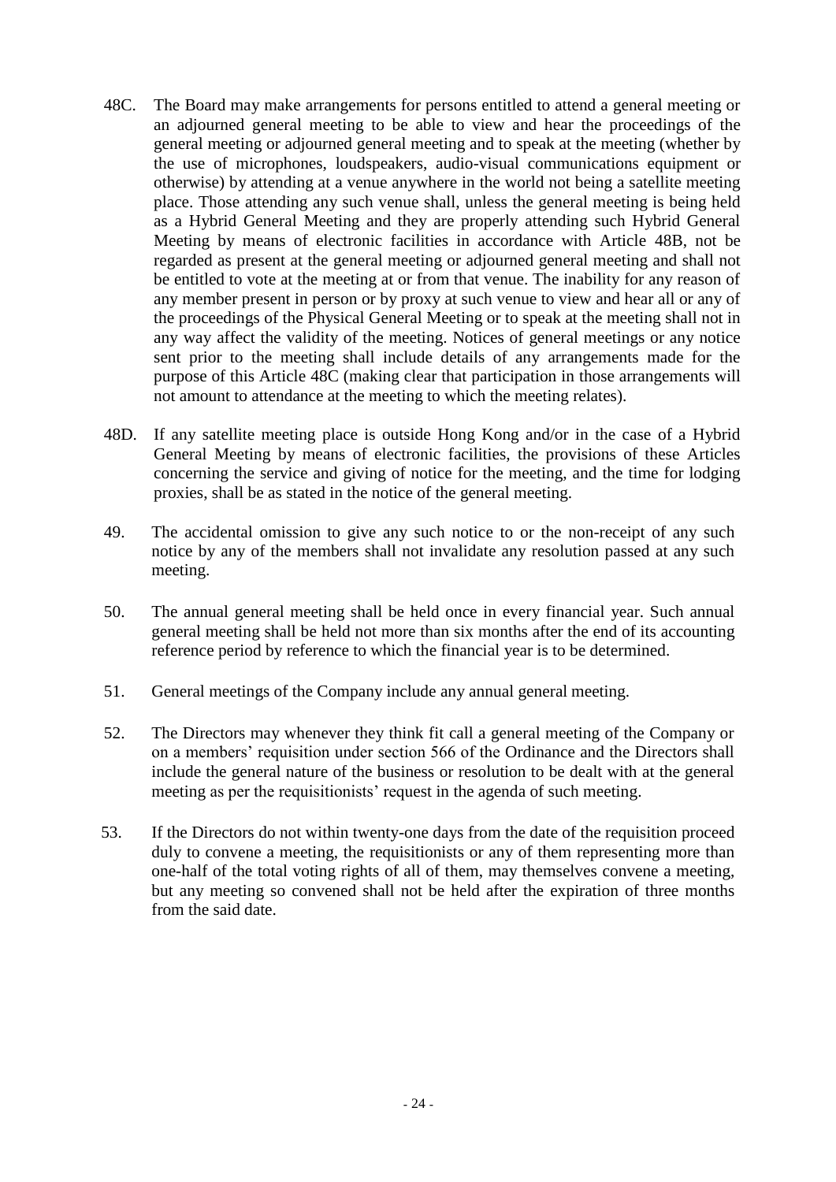48C. The Board may make arrangements for persons entitled to attend a general meeting or an adjourned general meeting to be able to view and hear the proceedings of the general meeting or adjourned general meeting and to speak at the meeting (whether by the use of microphones, loudspeakers, audio-visual communications equipment or otherwise) by attending at a venue anywhere in the world not being a satellite meeting place. Those attending any such venue shall, unless the general meeting is being held as a Hybrid General Meeting and they are properly attending such Hybrid General Meeting by means of electronic facilities in accordance with Article 48B, not be regarded as present at the general meeting or adjourned general meeting and shall not be entitled to vote at the meeting at or from that venue. The inability for any reason of any member present in person or by proxy at such venue to view and hear all or any of the proceedings of the Physical General Meeting or to speak at the meeting shall not in any way affect the validity of the meeting. Notices of general meetings or any notice sent prior to the meeting shall include details of any arrangements made for the purpose of this Article 48C (making clear that participation in those arrangements will not amount to attendance at the meeting to which the meeting relates).

48D. If any satellite meeting place is outside Hong Kong and/or in the case of a Hybrid General Meeting by means of electronic facilities, the provisions of these Articles concerning the service and giving of notice for the meeting, and the time for lodging proxies, shall be as stated in the notice of the general meeting.

49. The accidental omission to give any such notice to or the non-receipt of any such notice by any of the members shall not invalidate any resolution passed at any such meeting.

50. The annual general meeting shall be held once in every financial year. Such annual general meeting shall be held not more than six months after the end of its accounting reference period by reference to which the financial year is to be determined.

51. General meetings of the Company include any annual general meeting.

52. The Directors may whenever they think fit call a general meeting of the Company or on a members' requisition under section 566 of the Ordinance and the Directors shall include the general nature of the business or resolution to be dealt with at the general meeting as per the requisitionists' request in the agenda of such meeting.

53. If the Directors do not within twenty-one days from the date of the requisition proceed duly to convene a meeting, the requisitionists or any of them representing more than one-half of the total voting rights of all of them, may themselves convene a meeting, but any meeting so convened shall not be held after the expiration of three months from the said date.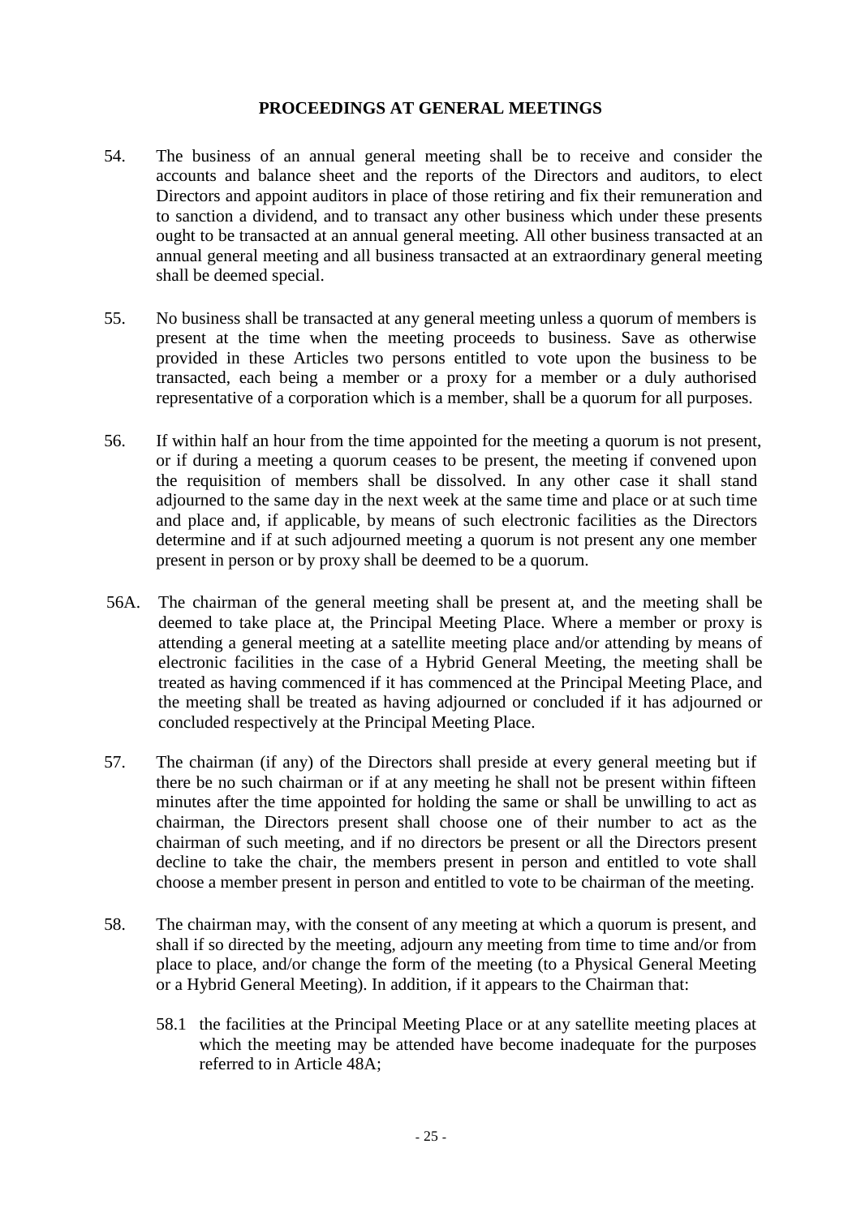## PROCEEDINGS AT GENERAL MEETINGS

54. The business of an annual general meeting shall be to receive and consider the accounts and balance sheet and the reports of the Directors and auditors, to elect Directors and appoint auditors in place of those retiring and fix their remuneration and to sanction a dividend, and to transact any other business which under these presents ought to be transacted at an annual general meeting. All other business transacted at an annual general meeting and all business transacted at an extraordinary general meeting shall be deemed special.

55. No business shall be transacted at any general meeting unless a quorum of members is present at the time when the meeting proceeds to business. Save as otherwise provided in these Articles two persons entitled to vote upon the business to be transacted, each being a member or a proxy for a member or a duly authorised representative of a corporation which is a member, shall be a quorum for all purposes.

56. If within half an hour from the time appointed for the meeting a quorum is not present, or if during a meeting a quorum ceases to be present, the meeting if convened upon the requisition of members shall be dissolved. In any other case it shall stand adjourned to the same day in the next week at the same time and place or at such time and place and, if applicable, by means of such electronic facilities as the Directors determine and if at such adjourned meeting a quorum is not present any one member present in person or by proxy shall be deemed to be a quorum.

56A. The chairman of the general meeting shall be present at, and the meeting shall be deemed to take place at, the Principal Meeting Place. Where a member or proxy is attending a general meeting at a satellite meeting place and/or attending by means of electronic facilities in the case of a Hybrid General Meeting, the meeting shall be treated as having commenced if it has commenced at the Principal Meeting Place, and the meeting shall be treated as having adjourned or concluded if it has adjourned or concluded respectively at the Principal Meeting Place.

57. The chairman (if any) of the Directors shall preside at every general meeting but if there be no such chairman or if at any meeting he shall not be present within fifteen minutes after the time appointed for holding the same or shall be unwilling to act as chairman, the Directors present shall choose one of their number to act as the chairman of such meeting, and if no directors be present or all the Directors present decline to take the chair, the members present in person and entitled to vote shall choose a member present in person and entitled to vote to be chairman of the meeting.

58. The chairman may, with the consent of any meeting at which a quorum is present, and shall if so directed by the meeting, adjourn any meeting from time to time and/or from place to place, and/or change the form of the meeting (to a Physical General Meeting or a Hybrid General Meeting). In addition, if it appears to the Chairman that:

    58.1 the facilities at the Principal Meeting Place or at any satellite meeting places at which the meeting may be attended have become inadequate for the purposes referred to in Article 48A;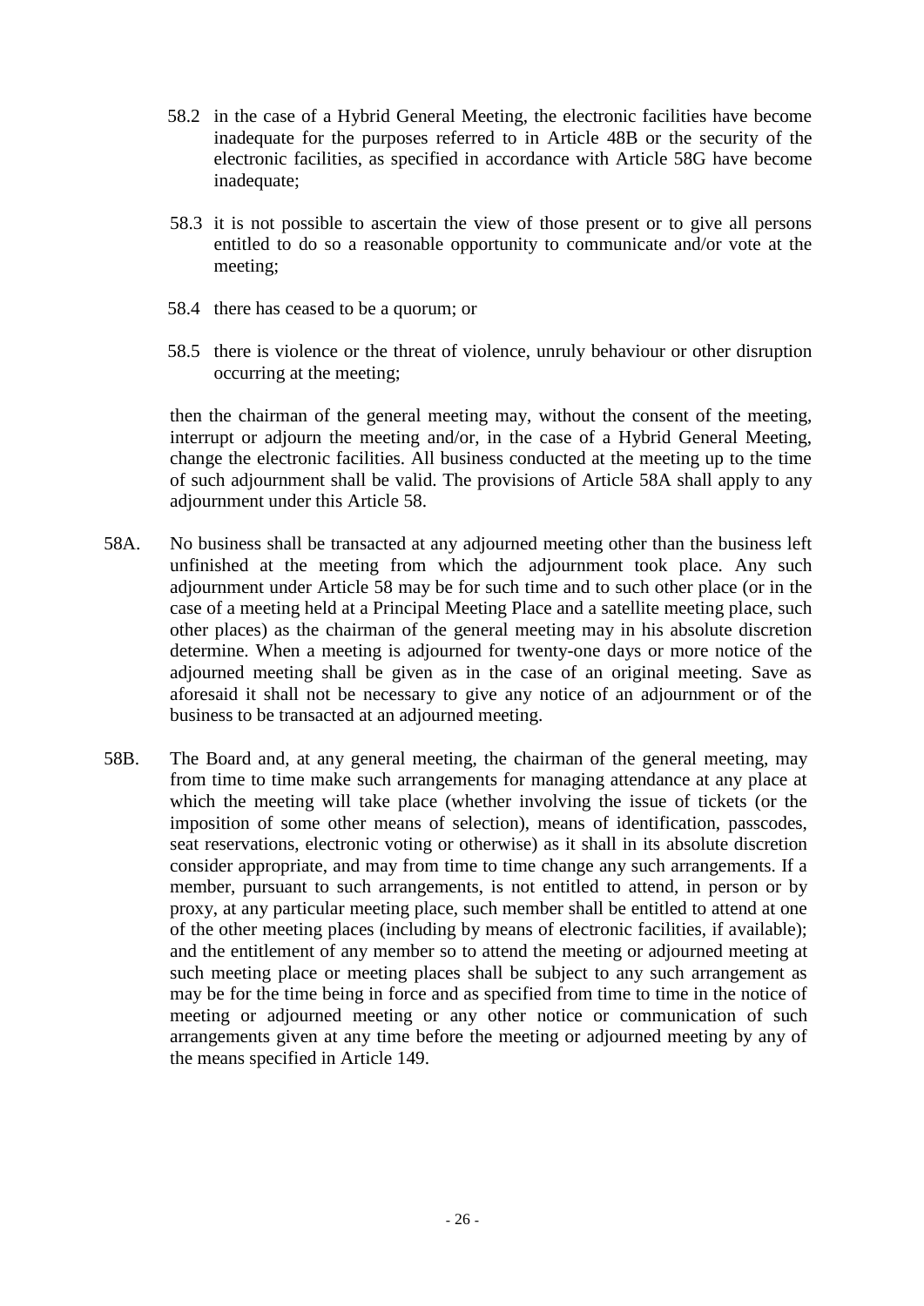58.2 in the case of a Hybrid General Meeting, the electronic facilities have become inadequate for the purposes referred to in Article 48B or the security of the electronic facilities, as specified in accordance with Article 58G have become inadequate;

58.3 it is not possible to ascertain the view of those present or to give all persons entitled to do so a reasonable opportunity to communicate and/or vote at the meeting;

58.4 there has ceased to be a quorum; or

58.5 there is violence or the threat of violence, unruly behaviour or other disruption occurring at the meeting;

then the chairman of the general meeting may, without the consent of the meeting, interrupt or adjourn the meeting and/or, in the case of a Hybrid General Meeting, change the electronic facilities. All business conducted at the meeting up to the time of such adjournment shall be valid. The provisions of Article 58A shall apply to any adjournment under this Article 58.

58A. No business shall be transacted at any adjourned meeting other than the business left unfinished at the meeting from which the adjournment took place. Any such adjournment under Article 58 may be for such time and to such other place (or in the case of a meeting held at a Principal Meeting Place and a satellite meeting place, such other places) as the chairman of the general meeting may in his absolute discretion determine. When a meeting is adjourned for twenty-one days or more notice of the adjourned meeting shall be given as in the case of an original meeting. Save as aforesaid it shall not be necessary to give any notice of an adjournment or of the business to be transacted at an adjourned meeting.

58B. The Board and, at any general meeting, the chairman of the general meeting, may from time to time make such arrangements for managing attendance at any place at which the meeting will take place (whether involving the issue of tickets (or the imposition of some other means of selection), means of identification, passcodes, seat reservations, electronic voting or otherwise) as it shall in its absolute discretion consider appropriate, and may from time to time change any such arrangements. If a member, pursuant to such arrangements, is not entitled to attend, in person or by proxy, at any particular meeting place, such member shall be entitled to attend at one of the other meeting places (including by means of electronic facilities, if available); and the entitlement of any member so to attend the meeting or adjourned meeting at such meeting place or meeting places shall be subject to any such arrangement as may be for the time being in force and as specified from time to time in the notice of meeting or adjourned meeting or any other notice or communication of such arrangements given at any time before the meeting or adjourned meeting by any of the means specified in Article 149.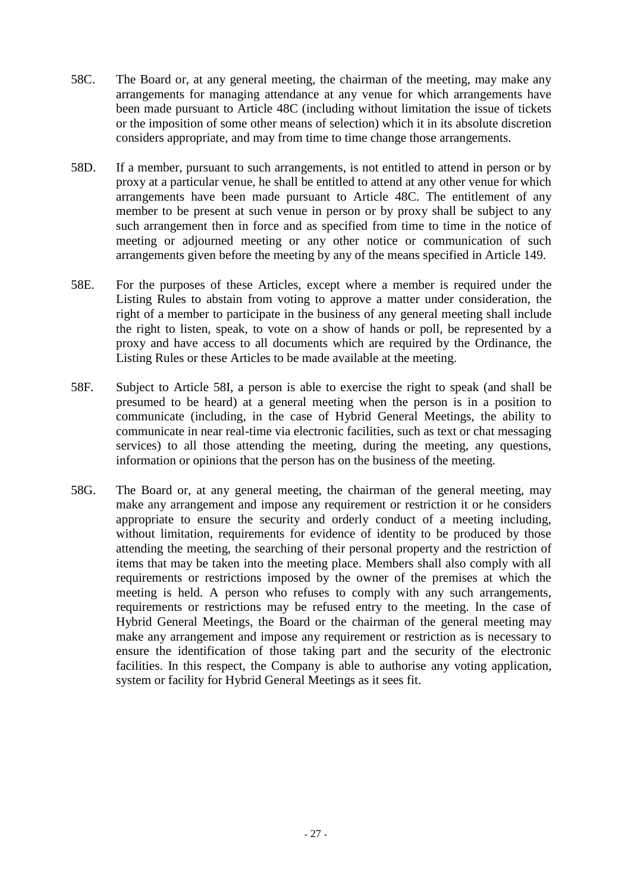58C. The Board or, at any general meeting, the chairman of the meeting, may make any arrangements for managing attendance at any venue for which arrangements have been made pursuant to Article 48C (including without limitation the issue of tickets or the imposition of some other means of selection) which it in its absolute discretion considers appropriate, and may from time to time change those arrangements.

58D. If a member, pursuant to such arrangements, is not entitled to attend in person or by proxy at a particular venue, he shall be entitled to attend at any other venue for which arrangements have been made pursuant to Article 48C. The entitlement of any member to be present at such venue in person or by proxy shall be subject to any such arrangement then in force and as specified from time to time in the notice of meeting or adjourned meeting or any other notice or communication of such arrangements given before the meeting by any of the means specified in Article 149.

58E. For the purposes of these Articles, except where a member is required under the Listing Rules to abstain from voting to approve a matter under consideration, the right of a member to participate in the business of any general meeting shall include the right to listen, speak, to vote on a show of hands or poll, be represented by a proxy and have access to all documents which are required by the Ordinance, the Listing Rules or these Articles to be made available at the meeting.

58F. Subject to Article 58I, a person is able to exercise the right to speak (and shall be presumed to be heard) at a general meeting when the person is in a position to communicate (including, in the case of Hybrid General Meetings, the ability to communicate in near real-time via electronic facilities, such as text or chat messaging services) to all those attending the meeting, during the meeting, any questions, information or opinions that the person has on the business of the meeting.

58G. The Board or, at any general meeting, the chairman of the general meeting, may make any arrangement and impose any requirement or restriction it or he considers appropriate to ensure the security and orderly conduct of a meeting including, without limitation, requirements for evidence of identity to be produced by those attending the meeting, the searching of their personal property and the restriction of items that may be taken into the meeting place. Members shall also comply with all requirements or restrictions imposed by the owner of the premises at which the meeting is held. A person who refuses to comply with any such arrangements, requirements or restrictions may be refused entry to the meeting. In the case of Hybrid General Meetings, the Board or the chairman of the general meeting may make any arrangement and impose any requirement or restriction as is necessary to ensure the identification of those taking part and the security of the electronic facilities. In this respect, the Company is able to authorise any voting application, system or facility for Hybrid General Meetings as it sees fit.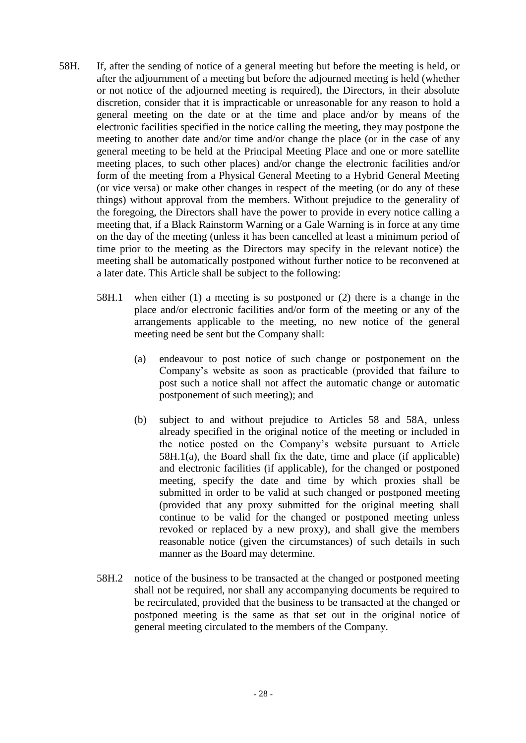58H. If, after the sending of notice of a general meeting but before the meeting is held, or after the adjournment of a meeting but before the adjourned meeting is held (whether or not notice of the adjourned meeting is required), the Directors, in their absolute discretion, consider that it is impracticable or unreasonable for any reason to hold a general meeting on the date or at the time and place and/or by means of the electronic facilities specified in the notice calling the meeting, they may postpone the meeting to another date and/or time and/or change the place (or in the case of any general meeting to be held at the Principal Meeting Place and one or more satellite meeting places, to such other places) and/or change the electronic facilities and/or form of the meeting from a Physical General Meeting to a Hybrid General Meeting (or vice versa) or make other changes in respect of the meeting (or do any of these things) without approval from the members. Without prejudice to the generality of the foregoing, the Directors shall have the power to provide in every notice calling a meeting that, if a Black Rainstorm Warning or a Gale Warning is in force at any time on the day of the meeting (unless it has been cancelled at least a minimum period of time prior to the meeting as the Directors may specify in the relevant notice) the meeting shall be automatically postponed without further notice to be reconvened at a later date. This Article shall be subject to the following:

58H.1 when either (1) a meeting is so postponed or (2) there is a change in the place and/or electronic facilities and/or form of the meeting or any of the arrangements applicable to the meeting, no new notice of the general meeting need be sent but the Company shall:

(a) endeavour to post notice of such change or postponement on the Company's website as soon as practicable (provided that failure to post such a notice shall not affect the automatic change or automatic postponement of such meeting); and

(b) subject to and without prejudice to Articles 58 and 58A, unless already specified in the original notice of the meeting or included in the notice posted on the Company's website pursuant to Article 58H.1(a), the Board shall fix the date, time and place (if applicable) and electronic facilities (if applicable), for the changed or postponed meeting, specify the date and time by which proxies shall be submitted in order to be valid at such changed or postponed meeting (provided that any proxy submitted for the original meeting shall continue to be valid for the changed or postponed meeting unless revoked or replaced by a new proxy), and shall give the members reasonable notice (given the circumstances) of such details in such manner as the Board may determine.

58H.2 notice of the business to be transacted at the changed or postponed meeting shall not be required, nor shall any accompanying documents be required to be recirculated, provided that the business to be transacted at the changed or postponed meeting is the same as that set out in the original notice of general meeting circulated to the members of the Company.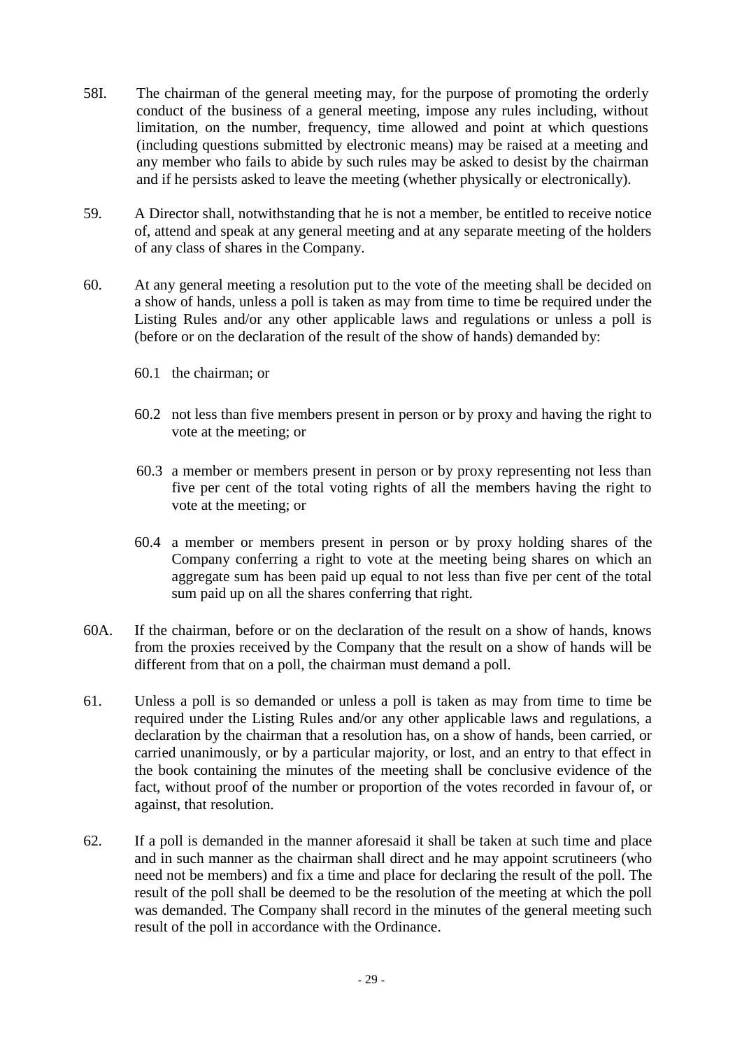58I. The chairman of the general meeting may, for the purpose of promoting the orderly conduct of the business of a general meeting, impose any rules including, without limitation, on the number, frequency, time allowed and point at which questions (including questions submitted by electronic means) may be raised at a meeting and any member who fails to abide by such rules may be asked to desist by the chairman and if he persists asked to leave the meeting (whether physically or electronically).

59. A Director shall, notwithstanding that he is not a member, be entitled to receive notice of, attend and speak at any general meeting and at any separate meeting of the holders of any class of shares in the Company.

60. At any general meeting a resolution put to the vote of the meeting shall be decided on a show of hands, unless a poll is taken as may from time to time be required under the Listing Rules and/or any other applicable laws and regulations or unless a poll is (before or on the declaration of the result of the show of hands) demanded by:

60.1 the chairman; or

60.2 not less than five members present in person or by proxy and having the right to vote at the meeting; or

60.3 a member or members present in person or by proxy representing not less than five per cent of the total voting rights of all the members having the right to vote at the meeting; or

60.4 a member or members present in person or by proxy holding shares of the Company conferring a right to vote at the meeting being shares on which an aggregate sum has been paid up equal to not less than five per cent of the total sum paid up on all the shares conferring that right.

60A. If the chairman, before or on the declaration of the result on a show of hands, knows from the proxies received by the Company that the result on a show of hands will be different from that on a poll, the chairman must demand a poll.

61. Unless a poll is so demanded or unless a poll is taken as may from time to time be required under the Listing Rules and/or any other applicable laws and regulations, a declaration by the chairman that a resolution has, on a show of hands, been carried, or carried unanimously, or by a particular majority, or lost, and an entry to that effect in the book containing the minutes of the meeting shall be conclusive evidence of the fact, without proof of the number or proportion of the votes recorded in favour of, or against, that resolution.

62. If a poll is demanded in the manner aforesaid it shall be taken at such time and place and in such manner as the chairman shall direct and he may appoint scrutineers (who need not be members) and fix a time and place for declaring the result of the poll. The result of the poll shall be deemed to be the resolution of the meeting at which the poll was demanded. The Company shall record in the minutes of the general meeting such result of the poll in accordance with the Ordinance.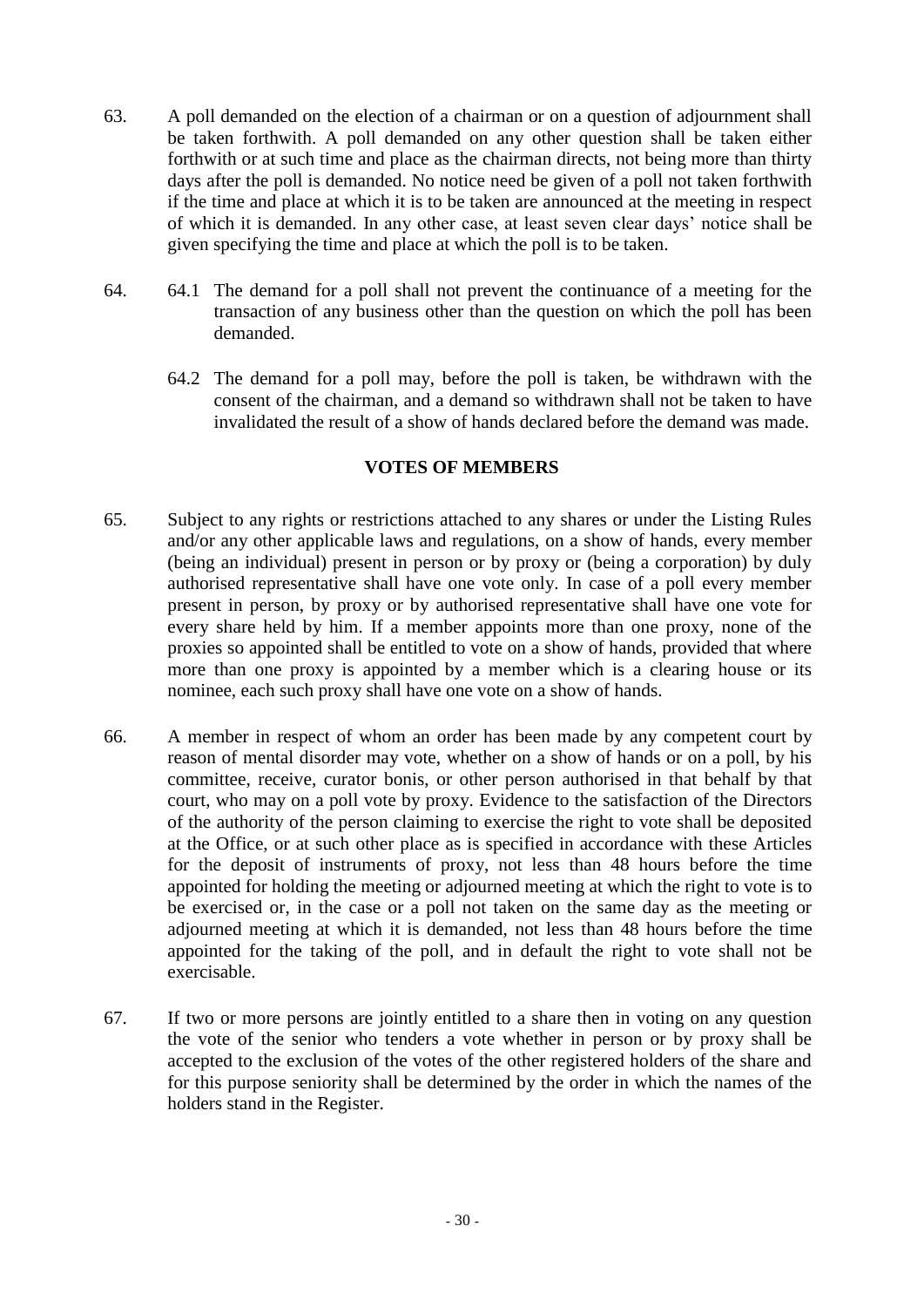63. A poll demanded on the election of a chairman or on a question of adjournment shall be taken forthwith. A poll demanded on any other question shall be taken either forthwith or at such time and place as the chairman directs, not being more than thirty days after the poll is demanded. No notice need be given of a poll not taken forthwith if the time and place at which it is to be taken are announced at the meeting in respect of which it is demanded. In any other case, at least seven clear days' notice shall be given specifying the time and place at which the poll is to be taken.

64. 64.1 The demand for a poll shall not prevent the continuance of a meeting for the transaction of any business other than the question on which the poll has been demanded.

    64.2 The demand for a poll may, before the poll is taken, be withdrawn with the consent of the chairman, and a demand so withdrawn shall not be taken to have invalidated the result of a show of hands declared before the demand was made.

## VOTES OF MEMBERS

65. Subject to any rights or restrictions attached to any shares or under the Listing Rules and/or any other applicable laws and regulations, on a show of hands, every member (being an individual) present in person or by proxy or (being a corporation) by duly authorised representative shall have one vote only. In case of a poll every member present in person, by proxy or by authorised representative shall have one vote for every share held by him. If a member appoints more than one proxy, none of the proxies so appointed shall be entitled to vote on a show of hands, provided that where more than one proxy is appointed by a member which is a clearing house or its nominee, each such proxy shall have one vote on a show of hands.

66. A member in respect of whom an order has been made by any competent court by reason of mental disorder may vote, whether on a show of hands or on a poll, by his committee, receive, curator bonis, or other person authorised in that behalf by that court, who may on a poll vote by proxy. Evidence to the satisfaction of the Directors of the authority of the person claiming to exercise the right to vote shall be deposited at the Office, or at such other place as is specified in accordance with these Articles for the deposit of instruments of proxy, not less than 48 hours before the time appointed for holding the meeting or adjourned meeting at which the right to vote is to be exercised or, in the case or a poll not taken on the same day as the meeting or adjourned meeting at which it is demanded, not less than 48 hours before the time appointed for the taking of the poll, and in default the right to vote shall not be exercisable.

67. If two or more persons are jointly entitled to a share then in voting on any question the vote of the senior who tenders a vote whether in person or by proxy shall be accepted to the exclusion of the votes of the other registered holders of the share and for this purpose seniority shall be determined by the order in which the names of the holders stand in the Register.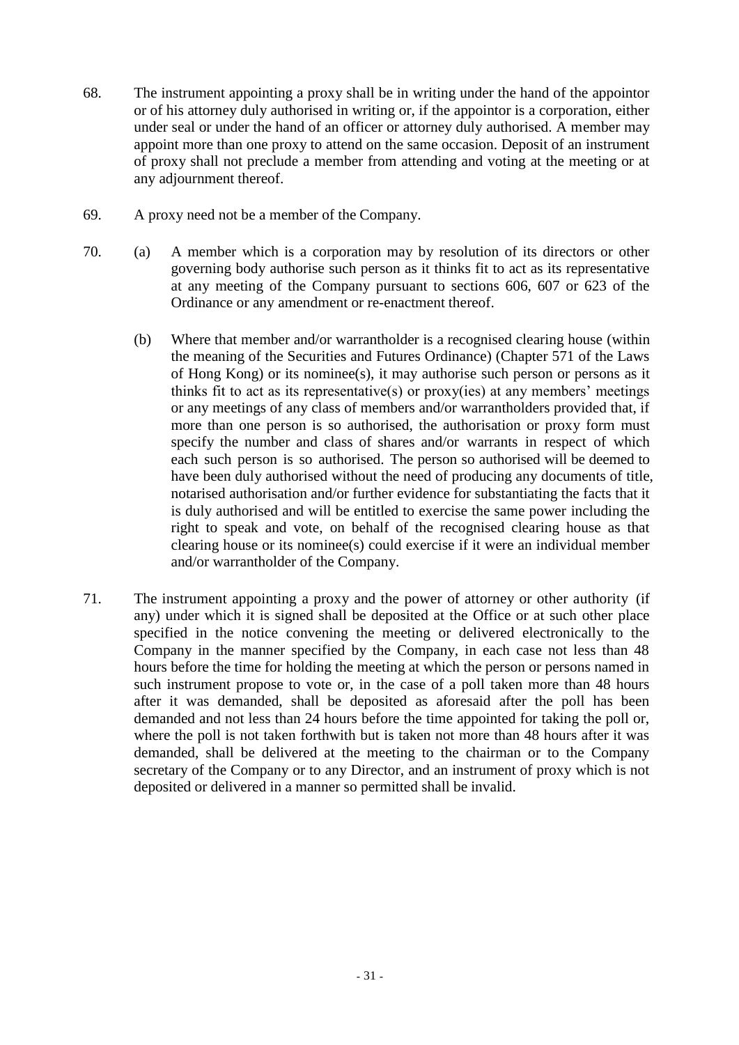68. The instrument appointing a proxy shall be in writing under the hand of the appointor or of his attorney duly authorised in writing or, if the appointor is a corporation, either under seal or under the hand of an officer or attorney duly authorised. A member may appoint more than one proxy to attend on the same occasion. Deposit of an instrument of proxy shall not preclude a member from attending and voting at the meeting or at any adjournment thereof.

69. A proxy need not be a member of the Company.

70. (a) A member which is a corporation may by resolution of its directors or other governing body authorise such person as it thinks fit to act as its representative at any meeting of the Company pursuant to sections 606, 607 or 623 of the Ordinance or any amendment or re-enactment thereof.

    (b) Where that member and/or warrantholder is a recognised clearing house (within the meaning of the Securities and Futures Ordinance) (Chapter 571 of the Laws of Hong Kong) or its nominee(s), it may authorise such person or persons as it thinks fit to act as its representative(s) or proxy(ies) at any members' meetings or any meetings of any class of members and/or warrantholders provided that, if more than one person is so authorised, the authorisation or proxy form must specify the number and class of shares and/or warrants in respect of which each such person is so authorised. The person so authorised will be deemed to have been duly authorised without the need of producing any documents of title, notarised authorisation and/or further evidence for substantiating the facts that it is duly authorised and will be entitled to exercise the same power including the right to speak and vote, on behalf of the recognised clearing house as that clearing house or its nominee(s) could exercise if it were an individual member and/or warrantholder of the Company.

71. The instrument appointing a proxy and the power of attorney or other authority (if any) under which it is signed shall be deposited at the Office or at such other place specified in the notice convening the meeting or delivered electronically to the Company in the manner specified by the Company, in each case not less than 48 hours before the time for holding the meeting at which the person or persons named in such instrument propose to vote or, in the case of a poll taken more than 48 hours after it was demanded, shall be deposited as aforesaid after the poll has been demanded and not less than 24 hours before the time appointed for taking the poll or, where the poll is not taken forthwith but is taken not more than 48 hours after it was demanded, shall be delivered at the meeting to the chairman or to the Company secretary of the Company or to any Director, and an instrument of proxy which is not deposited or delivered in a manner so permitted shall be invalid.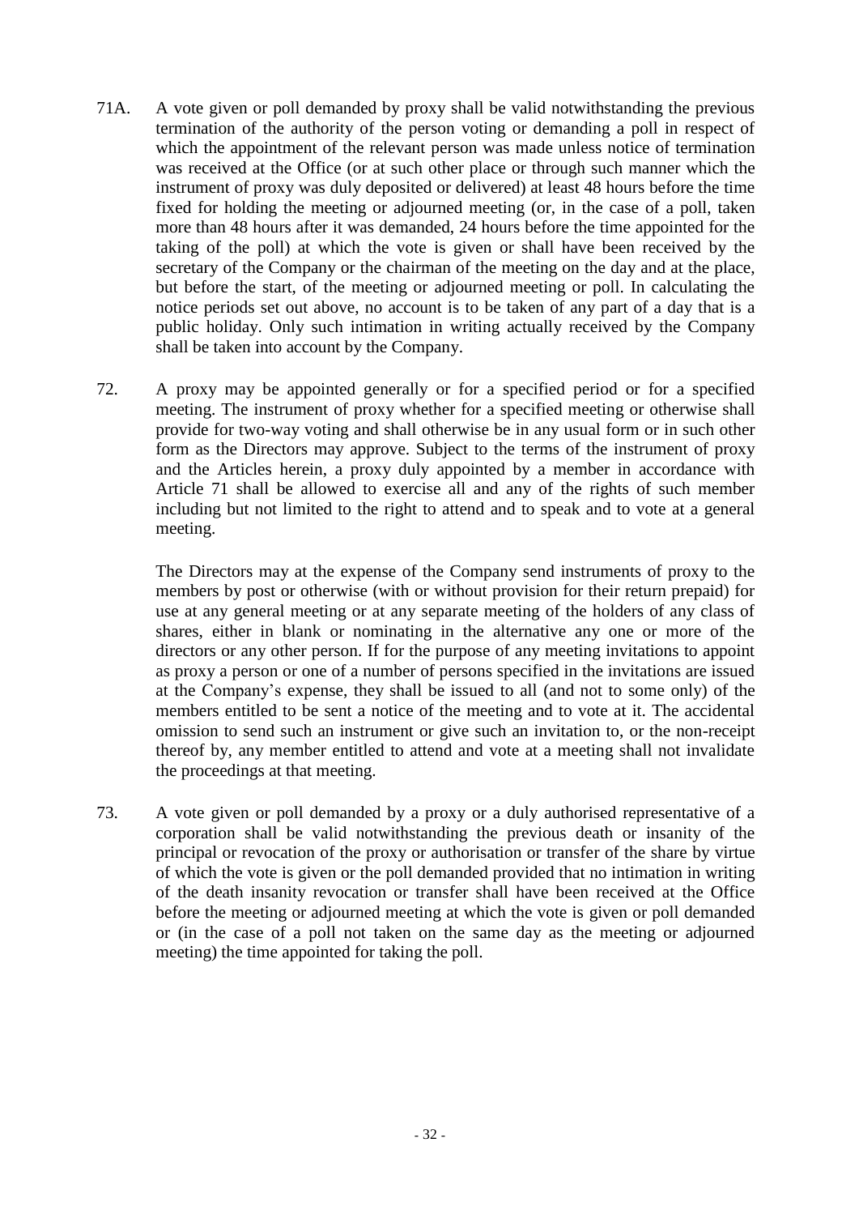71A. A vote given or poll demanded by proxy shall be valid notwithstanding the previous termination of the authority of the person voting or demanding a poll in respect of which the appointment of the relevant person was made unless notice of termination was received at the Office (or at such other place or through such manner which the instrument of proxy was duly deposited or delivered) at least 48 hours before the time fixed for holding the meeting or adjourned meeting (or, in the case of a poll, taken more than 48 hours after it was demanded, 24 hours before the time appointed for the taking of the poll) at which the vote is given or shall have been received by the secretary of the Company or the chairman of the meeting on the day and at the place, but before the start, of the meeting or adjourned meeting or poll. In calculating the notice periods set out above, no account is to be taken of any part of a day that is a public holiday. Only such intimation in writing actually received by the Company shall be taken into account by the Company.

72. A proxy may be appointed generally or for a specified period or for a specified meeting. The instrument of proxy whether for a specified meeting or otherwise shall provide for two-way voting and shall otherwise be in any usual form or in such other form as the Directors may approve. Subject to the terms of the instrument of proxy and the Articles herein, a proxy duly appointed by a member in accordance with Article 71 shall be allowed to exercise all and any of the rights of such member including but not limited to the right to attend and to speak and to vote at a general meeting.

The Directors may at the expense of the Company send instruments of proxy to the members by post or otherwise (with or without provision for their return prepaid) for use at any general meeting or at any separate meeting of the holders of any class of shares, either in blank or nominating in the alternative any one or more of the directors or any other person. If for the purpose of any meeting invitations to appoint as proxy a person or one of a number of persons specified in the invitations are issued at the Company's expense, they shall be issued to all (and not to some only) of the members entitled to be sent a notice of the meeting and to vote at it. The accidental omission to send such an instrument or give such an invitation to, or the non-receipt thereof by, any member entitled to attend and vote at a meeting shall not invalidate the proceedings at that meeting.

73. A vote given or poll demanded by a proxy or a duly authorised representative of a corporation shall be valid notwithstanding the previous death or insanity of the principal or revocation of the proxy or authorisation or transfer of the share by virtue of which the vote is given or the poll demanded provided that no intimation in writing of the death insanity revocation or transfer shall have been received at the Office before the meeting or adjourned meeting at which the vote is given or poll demanded or (in the case of a poll not taken on the same day as the meeting or adjourned meeting) the time appointed for taking the poll.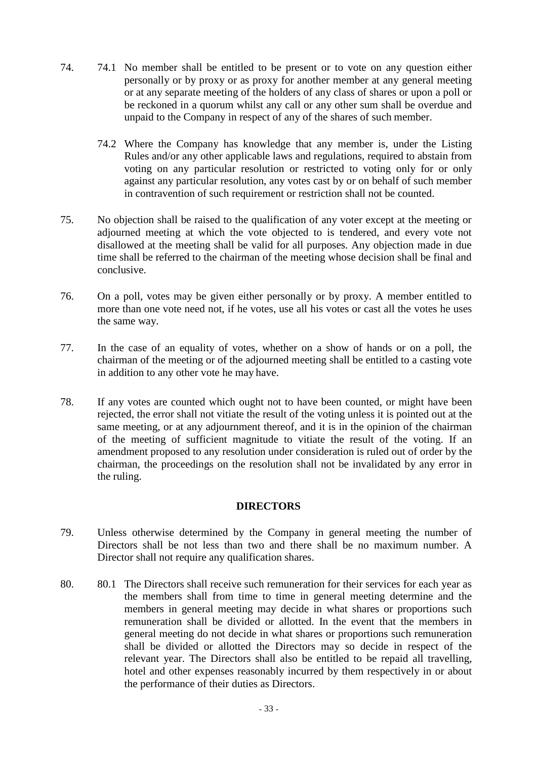74. 74.1 No member shall be entitled to be present or to vote on any question either personally or by proxy or as proxy for another member at any general meeting or at any separate meeting of the holders of any class of shares or upon a poll or be reckoned in a quorum whilst any call or any other sum shall be overdue and unpaid to the Company in respect of any of the shares of such member.

74.2 Where the Company has knowledge that any member is, under the Listing Rules and/or any other applicable laws and regulations, required to abstain from voting on any particular resolution or restricted to voting only for or only against any particular resolution, any votes cast by or on behalf of such member in contravention of such requirement or restriction shall not be counted.

75. No objection shall be raised to the qualification of any voter except at the meeting or adjourned meeting at which the vote objected to is tendered, and every vote not disallowed at the meeting shall be valid for all purposes. Any objection made in due time shall be referred to the chairman of the meeting whose decision shall be final and conclusive.

76. On a poll, votes may be given either personally or by proxy. A member entitled to more than one vote need not, if he votes, use all his votes or cast all the votes he uses the same way.

77. In the case of an equality of votes, whether on a show of hands or on a poll, the chairman of the meeting or of the adjourned meeting shall be entitled to a casting vote in addition to any other vote he may have.

78. If any votes are counted which ought not to have been counted, or might have been rejected, the error shall not vitiate the result of the voting unless it is pointed out at the same meeting, or at any adjournment thereof, and it is in the opinion of the chairman of the meeting of sufficient magnitude to vitiate the result of the voting. If an amendment proposed to any resolution under consideration is ruled out of order by the chairman, the proceedings on the resolution shall not be invalidated by any error in the ruling.

## DIRECTORS

79. Unless otherwise determined by the Company in general meeting the number of Directors shall be not less than two and there shall be no maximum number. A Director shall not require any qualification shares.

80. 80.1 The Directors shall receive such remuneration for their services for each year as the members shall from time to time in general meeting determine and the members in general meeting may decide in what shares or proportions such remuneration shall be divided or allotted. In the event that the members in general meeting do not decide in what shares or proportions such remuneration shall be divided or allotted the Directors may so decide in respect of the relevant year. The Directors shall also be entitled to be repaid all travelling, hotel and other expenses reasonably incurred by them respectively in or about the performance of their duties as Directors.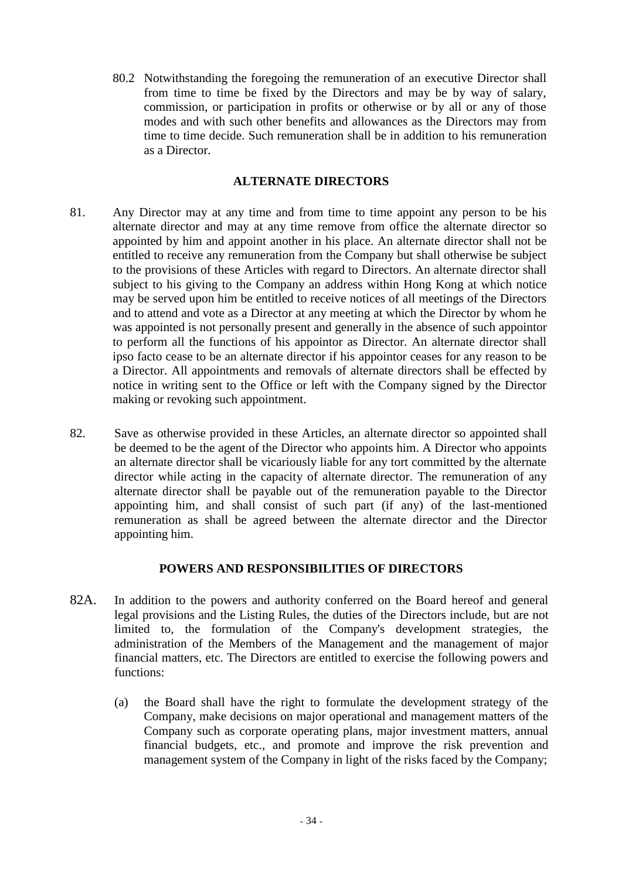80.2 Notwithstanding the foregoing the remuneration of an executive Director shall from time to time be fixed by the Directors and may be by way of salary, commission, or participation in profits or otherwise or by all or any of those modes and with such other benefits and allowances as the Directors may from time to time decide. Such remuneration shall be in addition to his remuneration as a Director.

## ALTERNATE DIRECTORS

81. Any Director may at any time and from time to time appoint any person to be his alternate director and may at any time remove from office the alternate director so appointed by him and appoint another in his place. An alternate director shall not be entitled to receive any remuneration from the Company but shall otherwise be subject to the provisions of these Articles with regard to Directors. An alternate director shall subject to his giving to the Company an address within Hong Kong at which notice may be served upon him be entitled to receive notices of all meetings of the Directors and to attend and vote as a Director at any meeting at which the Director by whom he was appointed is not personally present and generally in the absence of such appointor to perform all the functions of his appointor as Director. An alternate director shall ipso facto cease to be an alternate director if his appointor ceases for any reason to be a Director. All appointments and removals of alternate directors shall be effected by notice in writing sent to the Office or left with the Company signed by the Director making or revoking such appointment.

82. Save as otherwise provided in these Articles, an alternate director so appointed shall be deemed to be the agent of the Director who appoints him. A Director who appoints an alternate director shall be vicariously liable for any tort committed by the alternate director while acting in the capacity of alternate director. The remuneration of any alternate director shall be payable out of the remuneration payable to the Director appointing him, and shall consist of such part (if any) of the last-mentioned remuneration as shall be agreed between the alternate director and the Director appointing him.

## POWERS AND RESPONSIBILITIES OF DIRECTORS

82A. In addition to the powers and authority conferred on the Board hereof and general legal provisions and the Listing Rules, the duties of the Directors include, but are not limited to, the formulation of the Company's development strategies, the administration of the Members of the Management and the management of major financial matters, etc. The Directors are entitled to exercise the following powers and functions:

(a) the Board shall have the right to formulate the development strategy of the Company, make decisions on major operational and management matters of the Company such as corporate operating plans, major investment matters, annual financial budgets, etc., and promote and improve the risk prevention and management system of the Company in light of the risks faced by the Company;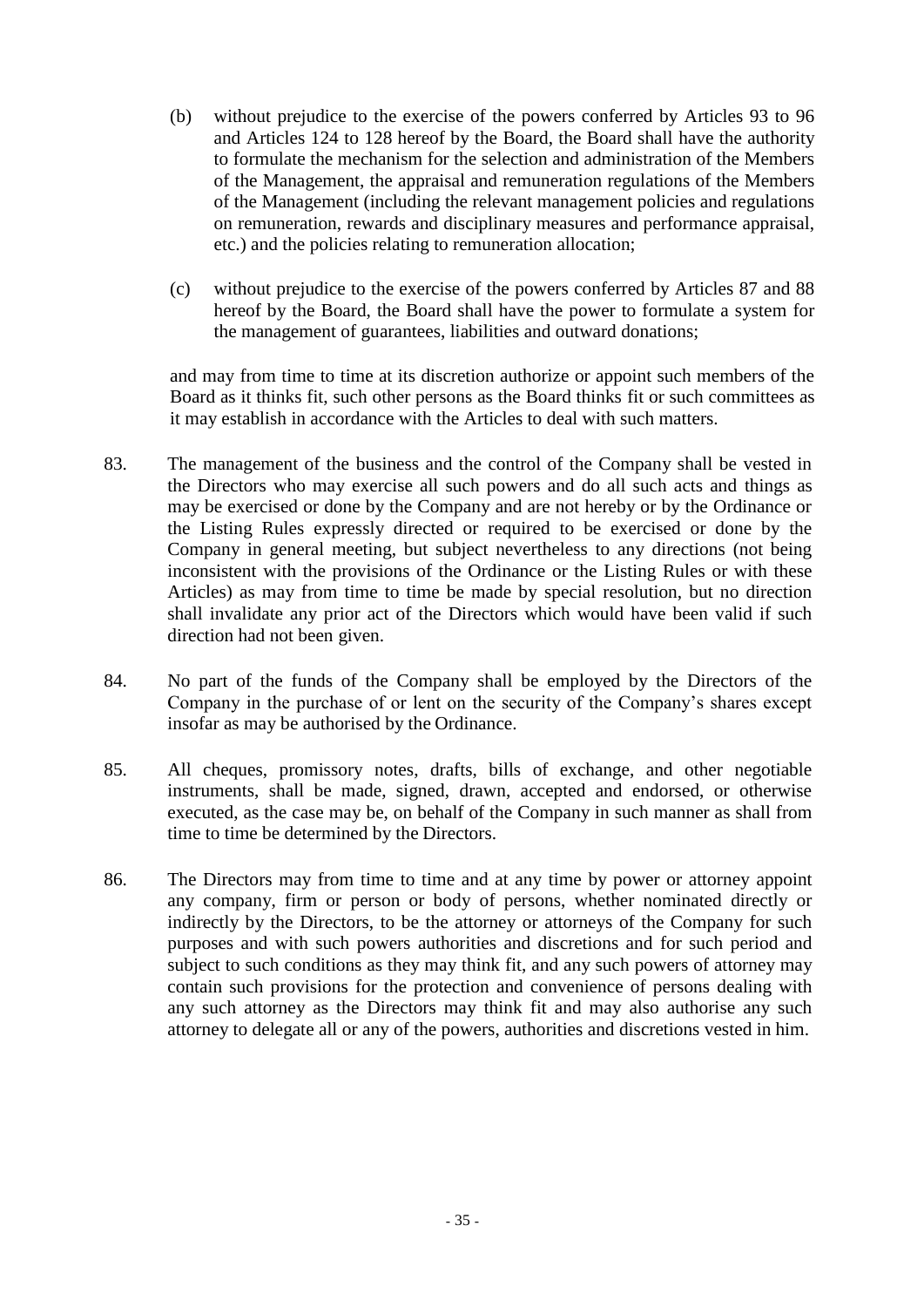(b) without prejudice to the exercise of the powers conferred by Articles 93 to 96 and Articles 124 to 128 hereof by the Board, the Board shall have the authority to formulate the mechanism for the selection and administration of the Members of the Management, the appraisal and remuneration regulations of the Members of the Management (including the relevant management policies and regulations on remuneration, rewards and disciplinary measures and performance appraisal, etc.) and the policies relating to remuneration allocation;

(c) without prejudice to the exercise of the powers conferred by Articles 87 and 88 hereof by the Board, the Board shall have the power to formulate a system for the management of guarantees, liabilities and outward donations;

and may from time to time at its discretion authorize or appoint such members of the Board as it thinks fit, such other persons as the Board thinks fit or such committees as it may establish in accordance with the Articles to deal with such matters.

83. The management of the business and the control of the Company shall be vested in the Directors who may exercise all such powers and do all such acts and things as may be exercised or done by the Company and are not hereby or by the Ordinance or the Listing Rules expressly directed or required to be exercised or done by the Company in general meeting, but subject nevertheless to any directions (not being inconsistent with the provisions of the Ordinance or the Listing Rules or with these Articles) as may from time to time be made by special resolution, but no direction shall invalidate any prior act of the Directors which would have been valid if such direction had not been given.

84. No part of the funds of the Company shall be employed by the Directors of the Company in the purchase of or lent on the security of the Company's shares except insofar as may be authorised by the Ordinance.

85. All cheques, promissory notes, drafts, bills of exchange, and other negotiable instruments, shall be made, signed, drawn, accepted and endorsed, or otherwise executed, as the case may be, on behalf of the Company in such manner as shall from time to time be determined by the Directors.

86. The Directors may from time to time and at any time by power or attorney appoint any company, firm or person or body of persons, whether nominated directly or indirectly by the Directors, to be the attorney or attorneys of the Company for such purposes and with such powers authorities and discretions and for such period and subject to such conditions as they may think fit, and any such powers of attorney may contain such provisions for the protection and convenience of persons dealing with any such attorney as the Directors may think fit and may also authorise any such attorney to delegate all or any of the powers, authorities and discretions vested in him.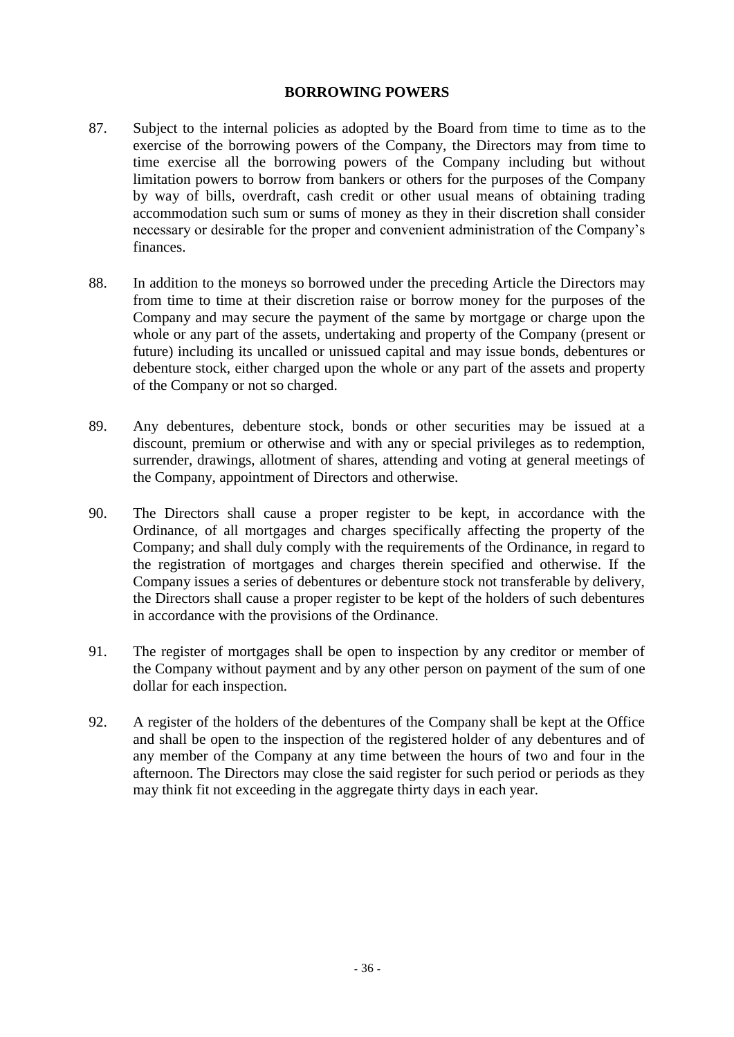## BORROWING POWERS

87. Subject to the internal policies as adopted by the Board from time to time as to the exercise of the borrowing powers of the Company, the Directors may from time to time exercise all the borrowing powers of the Company including but without limitation powers to borrow from bankers or others for the purposes of the Company by way of bills, overdraft, cash credit or other usual means of obtaining trading accommodation such sum or sums of money as they in their discretion shall consider necessary or desirable for the proper and convenient administration of the Company's finances.

88. In addition to the moneys so borrowed under the preceding Article the Directors may from time to time at their discretion raise or borrow money for the purposes of the Company and may secure the payment of the same by mortgage or charge upon the whole or any part of the assets, undertaking and property of the Company (present or future) including its uncalled or unissued capital and may issue bonds, debentures or debenture stock, either charged upon the whole or any part of the assets and property of the Company or not so charged.

89. Any debentures, debenture stock, bonds or other securities may be issued at a discount, premium or otherwise and with any or special privileges as to redemption, surrender, drawings, allotment of shares, attending and voting at general meetings of the Company, appointment of Directors and otherwise.

90. The Directors shall cause a proper register to be kept, in accordance with the Ordinance, of all mortgages and charges specifically affecting the property of the Company; and shall duly comply with the requirements of the Ordinance, in regard to the registration of mortgages and charges therein specified and otherwise. If the Company issues a series of debentures or debenture stock not transferable by delivery, the Directors shall cause a proper register to be kept of the holders of such debentures in accordance with the provisions of the Ordinance.

91. The register of mortgages shall be open to inspection by any creditor or member of the Company without payment and by any other person on payment of the sum of one dollar for each inspection.

92. A register of the holders of the debentures of the Company shall be kept at the Office and shall be open to the inspection of the registered holder of any debentures and of any member of the Company at any time between the hours of two and four in the afternoon. The Directors may close the said register for such period or periods as they may think fit not exceeding in the aggregate thirty days in each year.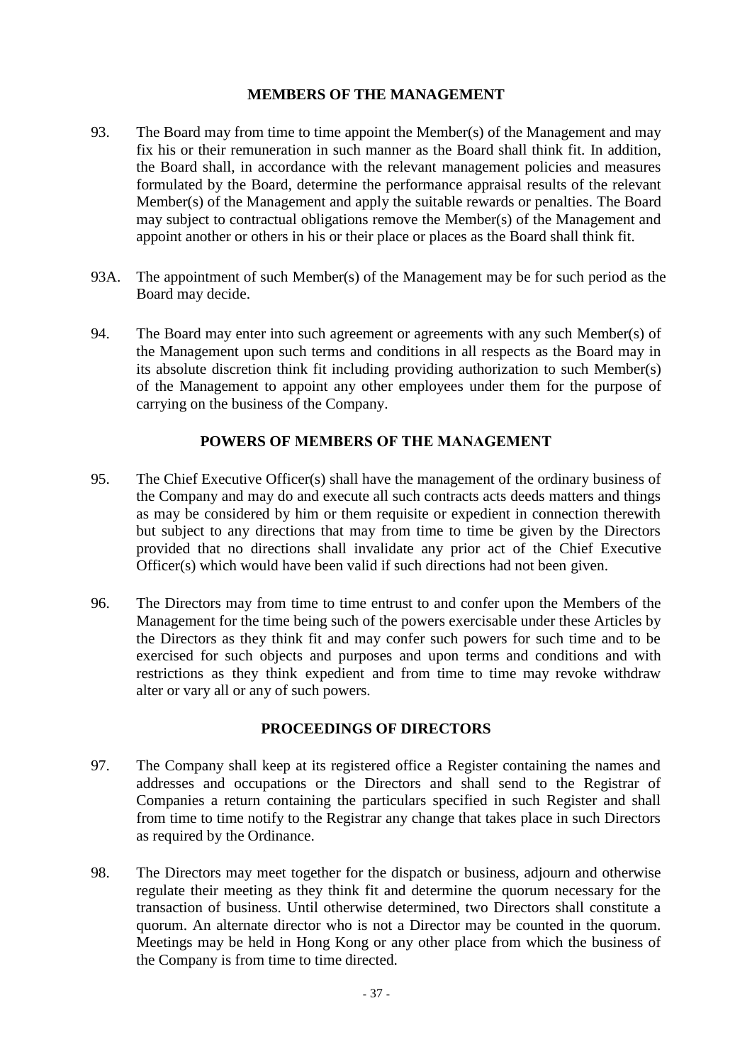## MEMBERS OF THE MANAGEMENT

93. The Board may from time to time appoint the Member(s) of the Management and may fix his or their remuneration in such manner as the Board shall think fit. In addition, the Board shall, in accordance with the relevant management policies and measures formulated by the Board, determine the performance appraisal results of the relevant Member(s) of the Management and apply the suitable rewards or penalties. The Board may subject to contractual obligations remove the Member(s) of the Management and appoint another or others in his or their place or places as the Board shall think fit.

93A. The appointment of such Member(s) of the Management may be for such period as the Board may decide.

94. The Board may enter into such agreement or agreements with any such Member(s) of the Management upon such terms and conditions in all respects as the Board may in its absolute discretion think fit including providing authorization to such Member(s) of the Management to appoint any other employees under them for the purpose of carrying on the business of the Company.

## POWERS OF MEMBERS OF THE MANAGEMENT

95. The Chief Executive Officer(s) shall have the management of the ordinary business of the Company and may do and execute all such contracts acts deeds matters and things as may be considered by him or them requisite or expedient in connection therewith but subject to any directions that may from time to time be given by the Directors provided that no directions shall invalidate any prior act of the Chief Executive Officer(s) which would have been valid if such directions had not been given.

96. The Directors may from time to time entrust to and confer upon the Members of the Management for the time being such of the powers exercisable under these Articles by the Directors as they think fit and may confer such powers for such time and to be exercised for such objects and purposes and upon terms and conditions and with restrictions as they think expedient and from time to time may revoke withdraw alter or vary all or any of such powers.

## PROCEEDINGS OF DIRECTORS

97. The Company shall keep at its registered office a Register containing the names and addresses and occupations or the Directors and shall send to the Registrar of Companies a return containing the particulars specified in such Register and shall from time to time notify to the Registrar any change that takes place in such Directors as required by the Ordinance.

98. The Directors may meet together for the dispatch or business, adjourn and otherwise regulate their meeting as they think fit and determine the quorum necessary for the transaction of business. Until otherwise determined, two Directors shall constitute a quorum. An alternate director who is not a Director may be counted in the quorum. Meetings may be held in Hong Kong or any other place from which the business of the Company is from time to time directed.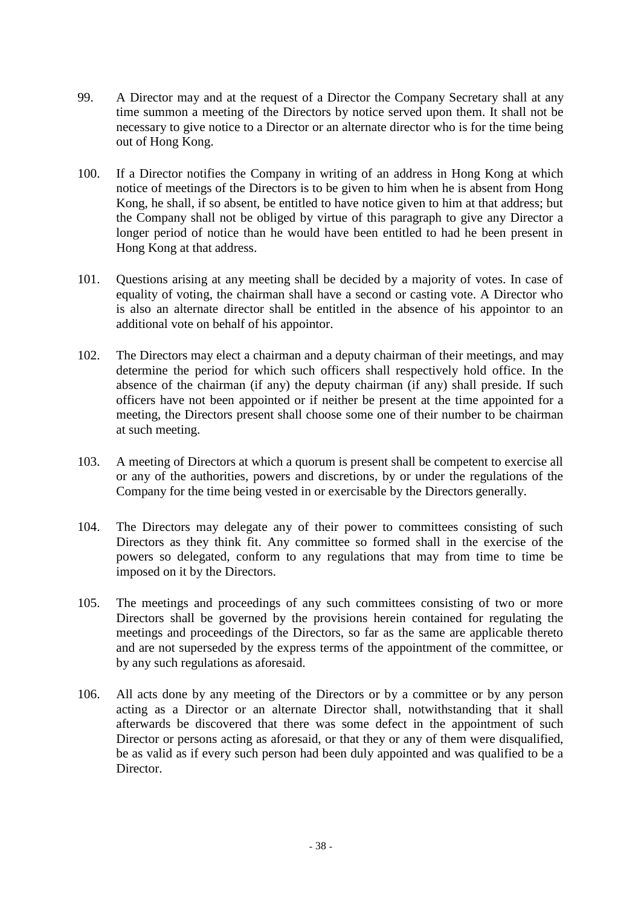99. A Director may and at the request of a Director the Company Secretary shall at any time summon a meeting of the Directors by notice served upon them. It shall not be necessary to give notice to a Director or an alternate director who is for the time being out of Hong Kong.

100. If a Director notifies the Company in writing of an address in Hong Kong at which notice of meetings of the Directors is to be given to him when he is absent from Hong Kong, he shall, if so absent, be entitled to have notice given to him at that address; but the Company shall not be obliged by virtue of this paragraph to give any Director a longer period of notice than he would have been entitled to had he been present in Hong Kong at that address.

101. Questions arising at any meeting shall be decided by a majority of votes. In case of equality of voting, the chairman shall have a second or casting vote. A Director who is also an alternate director shall be entitled in the absence of his appointor to an additional vote on behalf of his appointor.

102. The Directors may elect a chairman and a deputy chairman of their meetings, and may determine the period for which such officers shall respectively hold office. In the absence of the chairman (if any) the deputy chairman (if any) shall preside. If such officers have not been appointed or if neither be present at the time appointed for a meeting, the Directors present shall choose some one of their number to be chairman at such meeting.

103. A meeting of Directors at which a quorum is present shall be competent to exercise all or any of the authorities, powers and discretions, by or under the regulations of the Company for the time being vested in or exercisable by the Directors generally.

104. The Directors may delegate any of their power to committees consisting of such Directors as they think fit. Any committee so formed shall in the exercise of the powers so delegated, conform to any regulations that may from time to time be imposed on it by the Directors.

105. The meetings and proceedings of any such committees consisting of two or more Directors shall be governed by the provisions herein contained for regulating the meetings and proceedings of the Directors, so far as the same are applicable thereto and are not superseded by the express terms of the appointment of the committee, or by any such regulations as aforesaid.

106. All acts done by any meeting of the Directors or by a committee or by any person acting as a Director or an alternate Director shall, notwithstanding that it shall afterwards be discovered that there was some defect in the appointment of such Director or persons acting as aforesaid, or that they or any of them were disqualified, be as valid as if every such person had been duly appointed and was qualified to be a Director.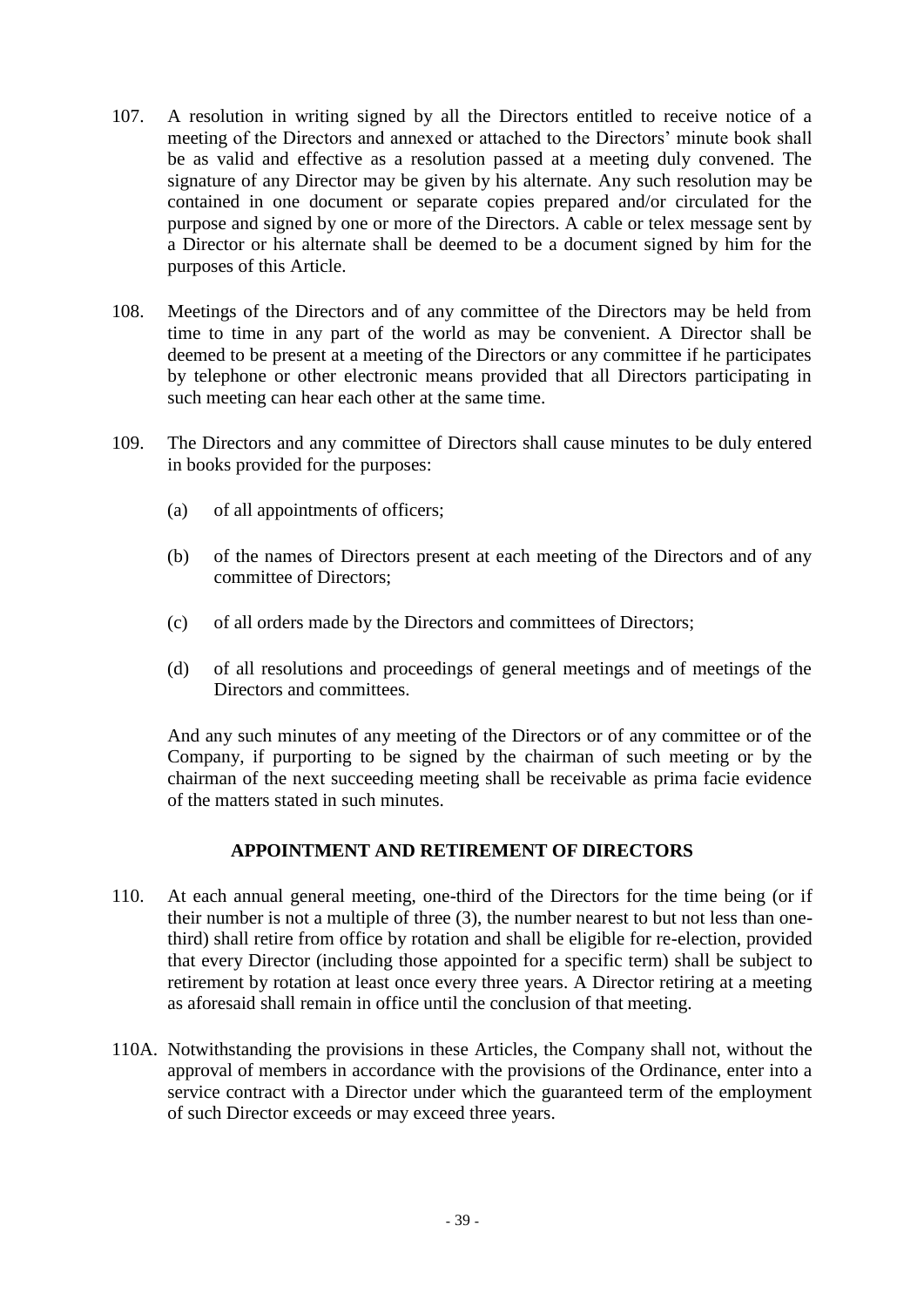107. A resolution in writing signed by all the Directors entitled to receive notice of a meeting of the Directors and annexed or attached to the Directors' minute book shall be as valid and effective as a resolution passed at a meeting duly convened. The signature of any Director may be given by his alternate. Any such resolution may be contained in one document or separate copies prepared and/or circulated for the purpose and signed by one or more of the Directors. A cable or telex message sent by a Director or his alternate shall be deemed to be a document signed by him for the purposes of this Article.

108. Meetings of the Directors and of any committee of the Directors may be held from time to time in any part of the world as may be convenient. A Director shall be deemed to be present at a meeting of the Directors or any committee if he participates by telephone or other electronic means provided that all Directors participating in such meeting can hear each other at the same time.

109. The Directors and any committee of Directors shall cause minutes to be duly entered in books provided for the purposes:

   (a) of all appointments of officers;

   (b) of the names of Directors present at each meeting of the Directors and of any committee of Directors;

   (c) of all orders made by the Directors and committees of Directors;

   (d) of all resolutions and proceedings of general meetings and of meetings of the Directors and committees.

   And any such minutes of any meeting of the Directors or of any committee or of the Company, if purporting to be signed by the chairman of such meeting or by the chairman of the next succeeding meeting shall be receivable as prima facie evidence of the matters stated in such minutes.

## APPOINTMENT AND RETIREMENT OF DIRECTORS

110. At each annual general meeting, one-third of the Directors for the time being (or if their number is not a multiple of three (3), the number nearest to but not less than one-third) shall retire from office by rotation and shall be eligible for re-election, provided that every Director (including those appointed for a specific term) shall be subject to retirement by rotation at least once every three years. A Director retiring at a meeting as aforesaid shall remain in office until the conclusion of that meeting.

110A. Notwithstanding the provisions in these Articles, the Company shall not, without the approval of members in accordance with the provisions of the Ordinance, enter into a service contract with a Director under which the guaranteed term of the employment of such Director exceeds or may exceed three years.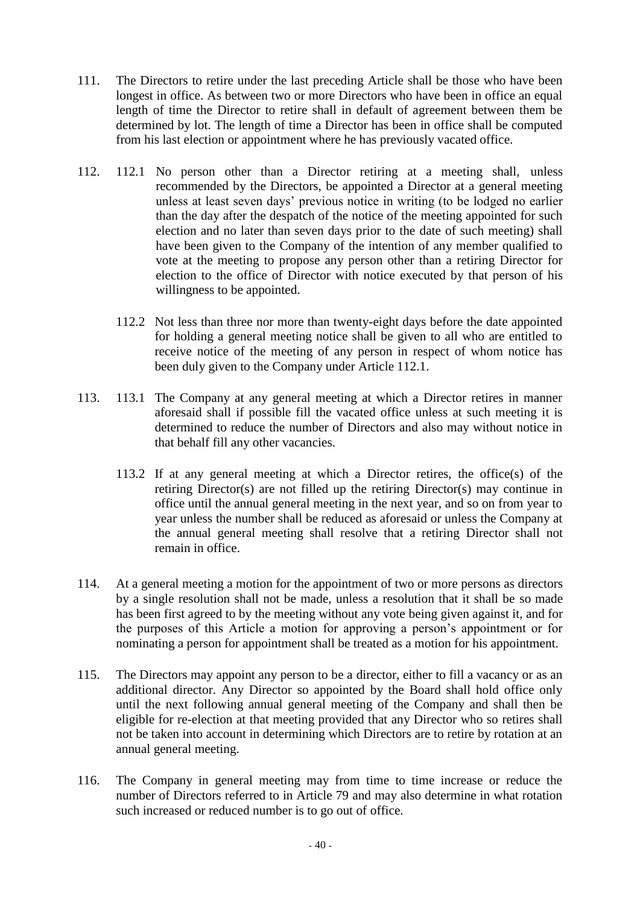111. The Directors to retire under the last preceding Article shall be those who have been longest in office. As between two or more Directors who have been in office an equal length of time the Director to retire shall in default of agreement between them be determined by lot. The length of time a Director has been in office shall be computed from his last election or appointment where he has previously vacated office.

112. 112.1 No person other than a Director retiring at a meeting shall, unless recommended by the Directors, be appointed a Director at a general meeting unless at least seven days' previous notice in writing (to be lodged no earlier than the day after the despatch of the notice of the meeting appointed for such election and no later than seven days prior to the date of such meeting) shall have been given to the Company of the intention of any member qualified to vote at the meeting to propose any person other than a retiring Director for election to the office of Director with notice executed by that person of his willingness to be appointed.

    112.2 Not less than three nor more than twenty-eight days before the date appointed for holding a general meeting notice shall be given to all who are entitled to receive notice of the meeting of any person in respect of whom notice has been duly given to the Company under Article 112.1.

113. 113.1 The Company at any general meeting at which a Director retires in manner aforesaid shall if possible fill the vacated office unless at such meeting it is determined to reduce the number of Directors and also may without notice in that behalf fill any other vacancies.

    113.2 If at any general meeting at which a Director retires, the office(s) of the retiring Director(s) are not filled up the retiring Director(s) may continue in office until the annual general meeting in the next year, and so on from year to year unless the number shall be reduced as aforesaid or unless the Company at the annual general meeting shall resolve that a retiring Director shall not remain in office.

114. At a general meeting a motion for the appointment of two or more persons as directors by a single resolution shall not be made, unless a resolution that it shall be so made has been first agreed to by the meeting without any vote being given against it, and for the purposes of this Article a motion for approving a person's appointment or for nominating a person for appointment shall be treated as a motion for his appointment.

115. The Directors may appoint any person to be a director, either to fill a vacancy or as an additional director. Any Director so appointed by the Board shall hold office only until the next following annual general meeting of the Company and shall then be eligible for re-election at that meeting provided that any Director who so retires shall not be taken into account in determining which Directors are to retire by rotation at an annual general meeting.

116. The Company in general meeting may from time to time increase or reduce the number of Directors referred to in Article 79 and may also determine in what rotation such increased or reduced number is to go out of office.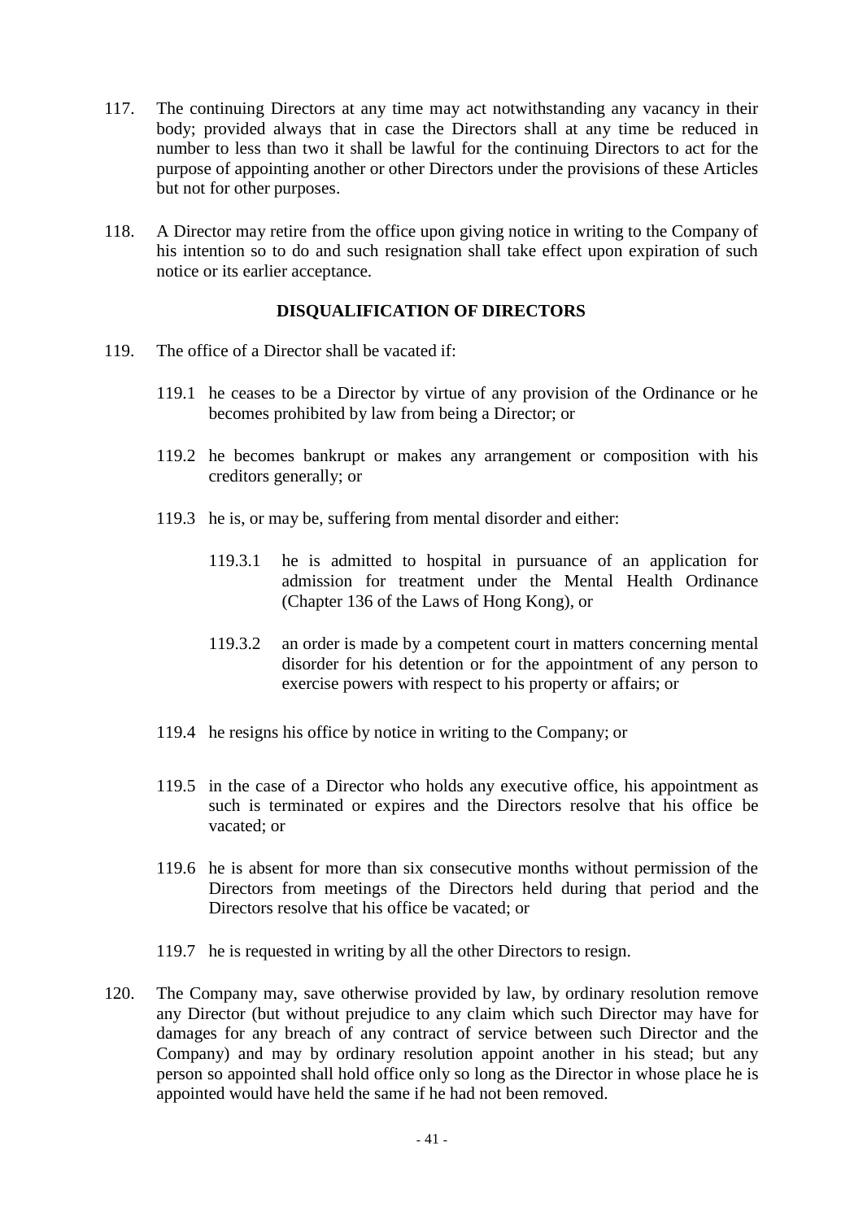117. The continuing Directors at any time may act notwithstanding any vacancy in their body; provided always that in case the Directors shall at any time be reduced in number to less than two it shall be lawful for the continuing Directors to act for the purpose of appointing another or other Directors under the provisions of these Articles but not for other purposes.

118. A Director may retire from the office upon giving notice in writing to the Company of his intention so to do and such resignation shall take effect upon expiration of such notice or its earlier acceptance.

**DISQUALIFICATION OF DIRECTORS**

119. The office of a Director shall be vacated if:

119.1 he ceases to be a Director by virtue of any provision of the Ordinance or he becomes prohibited by law from being a Director; or

119.2 he becomes bankrupt or makes any arrangement or composition with his creditors generally; or

119.3 he is, or may be, suffering from mental disorder and either:

119.3.1 he is admitted to hospital in pursuance of an application for admission for treatment under the Mental Health Ordinance (Chapter 136 of the Laws of Hong Kong), or

119.3.2 an order is made by a competent court in matters concerning mental disorder for his detention or for the appointment of any person to exercise powers with respect to his property or affairs; or

119.4 he resigns his office by notice in writing to the Company; or

119.5 in the case of a Director who holds any executive office, his appointment as such is terminated or expires and the Directors resolve that his office be vacated; or

119.6 he is absent for more than six consecutive months without permission of the Directors from meetings of the Directors held during that period and the Directors resolve that his office be vacated; or

119.7 he is requested in writing by all the other Directors to resign.

120. The Company may, save otherwise provided by law, by ordinary resolution remove any Director (but without prejudice to any claim which such Director may have for damages for any breach of any contract of service between such Director and the Company) and may by ordinary resolution appoint another in his stead; but any person so appointed shall hold office only so long as the Director in whose place he is appointed would have held the same if he had not been removed.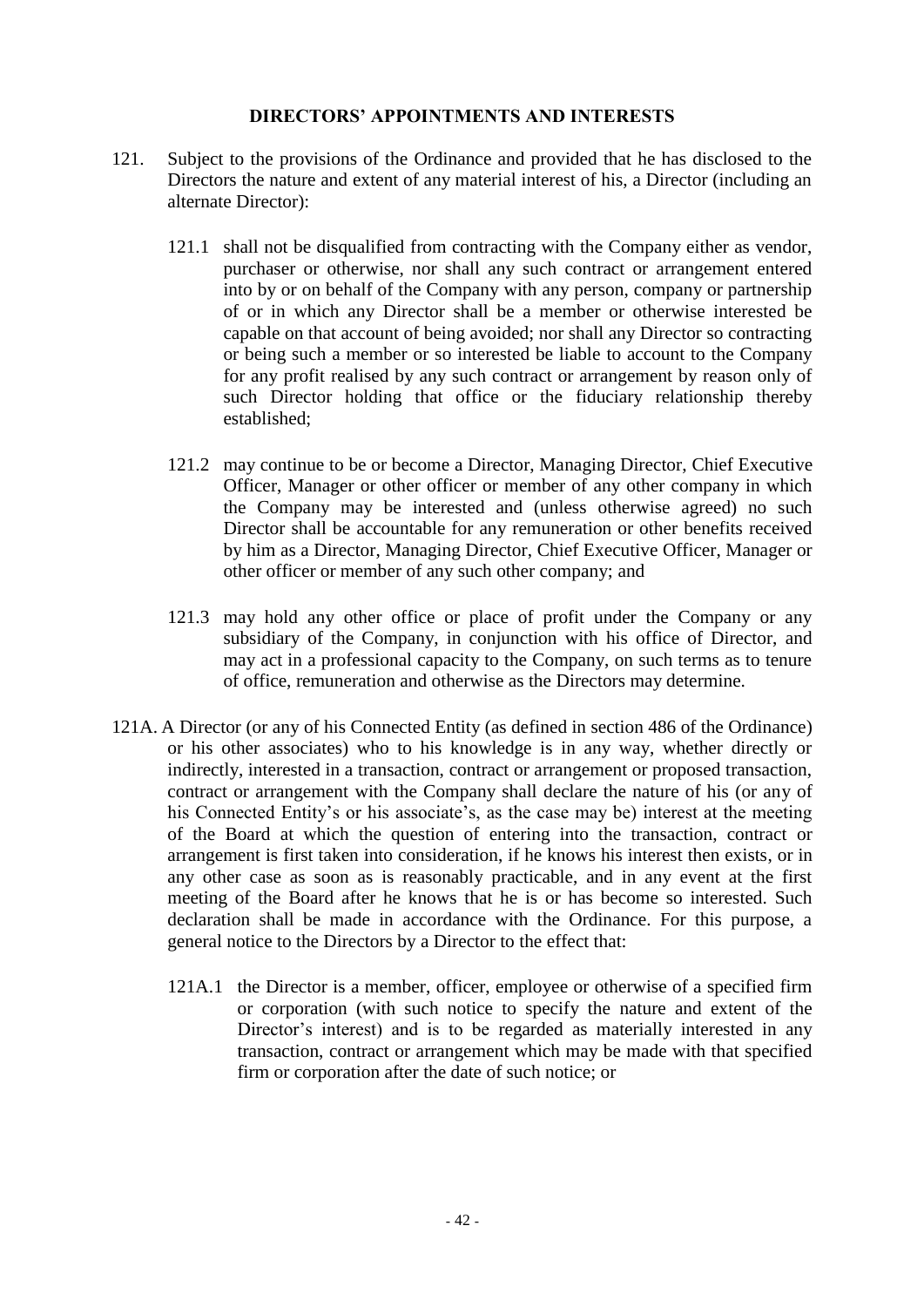## DIRECTORS' APPOINTMENTS AND INTERESTS

121. Subject to the provisions of the Ordinance and provided that he has disclosed to the Directors the nature and extent of any material interest of his, a Director (including an alternate Director):

121.1 shall not be disqualified from contracting with the Company either as vendor, purchaser or otherwise, nor shall any such contract or arrangement entered into by or on behalf of the Company with any person, company or partnership of or in which any Director shall be a member or otherwise interested be capable on that account of being avoided; nor shall any Director so contracting or being such a member or so interested be liable to account to the Company for any profit realised by any such contract or arrangement by reason only of such Director holding that office or the fiduciary relationship thereby established;

121.2 may continue to be or become a Director, Managing Director, Chief Executive Officer, Manager or other officer or member of any other company in which the Company may be interested and (unless otherwise agreed) no such Director shall be accountable for any remuneration or other benefits received by him as a Director, Managing Director, Chief Executive Officer, Manager or other officer or member of any such other company; and

121.3 may hold any other office or place of profit under the Company or any subsidiary of the Company, in conjunction with his office of Director, and may act in a professional capacity to the Company, on such terms as to tenure of office, remuneration and otherwise as the Directors may determine.

121A. A Director (or any of his Connected Entity (as defined in section 486 of the Ordinance) or his other associates) who to his knowledge is in any way, whether directly or indirectly, interested in a transaction, contract or arrangement or proposed transaction, contract or arrangement with the Company shall declare the nature of his (or any of his Connected Entity's or his associate's, as the case may be) interest at the meeting of the Board at which the question of entering into the transaction, contract or arrangement is first taken into consideration, if he knows his interest then exists, or in any other case as soon as is reasonably practicable, and in any event at the first meeting of the Board after he knows that he is or has become so interested. Such declaration shall be made in accordance with the Ordinance. For this purpose, a general notice to the Directors by a Director to the effect that:

121A.1 the Director is a member, officer, employee or otherwise of a specified firm or corporation (with such notice to specify the nature and extent of the Director's interest) and is to be regarded as materially interested in any transaction, contract or arrangement which may be made with that specified firm or corporation after the date of such notice; or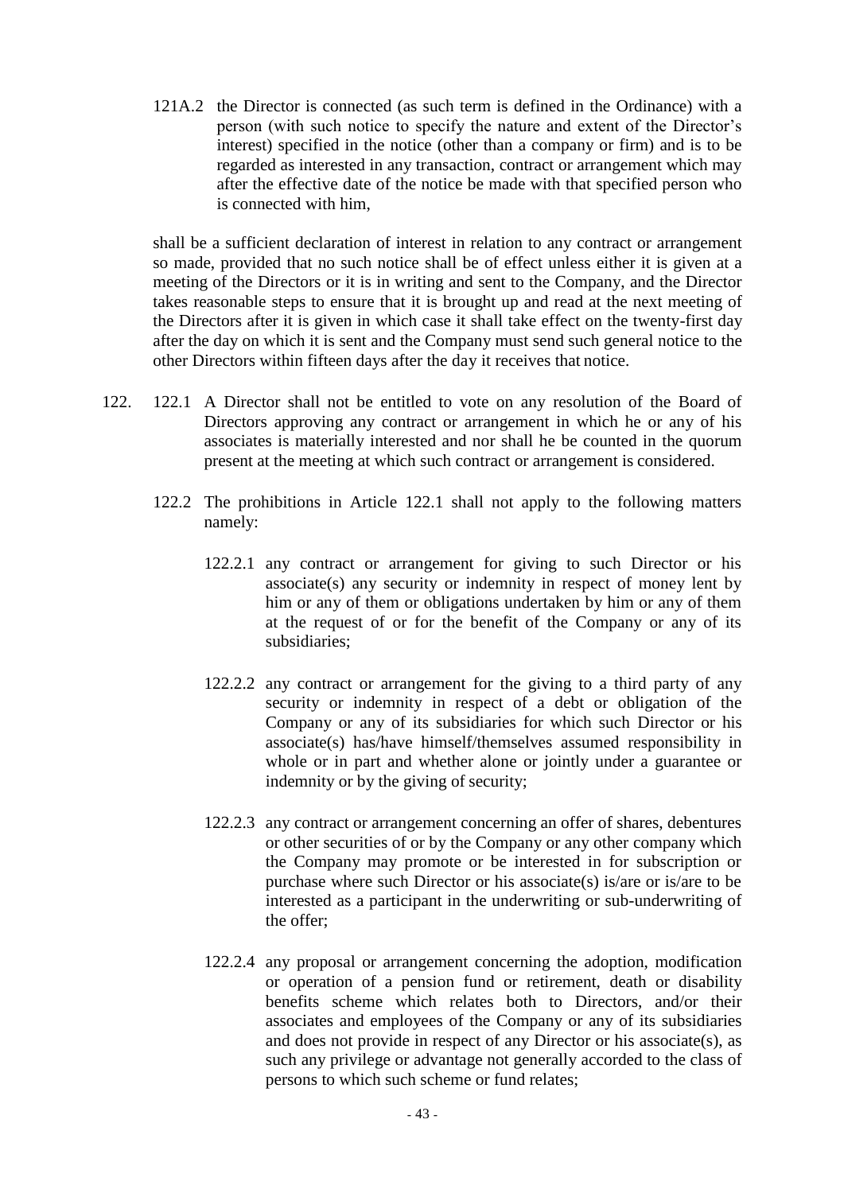121A.2 the Director is connected (as such term is defined in the Ordinance) with a person (with such notice to specify the nature and extent of the Director's interest) specified in the notice (other than a company or firm) and is to be regarded as interested in any transaction, contract or arrangement which may after the effective date of the notice be made with that specified person who is connected with him,

shall be a sufficient declaration of interest in relation to any contract or arrangement so made, provided that no such notice shall be of effect unless either it is given at a meeting of the Directors or it is in writing and sent to the Company, and the Director takes reasonable steps to ensure that it is brought up and read at the next meeting of the Directors after it is given in which case it shall take effect on the twenty-first day after the day on which it is sent and the Company must send such general notice to the other Directors within fifteen days after the day it receives that notice.

122. 122.1 A Director shall not be entitled to vote on any resolution of the Board of Directors approving any contract or arrangement in which he or any of his associates is materially interested and nor shall he be counted in the quorum present at the meeting at which such contract or arrangement is considered.

122.2 The prohibitions in Article 122.1 shall not apply to the following matters namely:

122.2.1 any contract or arrangement for giving to such Director or his associate(s) any security or indemnity in respect of money lent by him or any of them or obligations undertaken by him or any of them at the request of or for the benefit of the Company or any of its subsidiaries;

122.2.2 any contract or arrangement for the giving to a third party of any security or indemnity in respect of a debt or obligation of the Company or any of its subsidiaries for which such Director or his associate(s) has/have himself/themselves assumed responsibility in whole or in part and whether alone or jointly under a guarantee or indemnity or by the giving of security;

122.2.3 any contract or arrangement concerning an offer of shares, debentures or other securities of or by the Company or any other company which the Company may promote or be interested in for subscription or purchase where such Director or his associate(s) is/are or is/are to be interested as a participant in the underwriting or sub-underwriting of the offer;

122.2.4 any proposal or arrangement concerning the adoption, modification or operation of a pension fund or retirement, death or disability benefits scheme which relates both to Directors, and/or their associates and employees of the Company or any of its subsidiaries and does not provide in respect of any Director or his associate(s), as such any privilege or advantage not generally accorded to the class of persons to which such scheme or fund relates;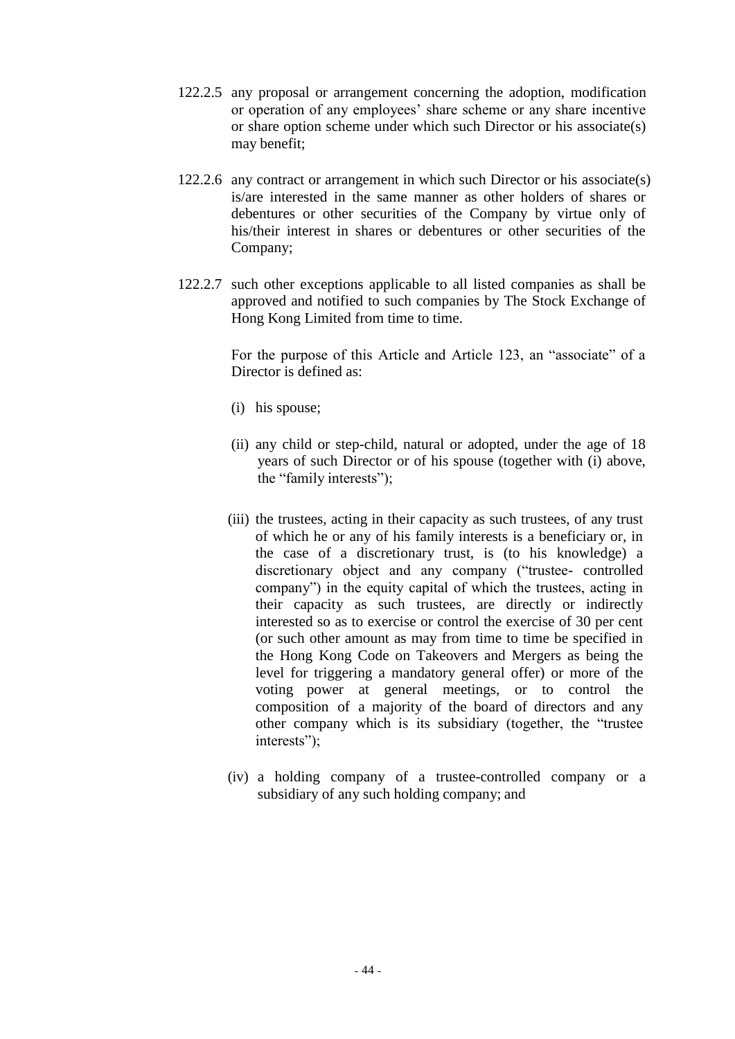122.2.5 any proposal or arrangement concerning the adoption, modification or operation of any employees' share scheme or any share incentive or share option scheme under which such Director or his associate(s) may benefit;

122.2.6 any contract or arrangement in which such Director or his associate(s) is/are interested in the same manner as other holders of shares or debentures or other securities of the Company by virtue only of his/their interest in shares or debentures or other securities of the Company;

122.2.7 such other exceptions applicable to all listed companies as shall be approved and notified to such companies by The Stock Exchange of Hong Kong Limited from time to time.

For the purpose of this Article and Article 123, an "associate" of a Director is defined as:

(i) his spouse;

(ii) any child or step-child, natural or adopted, under the age of 18 years of such Director or of his spouse (together with (i) above, the "family interests");

(iii) the trustees, acting in their capacity as such trustees, of any trust of which he or any of his family interests is a beneficiary or, in the case of a discretionary trust, is (to his knowledge) a discretionary object and any company ("trustee- controlled company") in the equity capital of which the trustees, acting in their capacity as such trustees, are directly or indirectly interested so as to exercise or control the exercise of 30 per cent (or such other amount as may from time to time be specified in the Hong Kong Code on Takeovers and Mergers as being the level for triggering a mandatory general offer) or more of the voting power at general meetings, or to control the composition of a majority of the board of directors and any other company which is its subsidiary (together, the "trustee interests");

(iv) a holding company of a trustee-controlled company or a subsidiary of any such holding company; and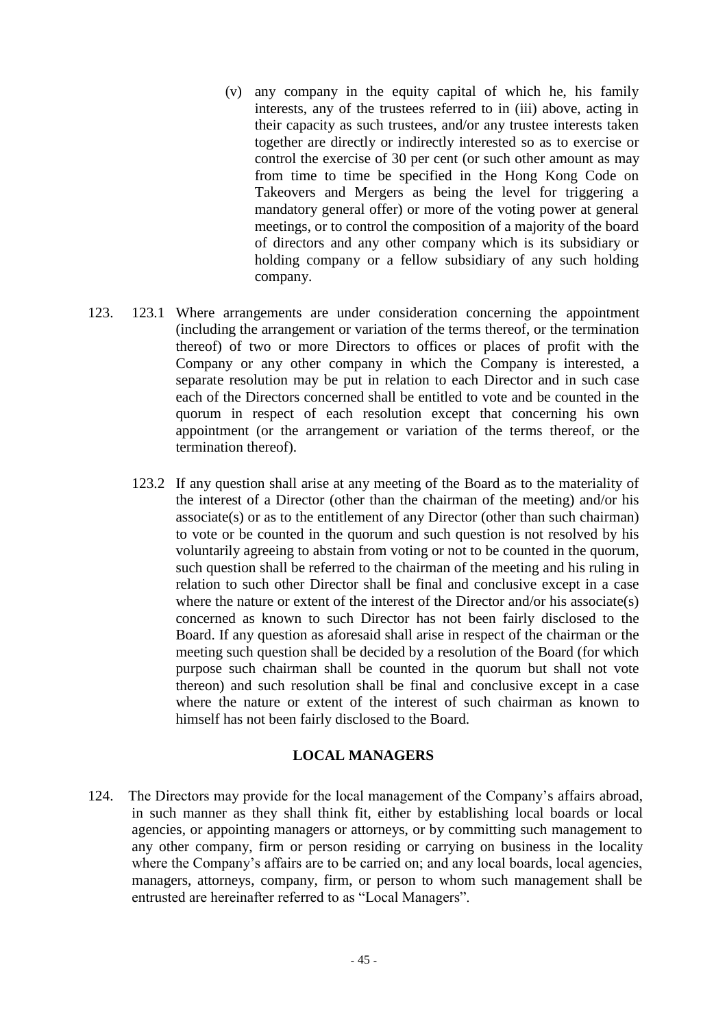(v) any company in the equity capital of which he, his family interests, any of the trustees referred to in (iii) above, acting in their capacity as such trustees, and/or any trustee interests taken together are directly or indirectly interested so as to exercise or control the exercise of 30 per cent (or such other amount as may from time to time be specified in the Hong Kong Code on Takeovers and Mergers as being the level for triggering a mandatory general offer) or more of the voting power at general meetings, or to control the composition of a majority of the board of directors and any other company which is its subsidiary or holding company or a fellow subsidiary of any such holding company.

123. 123.1 Where arrangements are under consideration concerning the appointment (including the arrangement or variation of the terms thereof, or the termination thereof) of two or more Directors to offices or places of profit with the Company or any other company in which the Company is interested, a separate resolution may be put in relation to each Director and in such case each of the Directors concerned shall be entitled to vote and be counted in the quorum in respect of each resolution except that concerning his own appointment (or the arrangement or variation of the terms thereof, or the termination thereof).

123.2 If any question shall arise at any meeting of the Board as to the materiality of the interest of a Director (other than the chairman of the meeting) and/or his associate(s) or as to the entitlement of any Director (other than such chairman) to vote or be counted in the quorum and such question is not resolved by his voluntarily agreeing to abstain from voting or not to be counted in the quorum, such question shall be referred to the chairman of the meeting and his ruling in relation to such other Director shall be final and conclusive except in a case where the nature or extent of the interest of the Director and/or his associate(s) concerned as known to such Director has not been fairly disclosed to the Board. If any question as aforesaid shall arise in respect of the chairman or the meeting such question shall be decided by a resolution of the Board (for which purpose such chairman shall be counted in the quorum but shall not vote thereon) and such resolution shall be final and conclusive except in a case where the nature or extent of the interest of such chairman as known to himself has not been fairly disclosed to the Board.

## LOCAL MANAGERS

124. The Directors may provide for the local management of the Company's affairs abroad, in such manner as they shall think fit, either by establishing local boards or local agencies, or appointing managers or attorneys, or by committing such management to any other company, firm or person residing or carrying on business in the locality where the Company's affairs are to be carried on; and any local boards, local agencies, managers, attorneys, company, firm, or person to whom such management shall be entrusted are hereinafter referred to as "Local Managers".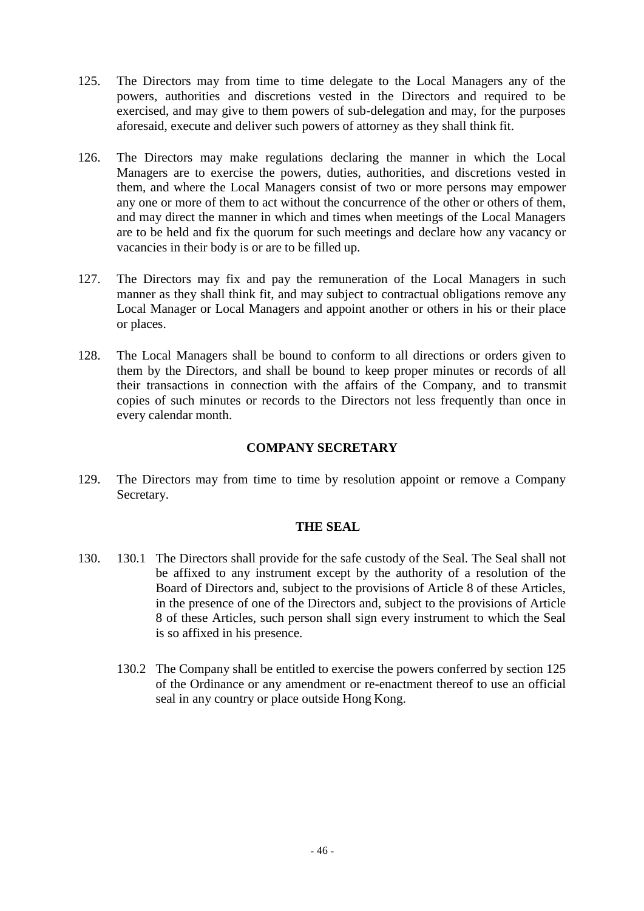125. The Directors may from time to time delegate to the Local Managers any of the powers, authorities and discretions vested in the Directors and required to be exercised, and may give to them powers of sub-delegation and may, for the purposes aforesaid, execute and deliver such powers of attorney as they shall think fit.

126. The Directors may make regulations declaring the manner in which the Local Managers are to exercise the powers, duties, authorities, and discretions vested in them, and where the Local Managers consist of two or more persons may empower any one or more of them to act without the concurrence of the other or others of them, and may direct the manner in which and times when meetings of the Local Managers are to be held and fix the quorum for such meetings and declare how any vacancy or vacancies in their body is or are to be filled up.

127. The Directors may fix and pay the remuneration of the Local Managers in such manner as they shall think fit, and may subject to contractual obligations remove any Local Manager or Local Managers and appoint another or others in his or their place or places.

128. The Local Managers shall be bound to conform to all directions or orders given to them by the Directors, and shall be bound to keep proper minutes or records of all their transactions in connection with the affairs of the Company, and to transmit copies of such minutes or records to the Directors not less frequently than once in every calendar month.

## COMPANY SECRETARY

129. The Directors may from time to time by resolution appoint or remove a Company Secretary.

## THE SEAL

130. 130.1 The Directors shall provide for the safe custody of the Seal. The Seal shall not be affixed to any instrument except by the authority of a resolution of the Board of Directors and, subject to the provisions of Article 8 of these Articles, in the presence of one of the Directors and, subject to the provisions of Article 8 of these Articles, such person shall sign every instrument to which the Seal is so affixed in his presence.

     130.2 The Company shall be entitled to exercise the powers conferred by section 125 of the Ordinance or any amendment or re-enactment thereof to use an official seal in any country or place outside Hong Kong.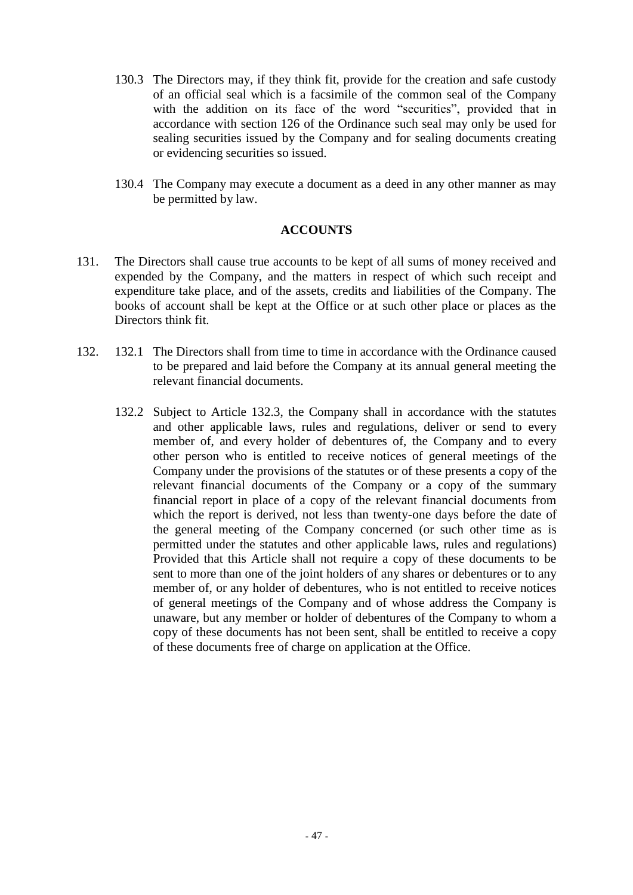130.3 The Directors may, if they think fit, provide for the creation and safe custody of an official seal which is a facsimile of the common seal of the Company with the addition on its face of the word "securities", provided that in accordance with section 126 of the Ordinance such seal may only be used for sealing securities issued by the Company and for sealing documents creating or evidencing securities so issued.

130.4 The Company may execute a document as a deed in any other manner as may be permitted by law.

**ACCOUNTS**

131. The Directors shall cause true accounts to be kept of all sums of money received and expended by the Company, and the matters in respect of which such receipt and expenditure take place, and of the assets, credits and liabilities of the Company. The books of account shall be kept at the Office or at such other place or places as the Directors think fit.

132. 132.1 The Directors shall from time to time in accordance with the Ordinance caused to be prepared and laid before the Company at its annual general meeting the relevant financial documents.

132.2 Subject to Article 132.3, the Company shall in accordance with the statutes and other applicable laws, rules and regulations, deliver or send to every member of, and every holder of debentures of, the Company and to every other person who is entitled to receive notices of general meetings of the Company under the provisions of the statutes or of these presents a copy of the relevant financial documents of the Company or a copy of the summary financial report in place of a copy of the relevant financial documents from which the report is derived, not less than twenty-one days before the date of the general meeting of the Company concerned (or such other time as is permitted under the statutes and other applicable laws, rules and regulations) Provided that this Article shall not require a copy of these documents to be sent to more than one of the joint holders of any shares or debentures or to any member of, or any holder of debentures, who is not entitled to receive notices of general meetings of the Company and of whose address the Company is unaware, but any member or holder of debentures of the Company to whom a copy of these documents has not been sent, shall be entitled to receive a copy of these documents free of charge on application at the Office.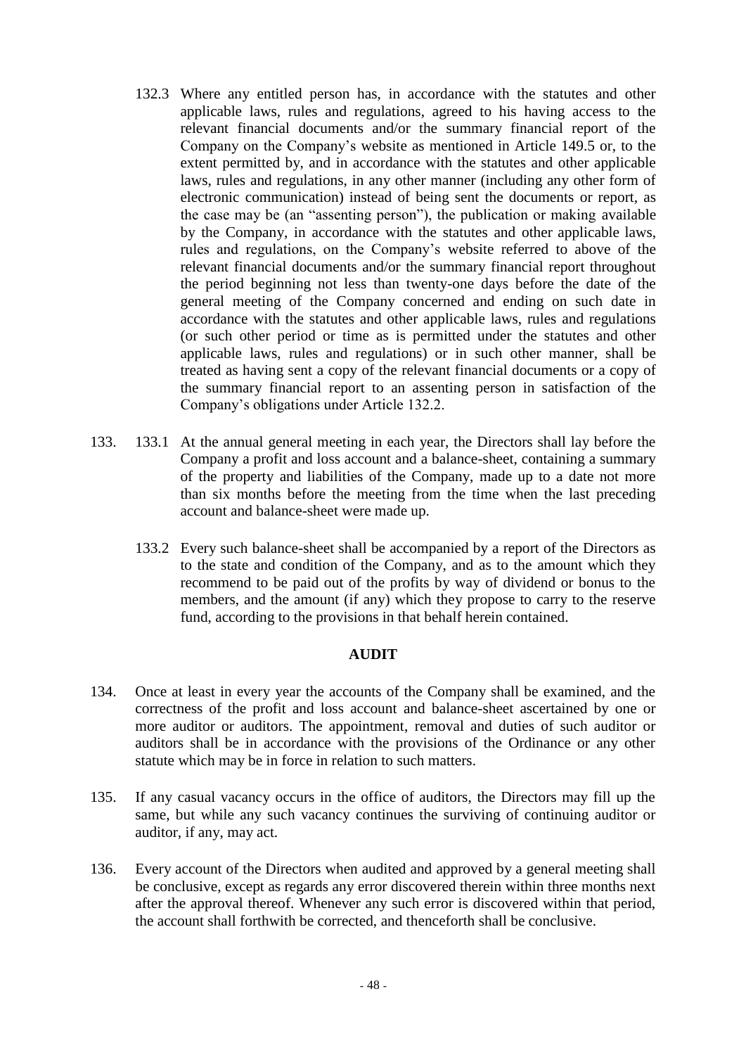132.3 Where any entitled person has, in accordance with the statutes and other applicable laws, rules and regulations, agreed to his having access to the relevant financial documents and/or the summary financial report of the Company on the Company's website as mentioned in Article 149.5 or, to the extent permitted by, and in accordance with the statutes and other applicable laws, rules and regulations, in any other manner (including any other form of electronic communication) instead of being sent the documents or report, as the case may be (an "assenting person"), the publication or making available by the Company, in accordance with the statutes and other applicable laws, rules and regulations, on the Company's website referred to above of the relevant financial documents and/or the summary financial report throughout the period beginning not less than twenty-one days before the date of the general meeting of the Company concerned and ending on such date in accordance with the statutes and other applicable laws, rules and regulations (or such other period or time as is permitted under the statutes and other applicable laws, rules and regulations) or in such other manner, shall be treated as having sent a copy of the relevant financial documents or a copy of the summary financial report to an assenting person in satisfaction of the Company's obligations under Article 132.2.

133. 133.1 At the annual general meeting in each year, the Directors shall lay before the Company a profit and loss account and a balance-sheet, containing a summary of the property and liabilities of the Company, made up to a date not more than six months before the meeting from the time when the last preceding account and balance-sheet were made up.

133.2 Every such balance-sheet shall be accompanied by a report of the Directors as to the state and condition of the Company, and as to the amount which they recommend to be paid out of the profits by way of dividend or bonus to the members, and the amount (if any) which they propose to carry to the reserve fund, according to the provisions in that behalf herein contained.

## AUDIT

134. Once at least in every year the accounts of the Company shall be examined, and the correctness of the profit and loss account and balance-sheet ascertained by one or more auditor or auditors. The appointment, removal and duties of such auditor or auditors shall be in accordance with the provisions of the Ordinance or any other statute which may be in force in relation to such matters.

135. If any casual vacancy occurs in the office of auditors, the Directors may fill up the same, but while any such vacancy continues the surviving of continuing auditor or auditor, if any, may act.

136. Every account of the Directors when audited and approved by a general meeting shall be conclusive, except as regards any error discovered therein within three months next after the approval thereof. Whenever any such error is discovered within that period, the account shall forthwith be corrected, and thenceforth shall be conclusive.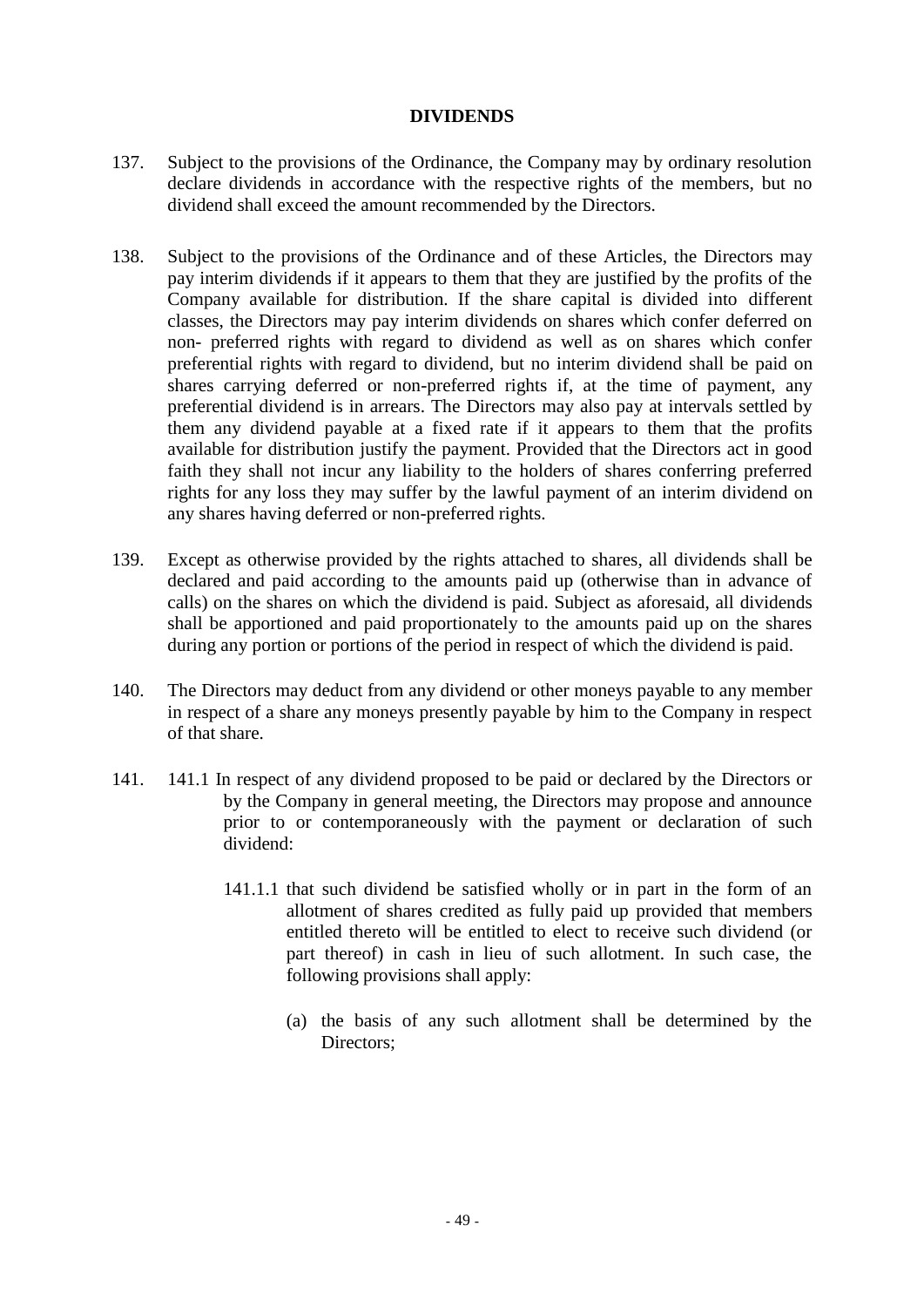## DIVIDENDS

137. Subject to the provisions of the Ordinance, the Company may by ordinary resolution declare dividends in accordance with the respective rights of the members, but no dividend shall exceed the amount recommended by the Directors.

138. Subject to the provisions of the Ordinance and of these Articles, the Directors may pay interim dividends if it appears to them that they are justified by the profits of the Company available for distribution. If the share capital is divided into different classes, the Directors may pay interim dividends on shares which confer deferred on non- preferred rights with regard to dividend as well as on shares which confer preferential rights with regard to dividend, but no interim dividend shall be paid on shares carrying deferred or non-preferred rights if, at the time of payment, any preferential dividend is in arrears. The Directors may also pay at intervals settled by them any dividend payable at a fixed rate if it appears to them that the profits available for distribution justify the payment. Provided that the Directors act in good faith they shall not incur any liability to the holders of shares conferring preferred rights for any loss they may suffer by the lawful payment of an interim dividend on any shares having deferred or non-preferred rights.

139. Except as otherwise provided by the rights attached to shares, all dividends shall be declared and paid according to the amounts paid up (otherwise than in advance of calls) on the shares on which the dividend is paid. Subject as aforesaid, all dividends shall be apportioned and paid proportionately to the amounts paid up on the shares during any portion or portions of the period in respect of which the dividend is paid.

140. The Directors may deduct from any dividend or other moneys payable to any member in respect of a share any moneys presently payable by him to the Company in respect of that share.

141. 141.1 In respect of any dividend proposed to be paid or declared by the Directors or by the Company in general meeting, the Directors may propose and announce prior to or contemporaneously with the payment or declaration of such dividend:

141.1.1 that such dividend be satisfied wholly or in part in the form of an allotment of shares credited as fully paid up provided that members entitled thereto will be entitled to elect to receive such dividend (or part thereof) in cash in lieu of such allotment. In such case, the following provisions shall apply:

(a) the basis of any such allotment shall be determined by the Directors;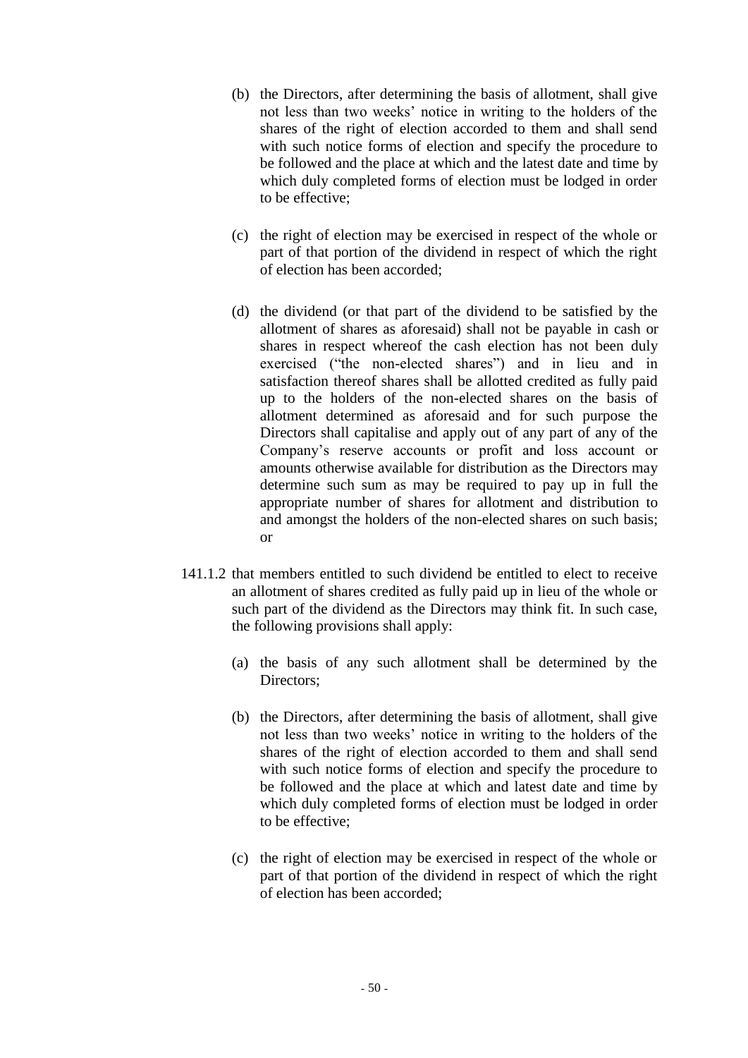(b) the Directors, after determining the basis of allotment, shall give not less than two weeks' notice in writing to the holders of the shares of the right of election accorded to them and shall send with such notice forms of election and specify the procedure to be followed and the place at which and the latest date and time by which duly completed forms of election must be lodged in order to be effective;

(c) the right of election may be exercised in respect of the whole or part of that portion of the dividend in respect of which the right of election has been accorded;

(d) the dividend (or that part of the dividend to be satisfied by the allotment of shares as aforesaid) shall not be payable in cash or shares in respect whereof the cash election has not been duly exercised ("the non-elected shares") and in lieu and in satisfaction thereof shares shall be allotted credited as fully paid up to the holders of the non-elected shares on the basis of allotment determined as aforesaid and for such purpose the Directors shall capitalise and apply out of any part of any of the Company's reserve accounts or profit and loss account or amounts otherwise available for distribution as the Directors may determine such sum as may be required to pay up in full the appropriate number of shares for allotment and distribution to and amongst the holders of the non-elected shares on such basis; or

141.1.2 that members entitled to such dividend be entitled to elect to receive an allotment of shares credited as fully paid up in lieu of the whole or such part of the dividend as the Directors may think fit. In such case, the following provisions shall apply:

(a) the basis of any such allotment shall be determined by the Directors;

(b) the Directors, after determining the basis of allotment, shall give not less than two weeks' notice in writing to the holders of the shares of the right of election accorded to them and shall send with such notice forms of election and specify the procedure to be followed and the place at which and latest date and time by which duly completed forms of election must be lodged in order to be effective;

(c) the right of election may be exercised in respect of the whole or part of that portion of the dividend in respect of which the right of election has been accorded;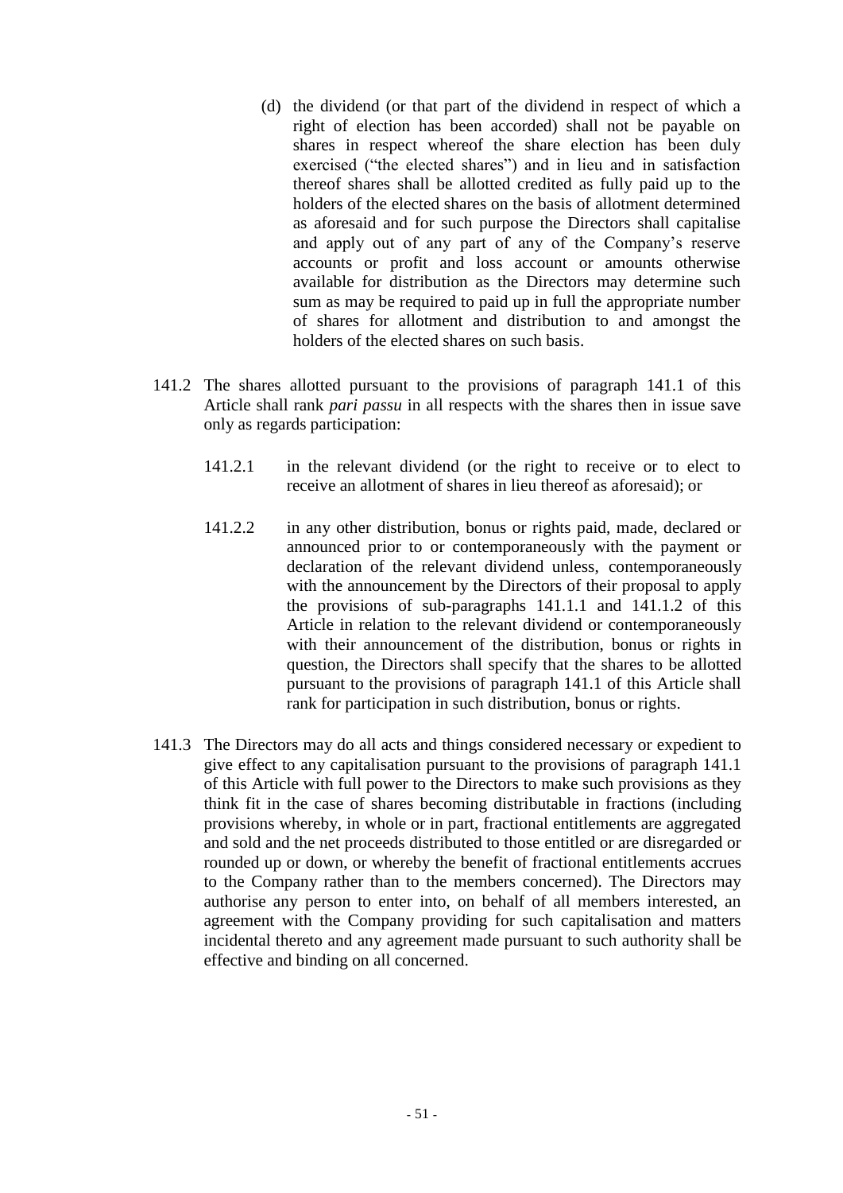(d) the dividend (or that part of the dividend in respect of which a right of election has been accorded) shall not be payable on shares in respect whereof the share election has been duly exercised ("the elected shares") and in lieu and in satisfaction thereof shares shall be allotted credited as fully paid up to the holders of the elected shares on the basis of allotment determined as aforesaid and for such purpose the Directors shall capitalise and apply out of any part of any of the Company's reserve accounts or profit and loss account or amounts otherwise available for distribution as the Directors may determine such sum as may be required to paid up in full the appropriate number of shares for allotment and distribution to and amongst the holders of the elected shares on such basis.

141.2 The shares allotted pursuant to the provisions of paragraph 141.1 of this Article shall rank *pari passu* in all respects with the shares then in issue save only as regards participation:

141.2.1 in the relevant dividend (or the right to receive or to elect to receive an allotment of shares in lieu thereof as aforesaid); or

141.2.2 in any other distribution, bonus or rights paid, made, declared or announced prior to or contemporaneously with the payment or declaration of the relevant dividend unless, contemporaneously with the announcement by the Directors of their proposal to apply the provisions of sub-paragraphs 141.1.1 and 141.1.2 of this Article in relation to the relevant dividend or contemporaneously with their announcement of the distribution, bonus or rights in question, the Directors shall specify that the shares to be allotted pursuant to the provisions of paragraph 141.1 of this Article shall rank for participation in such distribution, bonus or rights.

141.3 The Directors may do all acts and things considered necessary or expedient to give effect to any capitalisation pursuant to the provisions of paragraph 141.1 of this Article with full power to the Directors to make such provisions as they think fit in the case of shares becoming distributable in fractions (including provisions whereby, in whole or in part, fractional entitlements are aggregated and sold and the net proceeds distributed to those entitled or are disregarded or rounded up or down, or whereby the benefit of fractional entitlements accrues to the Company rather than to the members concerned). The Directors may authorise any person to enter into, on behalf of all members interested, an agreement with the Company providing for such capitalisation and matters incidental thereto and any agreement made pursuant to such authority shall be effective and binding on all concerned.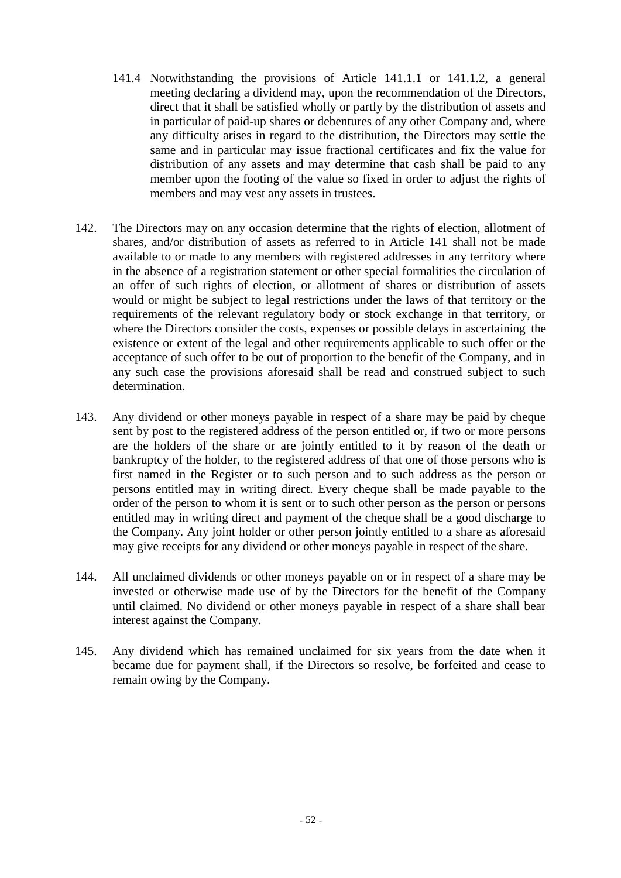141.4 Notwithstanding the provisions of Article 141.1.1 or 141.1.2, a general meeting declaring a dividend may, upon the recommendation of the Directors, direct that it shall be satisfied wholly or partly by the distribution of assets and in particular of paid-up shares or debentures of any other Company and, where any difficulty arises in regard to the distribution, the Directors may settle the same and in particular may issue fractional certificates and fix the value for distribution of any assets and may determine that cash shall be paid to any member upon the footing of the value so fixed in order to adjust the rights of members and may vest any assets in trustees.

142. The Directors may on any occasion determine that the rights of election, allotment of shares, and/or distribution of assets as referred to in Article 141 shall not be made available to or made to any members with registered addresses in any territory where in the absence of a registration statement or other special formalities the circulation of an offer of such rights of election, or allotment of shares or distribution of assets would or might be subject to legal restrictions under the laws of that territory or the requirements of the relevant regulatory body or stock exchange in that territory, or where the Directors consider the costs, expenses or possible delays in ascertaining the existence or extent of the legal and other requirements applicable to such offer or the acceptance of such offer to be out of proportion to the benefit of the Company, and in any such case the provisions aforesaid shall be read and construed subject to such determination.

143. Any dividend or other moneys payable in respect of a share may be paid by cheque sent by post to the registered address of the person entitled or, if two or more persons are the holders of the share or are jointly entitled to it by reason of the death or bankruptcy of the holder, to the registered address of that one of those persons who is first named in the Register or to such person and to such address as the person or persons entitled may in writing direct. Every cheque shall be made payable to the order of the person to whom it is sent or to such other person as the person or persons entitled may in writing direct and payment of the cheque shall be a good discharge to the Company. Any joint holder or other person jointly entitled to a share as aforesaid may give receipts for any dividend or other moneys payable in respect of the share.

144. All unclaimed dividends or other moneys payable on or in respect of a share may be invested or otherwise made use of by the Directors for the benefit of the Company until claimed. No dividend or other moneys payable in respect of a share shall bear interest against the Company.

145. Any dividend which has remained unclaimed for six years from the date when it became due for payment shall, if the Directors so resolve, be forfeited and cease to remain owing by the Company.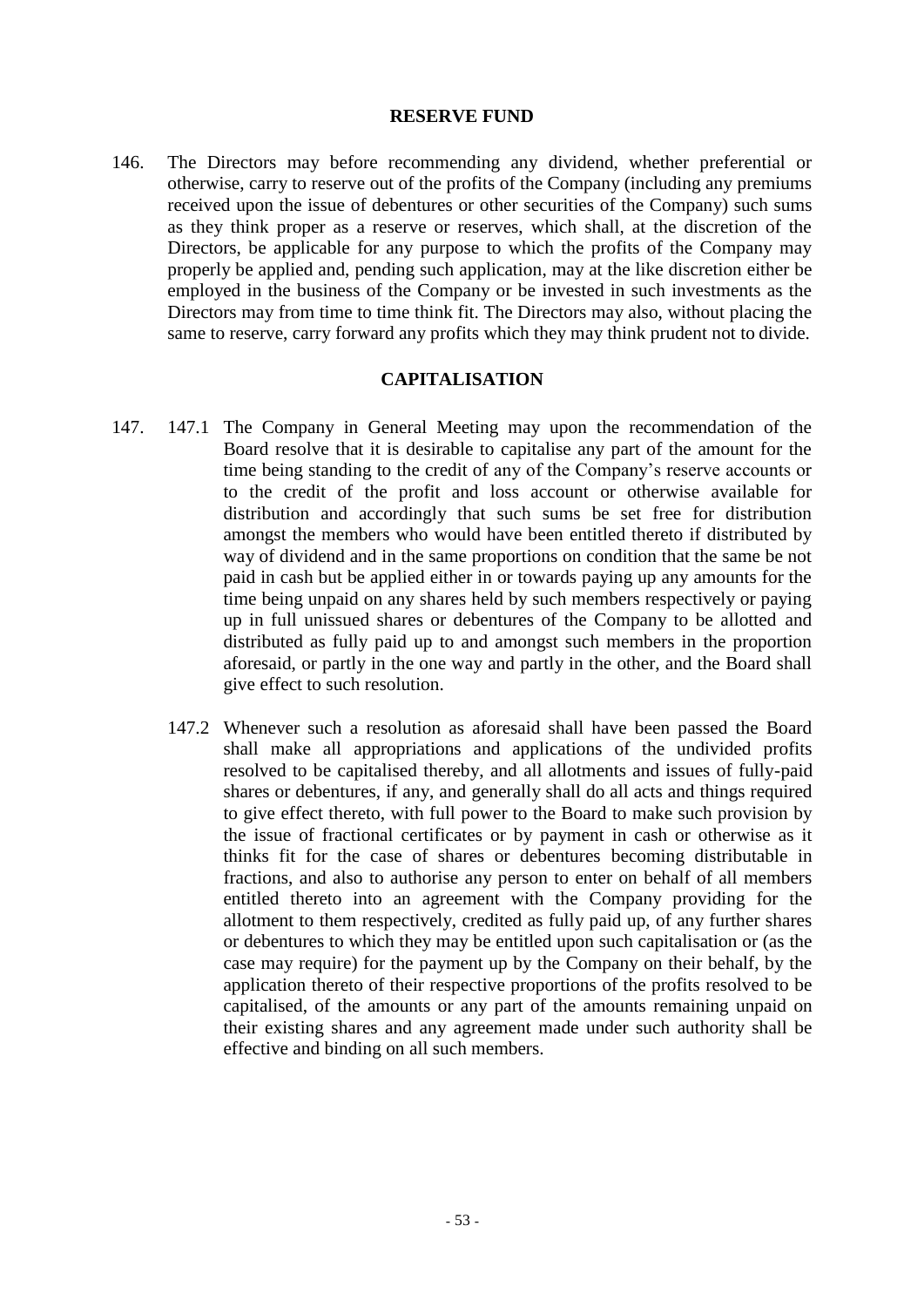## RESERVE FUND

146. The Directors may before recommending any dividend, whether preferential or otherwise, carry to reserve out of the profits of the Company (including any premiums received upon the issue of debentures or other securities of the Company) such sums as they think proper as a reserve or reserves, which shall, at the discretion of the Directors, be applicable for any purpose to which the profits of the Company may properly be applied and, pending such application, may at the like discretion either be employed in the business of the Company or be invested in such investments as the Directors may from time to time think fit. The Directors may also, without placing the same to reserve, carry forward any profits which they may think prudent not to divide.

## CAPITALISATION

147. 147.1 The Company in General Meeting may upon the recommendation of the Board resolve that it is desirable to capitalise any part of the amount for the time being standing to the credit of any of the Company's reserve accounts or to the credit of the profit and loss account or otherwise available for distribution and accordingly that such sums be set free for distribution amongst the members who would have been entitled thereto if distributed by way of dividend and in the same proportions on condition that the same be not paid in cash but be applied either in or towards paying up any amounts for the time being unpaid on any shares held by such members respectively or paying up in full unissued shares or debentures of the Company to be allotted and distributed as fully paid up to and amongst such members in the proportion aforesaid, or partly in the one way and partly in the other, and the Board shall give effect to such resolution.

147.2 Whenever such a resolution as aforesaid shall have been passed the Board shall make all appropriations and applications of the undivided profits resolved to be capitalised thereby, and all allotments and issues of fully-paid shares or debentures, if any, and generally shall do all acts and things required to give effect thereto, with full power to the Board to make such provision by the issue of fractional certificates or by payment in cash or otherwise as it thinks fit for the case of shares or debentures becoming distributable in fractions, and also to authorise any person to enter on behalf of all members entitled thereto into an agreement with the Company providing for the allotment to them respectively, credited as fully paid up, of any further shares or debentures to which they may be entitled upon such capitalisation or (as the case may require) for the payment up by the Company on their behalf, by the application thereto of their respective proportions of the profits resolved to be capitalised, of the amounts or any part of the amounts remaining unpaid on their existing shares and any agreement made under such authority shall be effective and binding on all such members.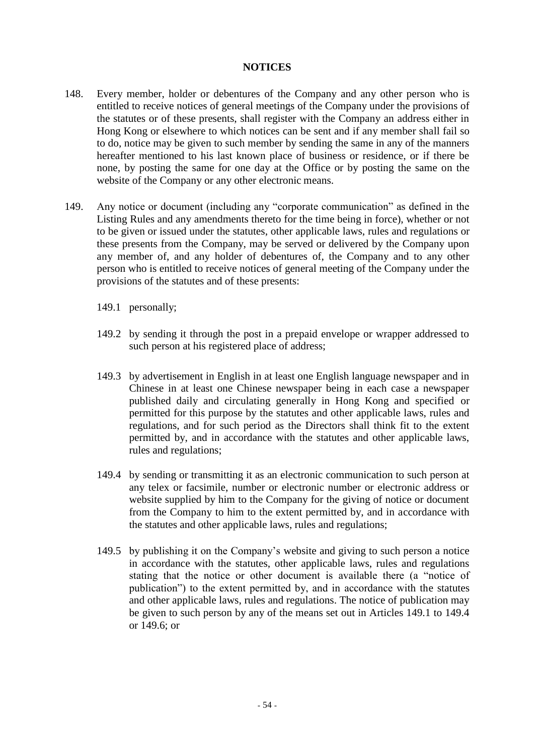## NOTICES

148. Every member, holder or debentures of the Company and any other person who is entitled to receive notices of general meetings of the Company under the provisions of the statutes or of these presents, shall register with the Company an address either in Hong Kong or elsewhere to which notices can be sent and if any member shall fail so to do, notice may be given to such member by sending the same in any of the manners hereafter mentioned to his last known place of business or residence, or if there be none, by posting the same for one day at the Office or by posting the same on the website of the Company or any other electronic means.

149. Any notice or document (including any "corporate communication" as defined in the Listing Rules and any amendments thereto for the time being in force), whether or not to be given or issued under the statutes, other applicable laws, rules and regulations or these presents from the Company, may be served or delivered by the Company upon any member of, and any holder of debentures of, the Company and to any other person who is entitled to receive notices of general meeting of the Company under the provisions of the statutes and of these presents:

    149.1 personally;

    149.2 by sending it through the post in a prepaid envelope or wrapper addressed to such person at his registered place of address;

    149.3 by advertisement in English in at least one English language newspaper and in Chinese in at least one Chinese newspaper being in each case a newspaper published daily and circulating generally in Hong Kong and specified or permitted for this purpose by the statutes and other applicable laws, rules and regulations, and for such period as the Directors shall think fit to the extent permitted by, and in accordance with the statutes and other applicable laws, rules and regulations;

    149.4 by sending or transmitting it as an electronic communication to such person at any telex or facsimile, number or electronic number or electronic address or website supplied by him to the Company for the giving of notice or document from the Company to him to the extent permitted by, and in accordance with the statutes and other applicable laws, rules and regulations;

    149.5 by publishing it on the Company's website and giving to such person a notice in accordance with the statutes, other applicable laws, rules and regulations stating that the notice or other document is available there (a "notice of publication") to the extent permitted by, and in accordance with the statutes and other applicable laws, rules and regulations. The notice of publication may be given to such person by any of the means set out in Articles 149.1 to 149.4 or 149.6; or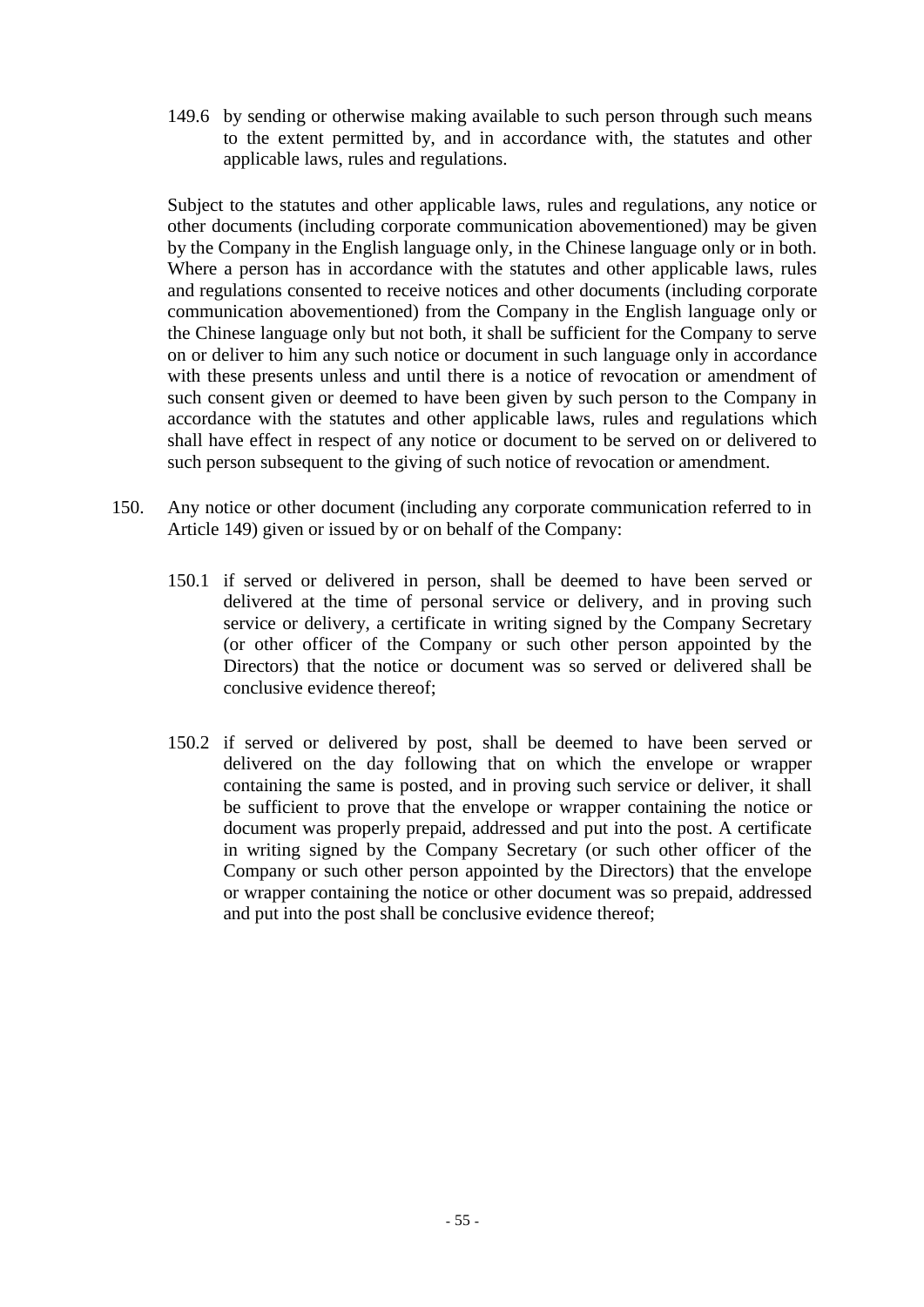149.6 by sending or otherwise making available to such person through such means to the extent permitted by, and in accordance with, the statutes and other applicable laws, rules and regulations.

Subject to the statutes and other applicable laws, rules and regulations, any notice or other documents (including corporate communication abovementioned) may be given by the Company in the English language only, in the Chinese language only or in both. Where a person has in accordance with the statutes and other applicable laws, rules and regulations consented to receive notices and other documents (including corporate communication abovementioned) from the Company in the English language only or the Chinese language only but not both, it shall be sufficient for the Company to serve on or deliver to him any such notice or document in such language only in accordance with these presents unless and until there is a notice of revocation or amendment of such consent given or deemed to have been given by such person to the Company in accordance with the statutes and other applicable laws, rules and regulations which shall have effect in respect of any notice or document to be served on or delivered to such person subsequent to the giving of such notice of revocation or amendment.

150. Any notice or other document (including any corporate communication referred to in Article 149) given or issued by or on behalf of the Company:

150.1 if served or delivered in person, shall be deemed to have been served or delivered at the time of personal service or delivery, and in proving such service or delivery, a certificate in writing signed by the Company Secretary (or other officer of the Company or such other person appointed by the Directors) that the notice or document was so served or delivered shall be conclusive evidence thereof;

150.2 if served or delivered by post, shall be deemed to have been served or delivered on the day following that on which the envelope or wrapper containing the same is posted, and in proving such service or deliver, it shall be sufficient to prove that the envelope or wrapper containing the notice or document was properly prepaid, addressed and put into the post. A certificate in writing signed by the Company Secretary (or such other officer of the Company or such other person appointed by the Directors) that the envelope or wrapper containing the notice or other document was so prepaid, addressed and put into the post shall be conclusive evidence thereof;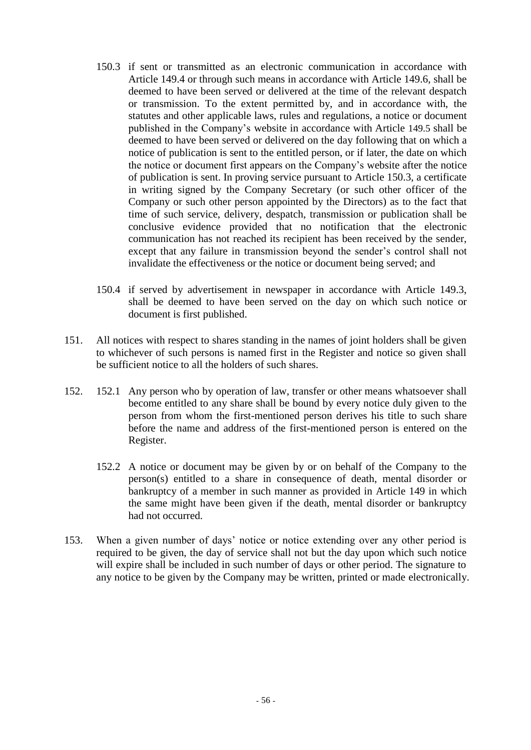150.3 if sent or transmitted as an electronic communication in accordance with Article 149.4 or through such means in accordance with Article 149.6, shall be deemed to have been served or delivered at the time of the relevant despatch or transmission. To the extent permitted by, and in accordance with, the statutes and other applicable laws, rules and regulations, a notice or document published in the Company's website in accordance with Article 149.5 shall be deemed to have been served or delivered on the day following that on which a notice of publication is sent to the entitled person, or if later, the date on which the notice or document first appears on the Company's website after the notice of publication is sent. In proving service pursuant to Article 150.3, a certificate in writing signed by the Company Secretary (or such other officer of the Company or such other person appointed by the Directors) as to the fact that time of such service, delivery, despatch, transmission or publication shall be conclusive evidence provided that no notification that the electronic communication has not reached its recipient has been received by the sender, except that any failure in transmission beyond the sender's control shall not invalidate the effectiveness or the notice or document being served; and

150.4 if served by advertisement in newspaper in accordance with Article 149.3, shall be deemed to have been served on the day on which such notice or document is first published.

151. All notices with respect to shares standing in the names of joint holders shall be given to whichever of such persons is named first in the Register and notice so given shall be sufficient notice to all the holders of such shares.

152. 152.1 Any person who by operation of law, transfer or other means whatsoever shall become entitled to any share shall be bound by every notice duly given to the person from whom the first-mentioned person derives his title to such share before the name and address of the first-mentioned person is entered on the Register.

152.2 A notice or document may be given by or on behalf of the Company to the person(s) entitled to a share in consequence of death, mental disorder or bankruptcy of a member in such manner as provided in Article 149 in which the same might have been given if the death, mental disorder or bankruptcy had not occurred.

153. When a given number of days' notice or notice extending over any other period is required to be given, the day of service shall not but the day upon which such notice will expire shall be included in such number of days or other period. The signature to any notice to be given by the Company may be written, printed or made electronically.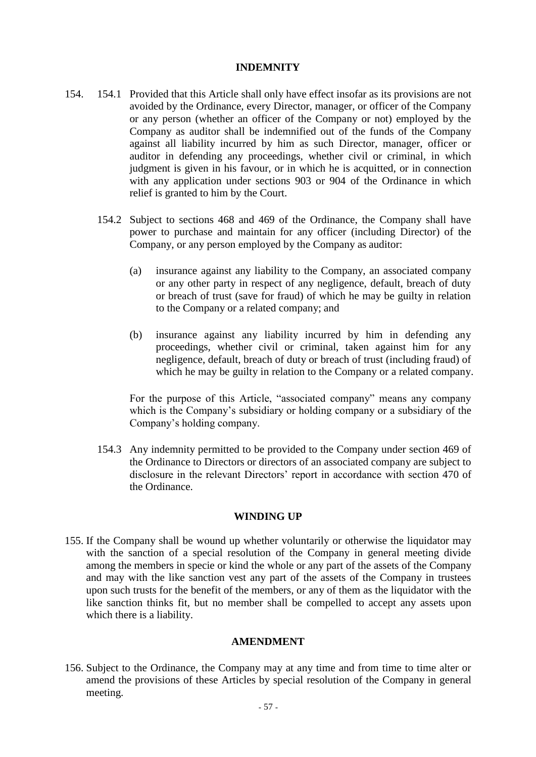## INDEMNITY

154. 154.1 Provided that this Article shall only have effect insofar as its provisions are not avoided by the Ordinance, every Director, manager, or officer of the Company or any person (whether an officer of the Company or not) employed by the Company as auditor shall be indemnified out of the funds of the Company against all liability incurred by him as such Director, manager, officer or auditor in defending any proceedings, whether civil or criminal, in which judgment is given in his favour, or in which he is acquitted, or in connection with any application under sections 903 or 904 of the Ordinance in which relief is granted to him by the Court.

154.2 Subject to sections 468 and 469 of the Ordinance, the Company shall have power to purchase and maintain for any officer (including Director) of the Company, or any person employed by the Company as auditor:

(a) insurance against any liability to the Company, an associated company or any other party in respect of any negligence, default, breach of duty or breach of trust (save for fraud) of which he may be guilty in relation to the Company or a related company; and

(b) insurance against any liability incurred by him in defending any proceedings, whether civil or criminal, taken against him for any negligence, default, breach of duty or breach of trust (including fraud) of which he may be guilty in relation to the Company or a related company.

For the purpose of this Article, "associated company" means any company which is the Company's subsidiary or holding company or a subsidiary of the Company's holding company.

154.3 Any indemnity permitted to be provided to the Company under section 469 of the Ordinance to Directors or directors of an associated company are subject to disclosure in the relevant Directors' report in accordance with section 470 of the Ordinance.

## WINDING UP

155. If the Company shall be wound up whether voluntarily or otherwise the liquidator may with the sanction of a special resolution of the Company in general meeting divide among the members in specie or kind the whole or any part of the assets of the Company and may with the like sanction vest any part of the assets of the Company in trustees upon such trusts for the benefit of the members, or any of them as the liquidator with the like sanction thinks fit, but no member shall be compelled to accept any assets upon which there is a liability.

## AMENDMENT

156. Subject to the Ordinance, the Company may at any time and from time to time alter or amend the provisions of these Articles by special resolution of the Company in general meeting.